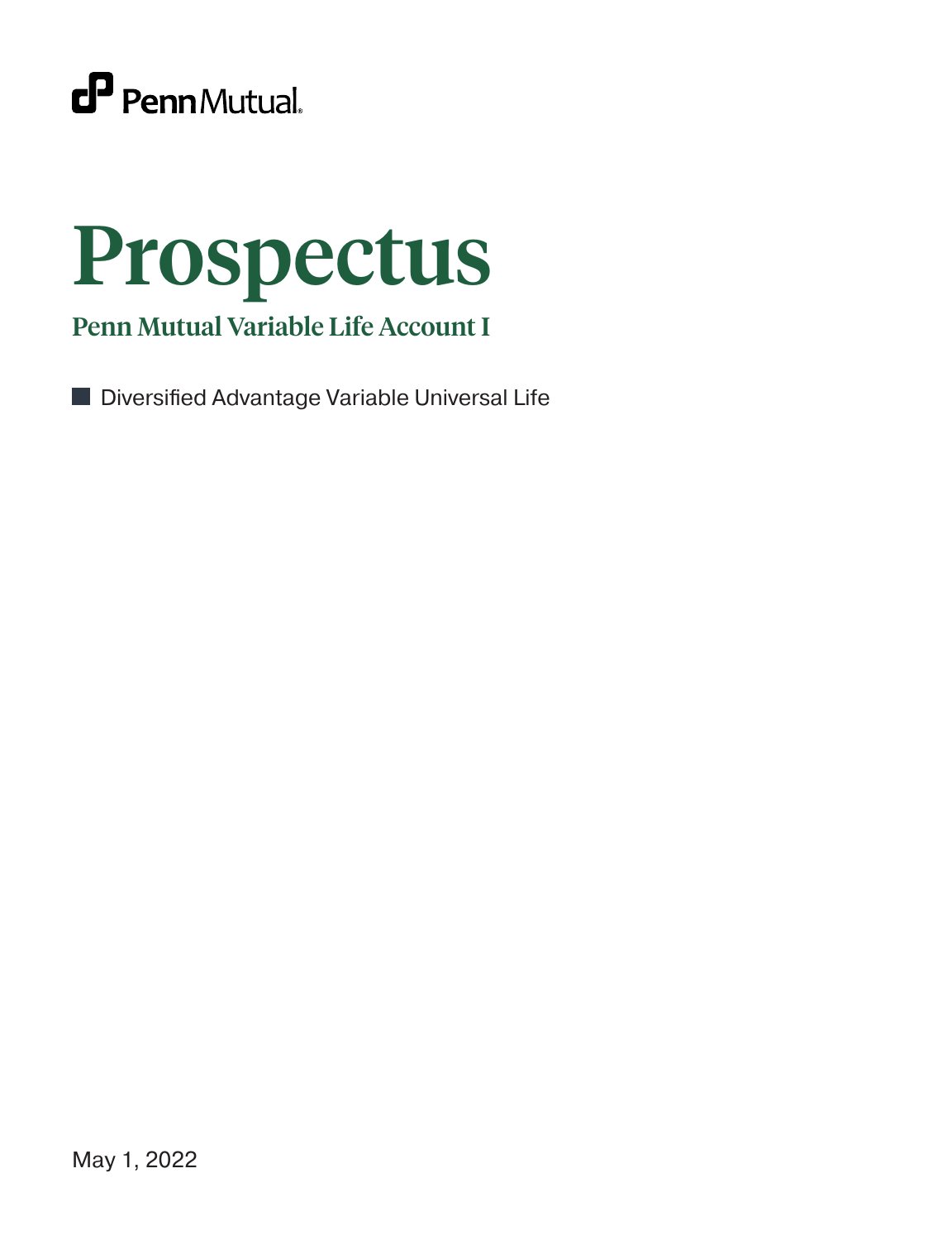PennMutual

# Prospectus

## Penn Mutual Variable Life Account I

- Diversified Advantage Variable Universal Life

May 1, 2022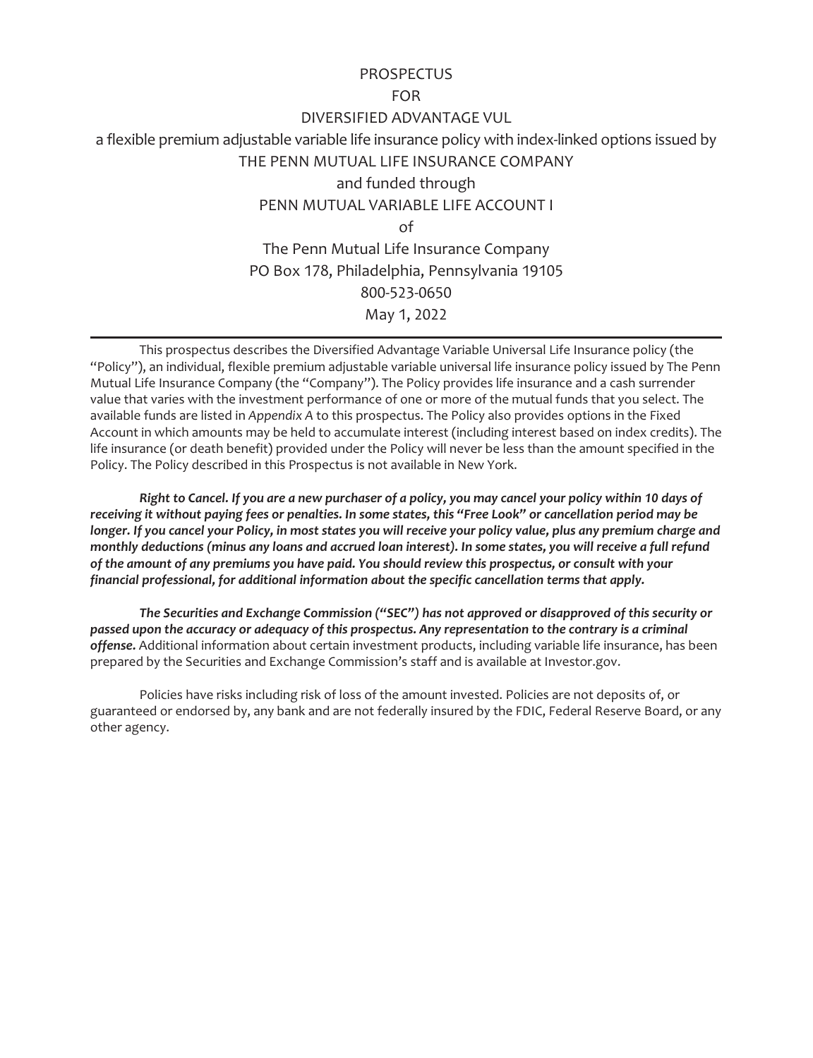# PROSPECTUS

FOR

DIVERSIFIED ADVANTAGE VUL

a flexible premium adjustable variable life insurance policy with index-linked options issued by

THE PENN MUTUAL LIFE INSURANCE COMPANY

and funded through

PENN MUTUAL VARIABLE LIFE ACCOUNT I

of

The Penn Mutual Life Insurance Company

PO Box 178, Philadelphia, Pennsylvania 19105

800-523-0650

May 1, 2022

---

This prospectus describes the Diversified Advantage Variable Universal Life Insurance policy (the "Policy"), an individual, flexible premium adjustable variable universal life insurance policy issued by The Penn Mutual Life Insurance Company (the "Company"). The Policy provides life insurance and a cash surrender value that varies with the investment performance of one or more of the mutual funds that you select. The available funds are listed in *Appendix A* to this prospectus. The Policy also provides options in the Fixed Account in which amounts may be held to accumulate interest (including interest based on index credits). The life insurance (or death benefit) provided under the Policy will never be less than the amount specified in the Policy. The Policy described in this Prospectus is not available in New York.

***Right to Cancel. If you are a new purchaser of a policy, you may cancel your policy within 10 days of receiving it without paying fees or penalties. In some states, this "Free Look" or cancellation period may be longer. If you cancel your Policy, in most states you will receive your policy value, plus any premium charge and monthly deductions (minus any loans and accrued loan interest). In some states, you will receive a full refund of the amount of any premiums you have paid. You should review this prospectus, or consult with your financial professional, for additional information about the specific cancellation terms that apply.***

***The Securities and Exchange Commission ("SEC") has not approved or disapproved of this security or passed upon the accuracy or adequacy of this prospectus. Any representation to the contrary is a criminal offense.*** Additional information about certain investment products, including variable life insurance, has been prepared by the Securities and Exchange Commission's staff and is available at Investor.gov.

Policies have risks including risk of loss of the amount invested. Policies are not deposits of, or guaranteed or endorsed by, any bank and are not federally insured by the FDIC, Federal Reserve Board, or any other agency.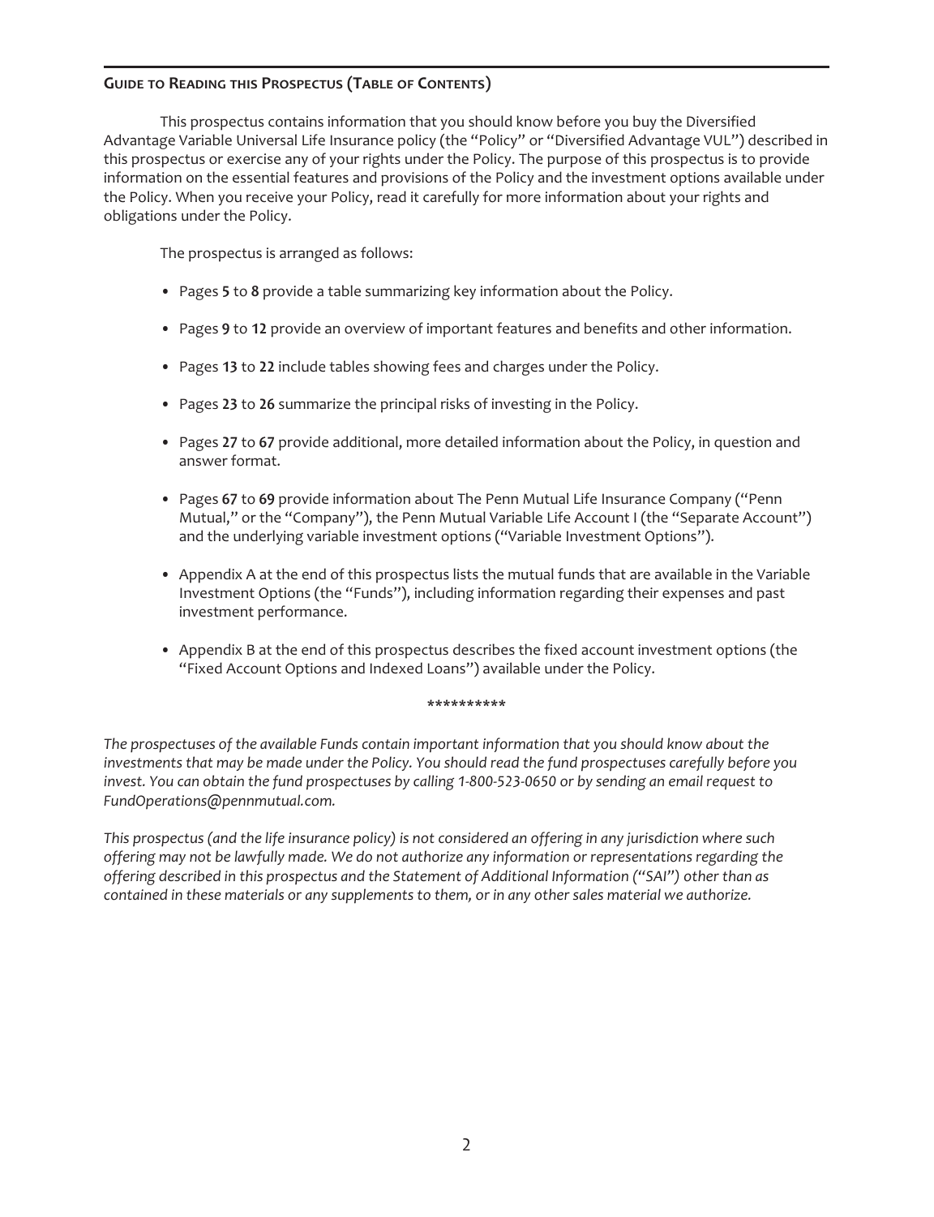## GUIDE TO READING THIS PROSPECTUS (TABLE OF CONTENTS)

This prospectus contains information that you should know before you buy the Diversified Advantage Variable Universal Life Insurance policy (the "Policy" or "Diversified Advantage VUL") described in this prospectus or exercise any of your rights under the Policy. The purpose of this prospectus is to provide information on the essential features and provisions of the Policy and the investment options available under the Policy. When you receive your Policy, read it carefully for more information about your rights and obligations under the Policy.

The prospectus is arranged as follows:

- Pages **5** to **8** provide a table summarizing key information about the Policy.
- Pages **9** to **12** provide an overview of important features and benefits and other information.
- Pages **13** to **22** include tables showing fees and charges under the Policy.
- Pages **23** to **26** summarize the principal risks of investing in the Policy.
- Pages **27** to **67** provide additional, more detailed information about the Policy, in question and answer format.
- Pages **67** to **69** provide information about The Penn Mutual Life Insurance Company ("Penn Mutual," or the "Company"), the Penn Mutual Variable Life Account I (the "Separate Account") and the underlying variable investment options ("Variable Investment Options").
- Appendix A at the end of this prospectus lists the mutual funds that are available in the Variable Investment Options (the "Funds"), including information regarding their expenses and past investment performance.
- Appendix B at the end of this prospectus describes the fixed account investment options (the "Fixed Account Options and Indexed Loans") available under the Policy.

**********

*The prospectuses of the available Funds contain important information that you should know about the investments that may be made under the Policy. You should read the fund prospectuses carefully before you invest. You can obtain the fund prospectuses by calling 1-800-523-0650 or by sending an email request to FundOperations@pennmutual.com.*

*This prospectus (and the life insurance policy) is not considered an offering in any jurisdiction where such offering may not be lawfully made. We do not authorize any information or representations regarding the offering described in this prospectus and the Statement of Additional Information ("SAI") other than as contained in these materials or any supplements to them, or in any other sales material we authorize.*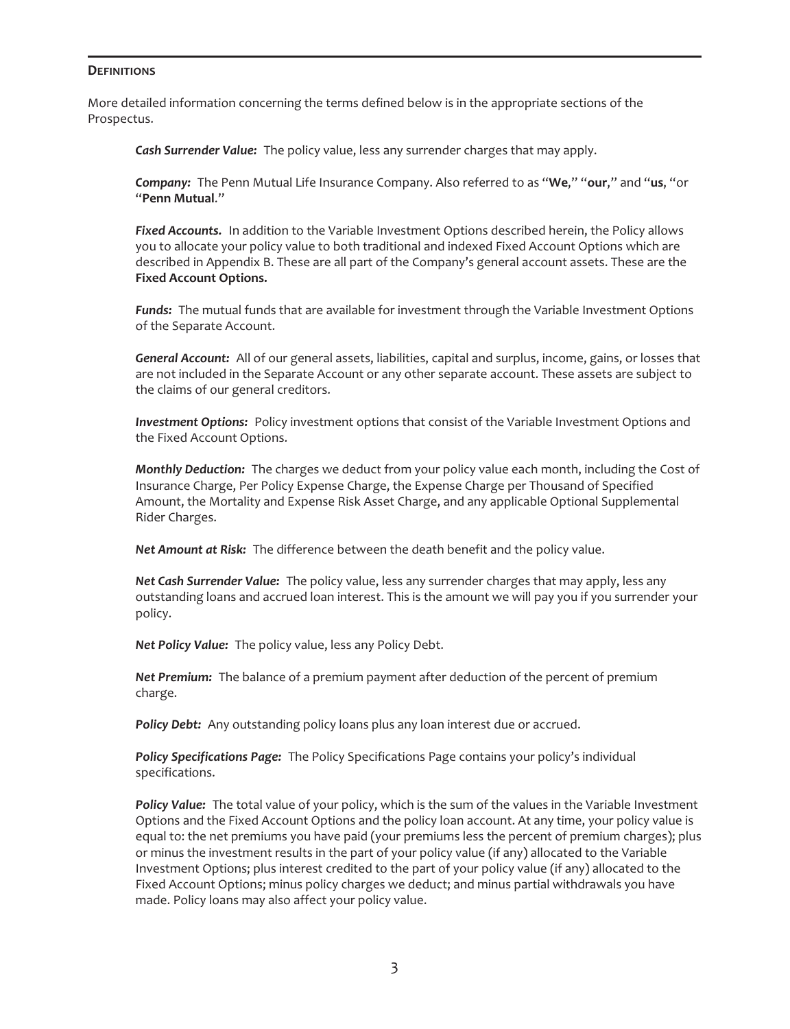## DEFINITIONS

More detailed information concerning the terms defined below is in the appropriate sections of the Prospectus.

***Cash Surrender Value:*** The policy value, less any surrender charges that may apply.

***Company:*** The Penn Mutual Life Insurance Company. Also referred to as "**We**," "**our**," and "**us**, "or "**Penn Mutual**."

***Fixed Accounts.*** In addition to the Variable Investment Options described herein, the Policy allows you to allocate your policy value to both traditional and indexed Fixed Account Options which are described in Appendix B. These are all part of the Company's general account assets. These are the **Fixed Account Options.**

***Funds:*** The mutual funds that are available for investment through the Variable Investment Options of the Separate Account.

***General Account:*** All of our general assets, liabilities, capital and surplus, income, gains, or losses that are not included in the Separate Account or any other separate account. These assets are subject to the claims of our general creditors.

***Investment Options:*** Policy investment options that consist of the Variable Investment Options and the Fixed Account Options.

***Monthly Deduction:*** The charges we deduct from your policy value each month, including the Cost of Insurance Charge, Per Policy Expense Charge, the Expense Charge per Thousand of Specified Amount, the Mortality and Expense Risk Asset Charge, and any applicable Optional Supplemental Rider Charges.

***Net Amount at Risk:*** The difference between the death benefit and the policy value.

***Net Cash Surrender Value:*** The policy value, less any surrender charges that may apply, less any outstanding loans and accrued loan interest. This is the amount we will pay you if you surrender your policy.

***Net Policy Value:*** The policy value, less any Policy Debt.

***Net Premium:*** The balance of a premium payment after deduction of the percent of premium charge.

***Policy Debt:*** Any outstanding policy loans plus any loan interest due or accrued.

***Policy Specifications Page:*** The Policy Specifications Page contains your policy's individual specifications.

***Policy Value:*** The total value of your policy, which is the sum of the values in the Variable Investment Options and the Fixed Account Options and the policy loan account. At any time, your policy value is equal to: the net premiums you have paid (your premiums less the percent of premium charges); plus or minus the investment results in the part of your policy value (if any) allocated to the Variable Investment Options; plus interest credited to the part of your policy value (if any) allocated to the Fixed Account Options; minus policy charges we deduct; and minus partial withdrawals you have made. Policy loans may also affect your policy value.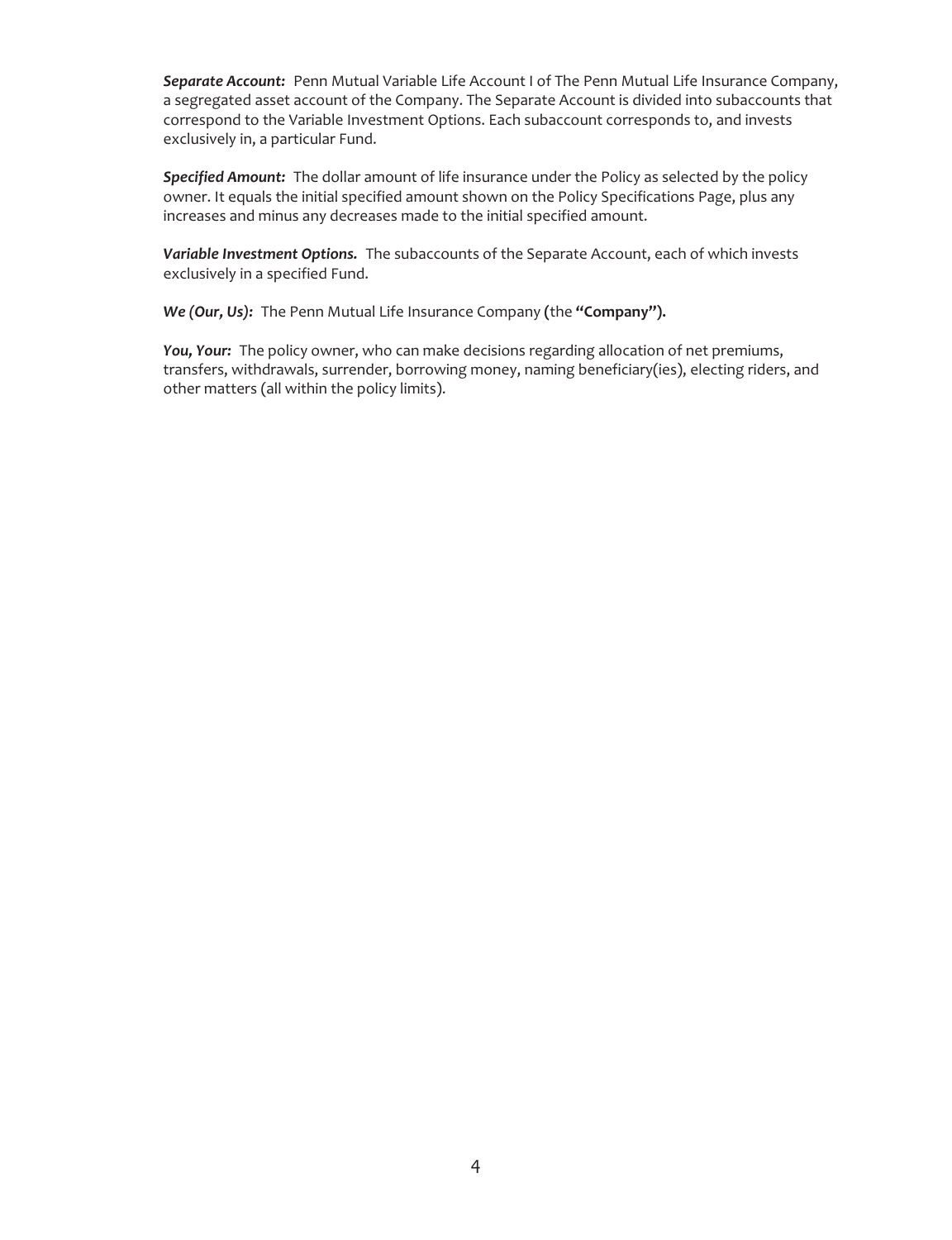***Separate Account:*** Penn Mutual Variable Life Account I of The Penn Mutual Life Insurance Company, a segregated asset account of the Company. The Separate Account is divided into subaccounts that correspond to the Variable Investment Options. Each subaccount corresponds to, and invests exclusively in, a particular Fund.

***Specified Amount:*** The dollar amount of life insurance under the Policy as selected by the policy owner. It equals the initial specified amount shown on the Policy Specifications Page, plus any increases and minus any decreases made to the initial specified amount.

***Variable Investment Options.*** The subaccounts of the Separate Account, each of which invests exclusively in a specified Fund.

***We (Our, Us):*** The Penn Mutual Life Insurance Company (the **"Company").**

***You, Your:*** The policy owner, who can make decisions regarding allocation of net premiums, transfers, withdrawals, surrender, borrowing money, naming beneficiary(ies), electing riders, and other matters (all within the policy limits).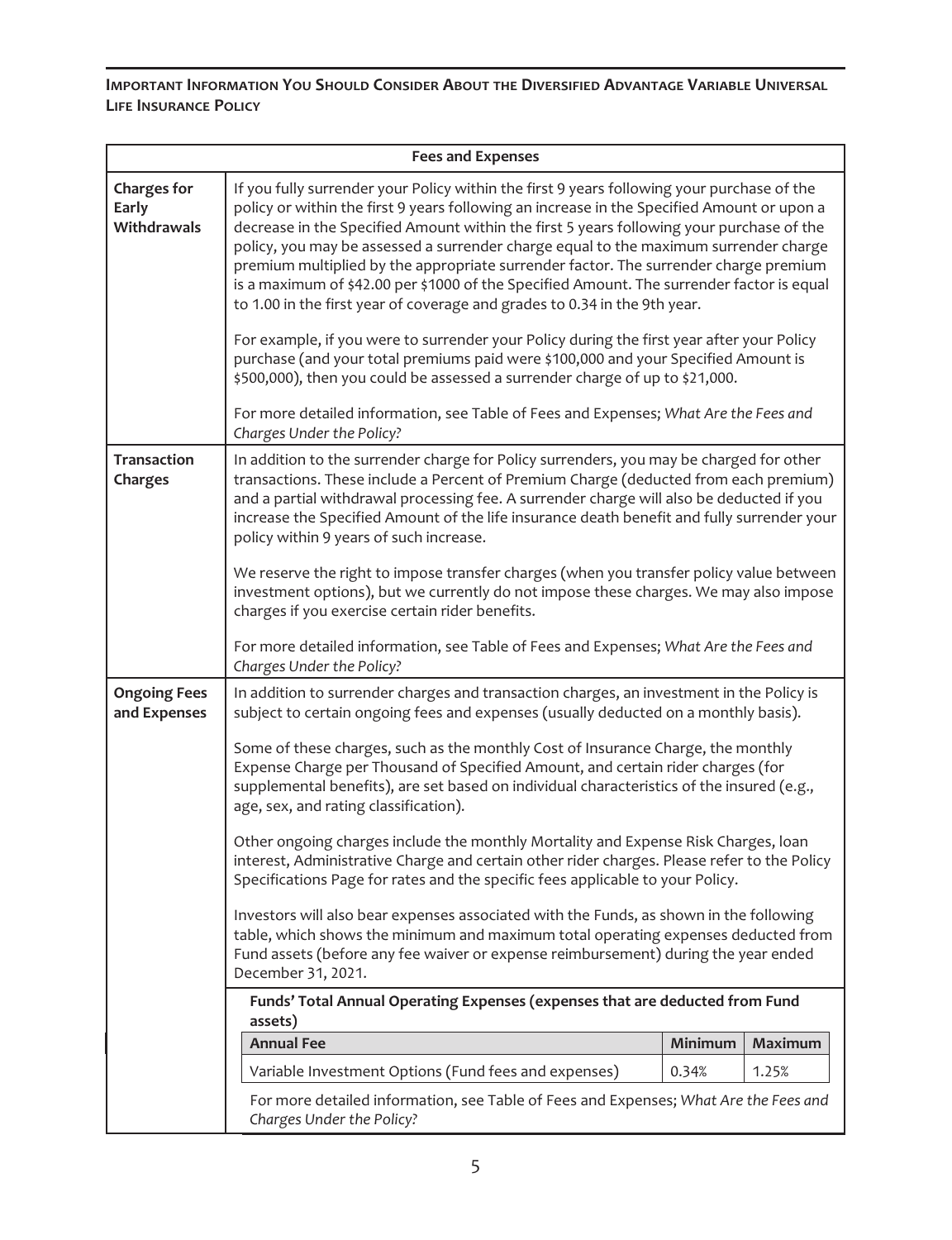## Important Information You Should Consider About the Diversified Advantage Variable Universal Life Insurance Policy

| Fees and Expenses | |
|---|---|
| **Charges for Early Withdrawals** | If you fully surrender your Policy within the first 9 years following your purchase of the policy or within the first 9 years following an increase in the Specified Amount or upon a decrease in the Specified Amount within the first 5 years following your purchase of the policy, you may be assessed a surrender charge equal to the maximum surrender charge premium multiplied by the appropriate surrender factor. The surrender charge premium is a maximum of $42.00 per $1000 of the Specified Amount. The surrender factor is equal to 1.00 in the first year of coverage and grades to 0.34 in the 9th year.<br><br>For example, if you were to surrender your Policy during the first year after your Policy purchase (and your total premiums paid were $100,000 and your Specified Amount is $500,000), then you could be assessed a surrender charge of up to $21,000.<br><br>For more detailed information, see Table of Fees and Expenses; *What Are the Fees and Charges Under the Policy?* |
| **Transaction Charges** | In addition to the surrender charge for Policy surrenders, you may be charged for other transactions. These include a Percent of Premium Charge (deducted from each premium) and a partial withdrawal processing fee. A surrender charge will also be deducted if you increase the Specified Amount of the life insurance death benefit and fully surrender your policy within 9 years of such increase.<br><br>We reserve the right to impose transfer charges (when you transfer policy value between investment options), but we currently do not impose these charges. We may also impose charges if you exercise certain rider benefits.<br><br>For more detailed information, see Table of Fees and Expenses; *What Are the Fees and Charges Under the Policy?* |
| **Ongoing Fees and Expenses** | In addition to surrender charges and transaction charges, an investment in the Policy is subject to certain ongoing fees and expenses (usually deducted on a monthly basis).<br><br>Some of these charges, such as the monthly Cost of Insurance Charge, the monthly Expense Charge per Thousand of Specified Amount, and certain rider charges (for supplemental benefits), are set based on individual characteristics of the insured (e.g., age, sex, and rating classification).<br><br>Other ongoing charges include the monthly Mortality and Expense Risk Charges, loan interest, Administrative Charge and certain other rider charges. Please refer to the Policy Specifications Page for rates and the specific fees applicable to your Policy.<br><br>Investors will also bear expenses associated with the Funds, as shown in the following table, which shows the minimum and maximum total operating expenses deducted from Fund assets (before any fee waiver or expense reimbursement) during the year ended December 31, 2021.<br><br>**Funds' Total Annual Operating Expenses (expenses that are deducted from Fund assets)**<br><br>**Annual Fee** / **Minimum** / **Maximum**<br>Variable Investment Options (Fund fees and expenses) / 0.34% / 1.25%<br><br>For more detailed information, see Table of Fees and Expenses; *What Are the Fees and Charges Under the Policy?* |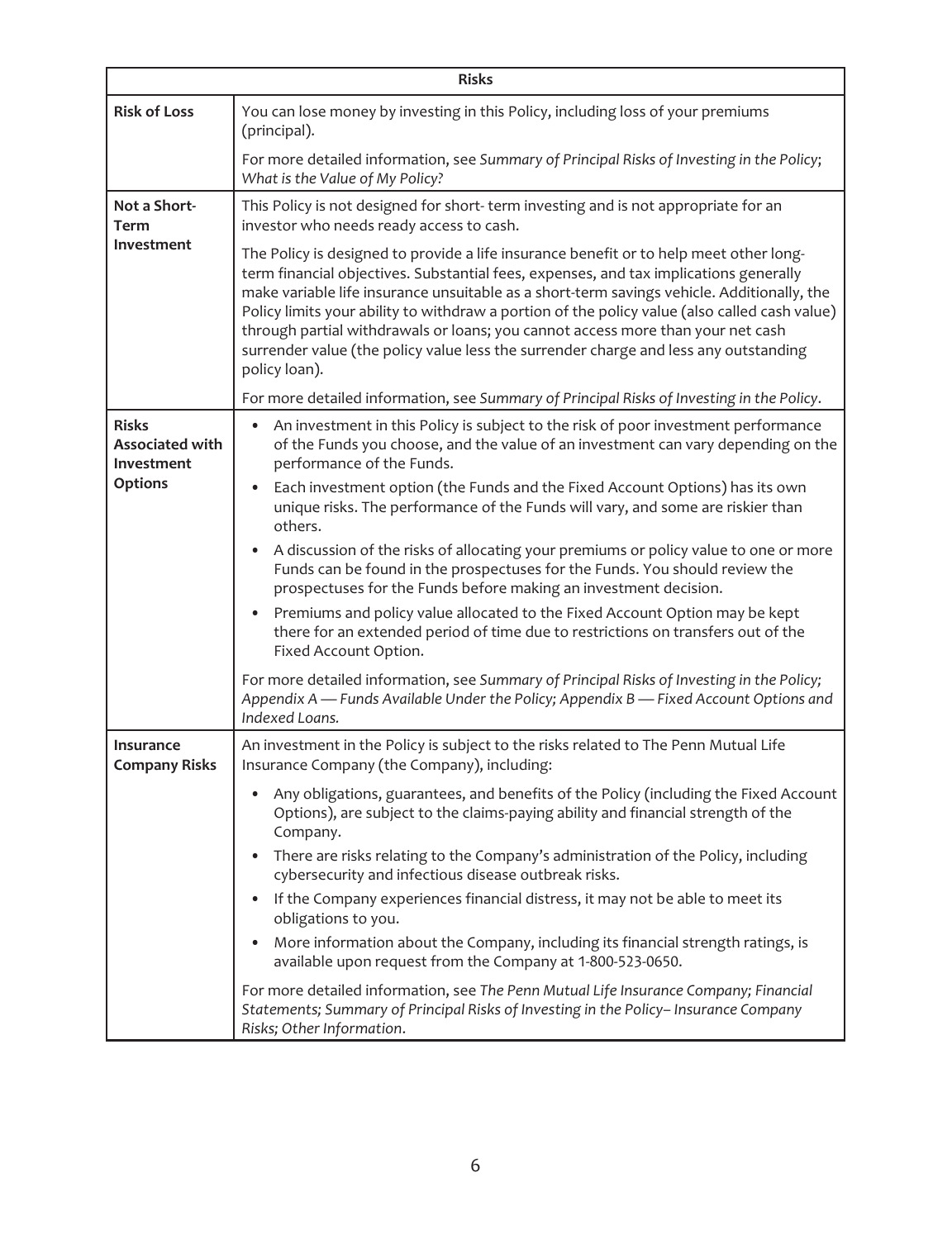| Risks | |
|---|---|
| **Risk of Loss** | You can lose money by investing in this Policy, including loss of your premiums (principal).<br><br>For more detailed information, see *Summary of Principal Risks of Investing in the Policy*; *What is the Value of My Policy?* |
| **Not a Short-Term Investment** | This Policy is not designed for short- term investing and is not appropriate for an investor who needs ready access to cash.<br><br>The Policy is designed to provide a life insurance benefit or to help meet other long-term financial objectives. Substantial fees, expenses, and tax implications generally make variable life insurance unsuitable as a short-term savings vehicle. Additionally, the Policy limits your ability to withdraw a portion of the policy value (also called cash value) through partial withdrawals or loans; you cannot access more than your net cash surrender value (the policy value less the surrender charge and less any outstanding policy loan).<br><br>For more detailed information, see *Summary of Principal Risks of Investing in the Policy*. |
| **Risks Associated with Investment Options** | • An investment in this Policy is subject to the risk of poor investment performance of the Funds you choose, and the value of an investment can vary depending on the performance of the Funds.<br>• Each investment option (the Funds and the Fixed Account Options) has its own unique risks. The performance of the Funds will vary, and some are riskier than others.<br>• A discussion of the risks of allocating your premiums or policy value to one or more Funds can be found in the prospectuses for the Funds. You should review the prospectuses for the Funds before making an investment decision.<br>• Premiums and policy value allocated to the Fixed Account Option may be kept there for an extended period of time due to restrictions on transfers out of the Fixed Account Option.<br><br>For more detailed information, see *Summary of Principal Risks of Investing in the Policy; Appendix A — Funds Available Under the Policy; Appendix B — Fixed Account Options and Indexed Loans.* |
| **Insurance Company Risks** | An investment in the Policy is subject to the risks related to The Penn Mutual Life Insurance Company (the Company), including:<br>• Any obligations, guarantees, and benefits of the Policy (including the Fixed Account Options), are subject to the claims-paying ability and financial strength of the Company.<br>• There are risks relating to the Company's administration of the Policy, including cybersecurity and infectious disease outbreak risks.<br>• If the Company experiences financial distress, it may not be able to meet its obligations to you.<br>• More information about the Company, including its financial strength ratings, is available upon request from the Company at 1-800-523-0650.<br><br>For more detailed information, see *The Penn Mutual Life Insurance Company; Financial Statements; Summary of Principal Risks of Investing in the Policy– Insurance Company Risks; Other Information*. |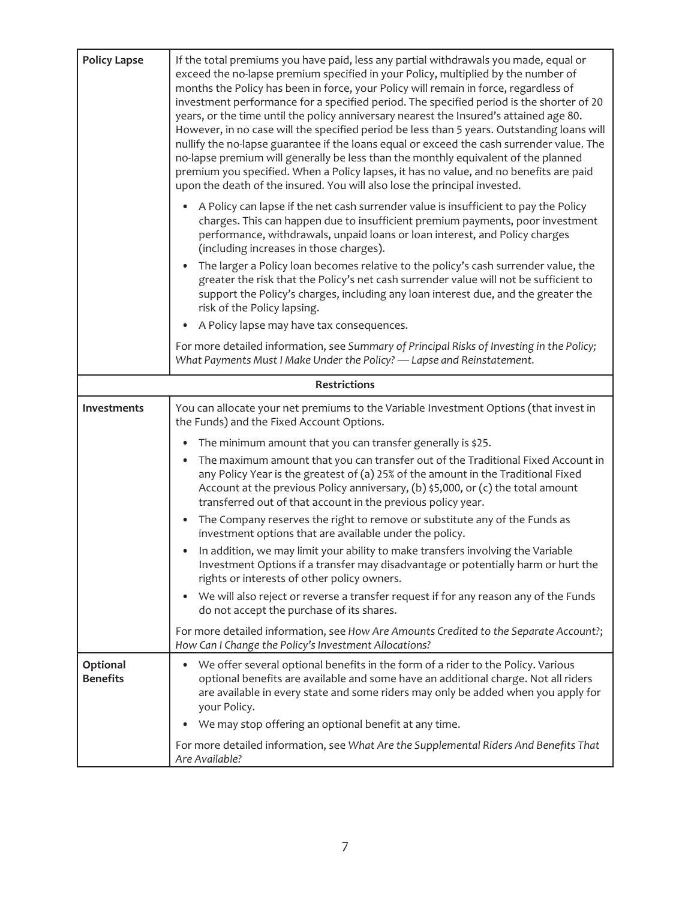| | |
|---|---|
| **Policy Lapse** | If the total premiums you have paid, less any partial withdrawals you made, equal or exceed the no-lapse premium specified in your Policy, multiplied by the number of months the Policy has been in force, your Policy will remain in force, regardless of investment performance for a specified period. The specified period is the shorter of 20 years, or the time until the policy anniversary nearest the Insured's attained age 80. However, in no case will the specified period be less than 5 years. Outstanding loans will nullify the no-lapse guarantee if the loans equal or exceed the cash surrender value. The no-lapse premium will generally be less than the monthly equivalent of the planned premium you specified. When a Policy lapses, it has no value, and no benefits are paid upon the death of the insured. You will also lose the principal invested.<br><br>• A Policy can lapse if the net cash surrender value is insufficient to pay the Policy charges. This can happen due to insufficient premium payments, poor investment performance, withdrawals, unpaid loans or loan interest, and Policy charges (including increases in those charges).<br>• The larger a Policy loan becomes relative to the policy's cash surrender value, the greater the risk that the Policy's net cash surrender value will not be sufficient to support the Policy's charges, including any loan interest due, and the greater the risk of the Policy lapsing.<br>• A Policy lapse may have tax consequences.<br><br>For more detailed information, see *Summary of Principal Risks of Investing in the Policy; What Payments Must I Make Under the Policy? — Lapse and Reinstatement.* |
| **Restrictions** | |
| **Investments** | You can allocate your net premiums to the Variable Investment Options (that invest in the Funds) and the Fixed Account Options.<br><br>• The minimum amount that you can transfer generally is $25.<br>• The maximum amount that you can transfer out of the Traditional Fixed Account in any Policy Year is the greatest of (a) 25% of the amount in the Traditional Fixed Account at the previous Policy anniversary, (b) $5,000, or (c) the total amount transferred out of that account in the previous policy year.<br>• The Company reserves the right to remove or substitute any of the Funds as investment options that are available under the policy.<br>• In addition, we may limit your ability to make transfers involving the Variable Investment Options if a transfer may disadvantage or potentially harm or hurt the rights or interests of other policy owners.<br>• We will also reject or reverse a transfer request if for any reason any of the Funds do not accept the purchase of its shares.<br><br>For more detailed information, see *How Are Amounts Credited to the Separate Account?; How Can I Change the Policy's Investment Allocations?* |
| **Optional Benefits** | • We offer several optional benefits in the form of a rider to the Policy. Various optional benefits are available and some have an additional charge. Not all riders are available in every state and some riders may only be added when you apply for your Policy.<br>• We may stop offering an optional benefit at any time.<br><br>For more detailed information, see *What Are the Supplemental Riders And Benefits That Are Available?* |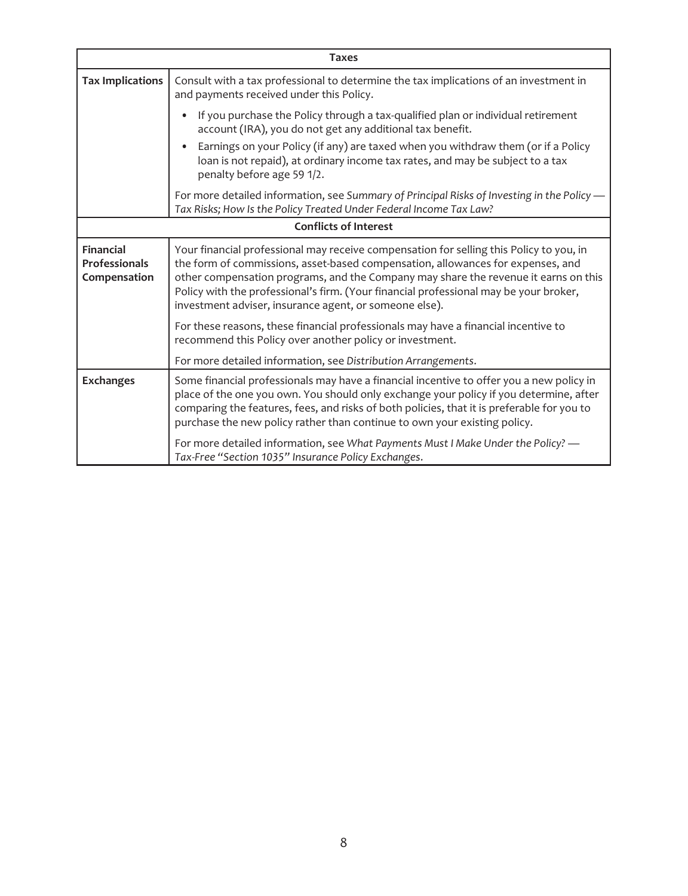| Taxes | |
|---|---|
| **Tax Implications** | Consult with a tax professional to determine the tax implications of an investment in and payments received under this Policy.<br>• If you purchase the Policy through a tax-qualified plan or individual retirement account (IRA), you do not get any additional tax benefit.<br>• Earnings on your Policy (if any) are taxed when you withdraw them (or if a Policy loan is not repaid), at ordinary income tax rates, and may be subject to a tax penalty before age 59 1/2.<br>For more detailed information, see *Summary of Principal Risks of Investing in the Policy — Tax Risks; How Is the Policy Treated Under Federal Income Tax Law?* |
| **Conflicts of Interest** | |
| **Financial Professionals Compensation** | Your financial professional may receive compensation for selling this Policy to you, in the form of commissions, asset-based compensation, allowances for expenses, and other compensation programs, and the Company may share the revenue it earns on this Policy with the professional's firm. (Your financial professional may be your broker, investment adviser, insurance agent, or someone else).<br>For these reasons, these financial professionals may have a financial incentive to recommend this Policy over another policy or investment.<br>For more detailed information, see *Distribution Arrangements*. |
| **Exchanges** | Some financial professionals may have a financial incentive to offer you a new policy in place of the one you own. You should only exchange your policy if you determine, after comparing the features, fees, and risks of both policies, that it is preferable for you to purchase the new policy rather than continue to own your existing policy.<br>For more detailed information, see *What Payments Must I Make Under the Policy? — Tax-Free "Section 1035" Insurance Policy Exchanges*. |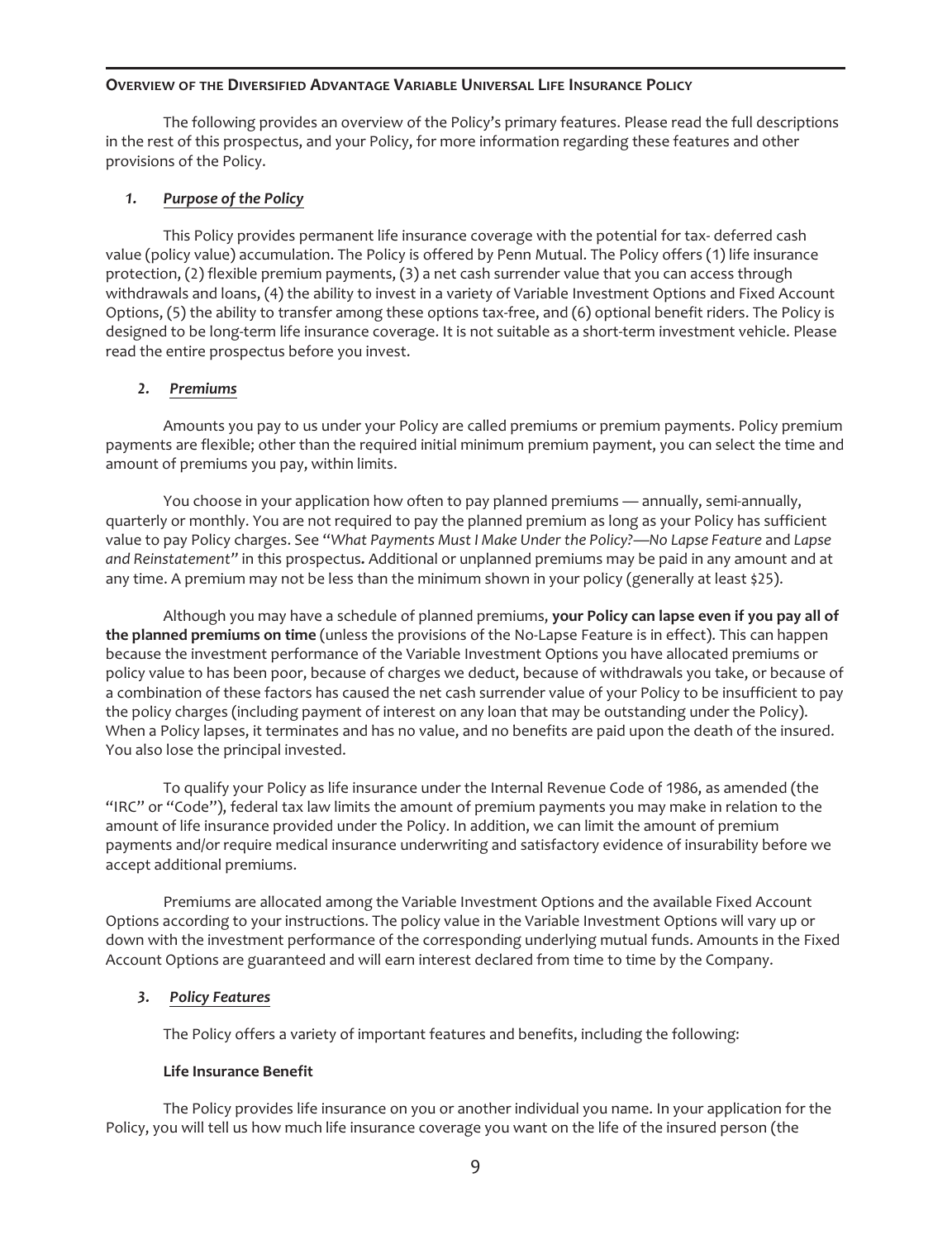## Overview of the Diversified Advantage Variable Universal Life Insurance Policy

The following provides an overview of the Policy's primary features. Please read the full descriptions in the rest of this prospectus, and your Policy, for more information regarding these features and other provisions of the Policy.

### *1. Purpose of the Policy*

This Policy provides permanent life insurance coverage with the potential for tax- deferred cash value (policy value) accumulation. The Policy is offered by Penn Mutual. The Policy offers (1) life insurance protection, (2) flexible premium payments, (3) a net cash surrender value that you can access through withdrawals and loans, (4) the ability to invest in a variety of Variable Investment Options and Fixed Account Options, (5) the ability to transfer among these options tax-free, and (6) optional benefit riders. The Policy is designed to be long-term life insurance coverage. It is not suitable as a short-term investment vehicle. Please read the entire prospectus before you invest.

### *2. Premiums*

Amounts you pay to us under your Policy are called premiums or premium payments. Policy premium payments are flexible; other than the required initial minimum premium payment, you can select the time and amount of premiums you pay, within limits.

You choose in your application how often to pay planned premiums — annually, semi-annually, quarterly or monthly. You are not required to pay the planned premium as long as your Policy has sufficient value to pay Policy charges. See "*What Payments Must I Make Under the Policy?—No Lapse Feature* and *Lapse and Reinstatement*" in this prospectus**.** Additional or unplanned premiums may be paid in any amount and at any time. A premium may not be less than the minimum shown in your policy (generally at least $25).

Although you may have a schedule of planned premiums, **your Policy can lapse even if you pay all of the planned premiums on time** (unless the provisions of the No-Lapse Feature is in effect). This can happen because the investment performance of the Variable Investment Options you have allocated premiums or policy value to has been poor, because of charges we deduct, because of withdrawals you take, or because of a combination of these factors has caused the net cash surrender value of your Policy to be insufficient to pay the policy charges (including payment of interest on any loan that may be outstanding under the Policy). When a Policy lapses, it terminates and has no value, and no benefits are paid upon the death of the insured. You also lose the principal invested.

To qualify your Policy as life insurance under the Internal Revenue Code of 1986, as amended (the "IRC" or "Code"), federal tax law limits the amount of premium payments you may make in relation to the amount of life insurance provided under the Policy. In addition, we can limit the amount of premium payments and/or require medical insurance underwriting and satisfactory evidence of insurability before we accept additional premiums.

Premiums are allocated among the Variable Investment Options and the available Fixed Account Options according to your instructions. The policy value in the Variable Investment Options will vary up or down with the investment performance of the corresponding underlying mutual funds. Amounts in the Fixed Account Options are guaranteed and will earn interest declared from time to time by the Company.

### *3. Policy Features*

The Policy offers a variety of important features and benefits, including the following:

**Life Insurance Benefit**

The Policy provides life insurance on you or another individual you name. In your application for the Policy, you will tell us how much life insurance coverage you want on the life of the insured person (the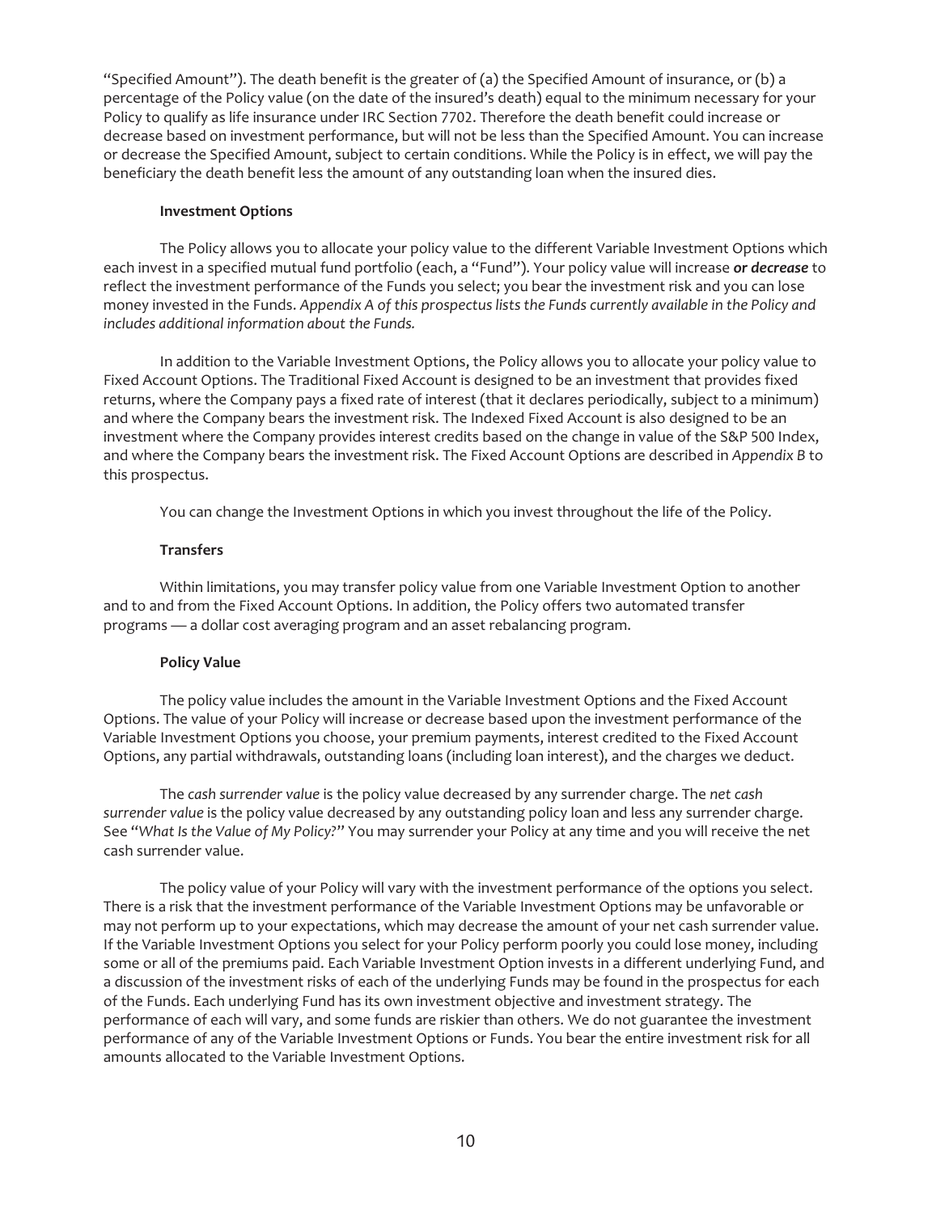"Specified Amount"). The death benefit is the greater of (a) the Specified Amount of insurance, or (b) a percentage of the Policy value (on the date of the insured's death) equal to the minimum necessary for your Policy to qualify as life insurance under IRC Section 7702. Therefore the death benefit could increase or decrease based on investment performance, but will not be less than the Specified Amount. You can increase or decrease the Specified Amount, subject to certain conditions. While the Policy is in effect, we will pay the beneficiary the death benefit less the amount of any outstanding loan when the insured dies.

**Investment Options**

The Policy allows you to allocate your policy value to the different Variable Investment Options which each invest in a specified mutual fund portfolio (each, a "Fund"). Your policy value will increase ***or decrease*** to reflect the investment performance of the Funds you select; you bear the investment risk and you can lose money invested in the Funds. *Appendix A of this prospectus lists the Funds currently available in the Policy and includes additional information about the Funds.*

In addition to the Variable Investment Options, the Policy allows you to allocate your policy value to Fixed Account Options. The Traditional Fixed Account is designed to be an investment that provides fixed returns, where the Company pays a fixed rate of interest (that it declares periodically, subject to a minimum) and where the Company bears the investment risk. The Indexed Fixed Account is also designed to be an investment where the Company provides interest credits based on the change in value of the S&P 500 Index, and where the Company bears the investment risk. The Fixed Account Options are described in *Appendix B* to this prospectus.

You can change the Investment Options in which you invest throughout the life of the Policy.

**Transfers**

Within limitations, you may transfer policy value from one Variable Investment Option to another and to and from the Fixed Account Options. In addition, the Policy offers two automated transfer programs — a dollar cost averaging program and an asset rebalancing program.

**Policy Value**

The policy value includes the amount in the Variable Investment Options and the Fixed Account Options. The value of your Policy will increase or decrease based upon the investment performance of the Variable Investment Options you choose, your premium payments, interest credited to the Fixed Account Options, any partial withdrawals, outstanding loans (including loan interest), and the charges we deduct.

The *cash surrender value* is the policy value decreased by any surrender charge. The *net cash surrender value* is the policy value decreased by any outstanding policy loan and less any surrender charge. See "*What Is the Value of My Policy?*" You may surrender your Policy at any time and you will receive the net cash surrender value.

The policy value of your Policy will vary with the investment performance of the options you select. There is a risk that the investment performance of the Variable Investment Options may be unfavorable or may not perform up to your expectations, which may decrease the amount of your net cash surrender value. If the Variable Investment Options you select for your Policy perform poorly you could lose money, including some or all of the premiums paid. Each Variable Investment Option invests in a different underlying Fund, and a discussion of the investment risks of each of the underlying Funds may be found in the prospectus for each of the Funds. Each underlying Fund has its own investment objective and investment strategy. The performance of each will vary, and some funds are riskier than others. We do not guarantee the investment performance of any of the Variable Investment Options or Funds. You bear the entire investment risk for all amounts allocated to the Variable Investment Options.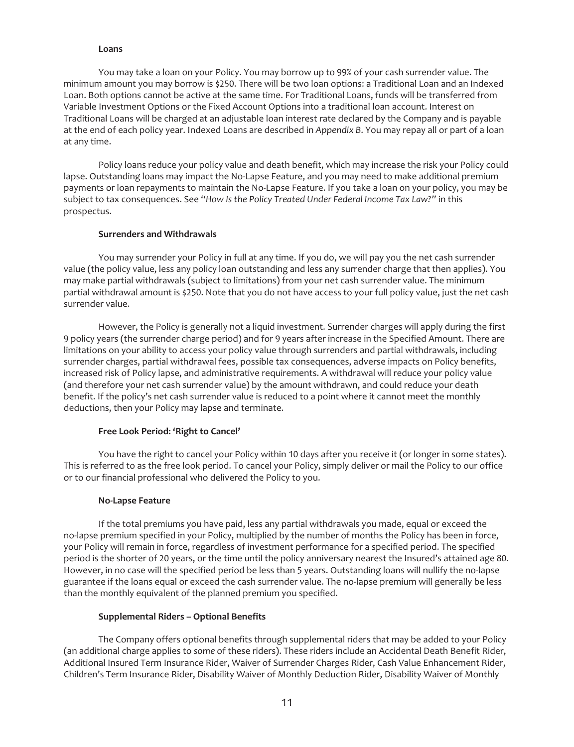**Loans**

You may take a loan on your Policy. You may borrow up to 99% of your cash surrender value. The minimum amount you may borrow is $250. There will be two loan options: a Traditional Loan and an Indexed Loan. Both options cannot be active at the same time. For Traditional Loans, funds will be transferred from Variable Investment Options or the Fixed Account Options into a traditional loan account. Interest on Traditional Loans will be charged at an adjustable loan interest rate declared by the Company and is payable at the end of each policy year. Indexed Loans are described in *Appendix B*. You may repay all or part of a loan at any time.

Policy loans reduce your policy value and death benefit, which may increase the risk your Policy could lapse. Outstanding loans may impact the No-Lapse Feature, and you may need to make additional premium payments or loan repayments to maintain the No-Lapse Feature. If you take a loan on your policy, you may be subject to tax consequences. See "*How Is the Policy Treated Under Federal Income Tax Law?*" in this prospectus.

**Surrenders and Withdrawals**

You may surrender your Policy in full at any time. If you do, we will pay you the net cash surrender value (the policy value, less any policy loan outstanding and less any surrender charge that then applies). You may make partial withdrawals (subject to limitations) from your net cash surrender value. The minimum partial withdrawal amount is $250. Note that you do not have access to your full policy value, just the net cash surrender value.

However, the Policy is generally not a liquid investment. Surrender charges will apply during the first 9 policy years (the surrender charge period) and for 9 years after increase in the Specified Amount. There are limitations on your ability to access your policy value through surrenders and partial withdrawals, including surrender charges, partial withdrawal fees, possible tax consequences, adverse impacts on Policy benefits, increased risk of Policy lapse, and administrative requirements. A withdrawal will reduce your policy value (and therefore your net cash surrender value) by the amount withdrawn, and could reduce your death benefit. If the policy's net cash surrender value is reduced to a point where it cannot meet the monthly deductions, then your Policy may lapse and terminate.

**Free Look Period: 'Right to Cancel'**

You have the right to cancel your Policy within 10 days after you receive it (or longer in some states). This is referred to as the free look period. To cancel your Policy, simply deliver or mail the Policy to our office or to our financial professional who delivered the Policy to you.

**No-Lapse Feature**

If the total premiums you have paid, less any partial withdrawals you made, equal or exceed the no-lapse premium specified in your Policy, multiplied by the number of months the Policy has been in force, your Policy will remain in force, regardless of investment performance for a specified period. The specified period is the shorter of 20 years, or the time until the policy anniversary nearest the Insured's attained age 80. However, in no case will the specified period be less than 5 years. Outstanding loans will nullify the no-lapse guarantee if the loans equal or exceed the cash surrender value. The no-lapse premium will generally be less than the monthly equivalent of the planned premium you specified.

**Supplemental Riders – Optional Benefits**

The Company offers optional benefits through supplemental riders that may be added to your Policy (an additional charge applies to *some* of these riders). These riders include an Accidental Death Benefit Rider, Additional Insured Term Insurance Rider, Waiver of Surrender Charges Rider, Cash Value Enhancement Rider, Children's Term Insurance Rider, Disability Waiver of Monthly Deduction Rider, Disability Waiver of Monthly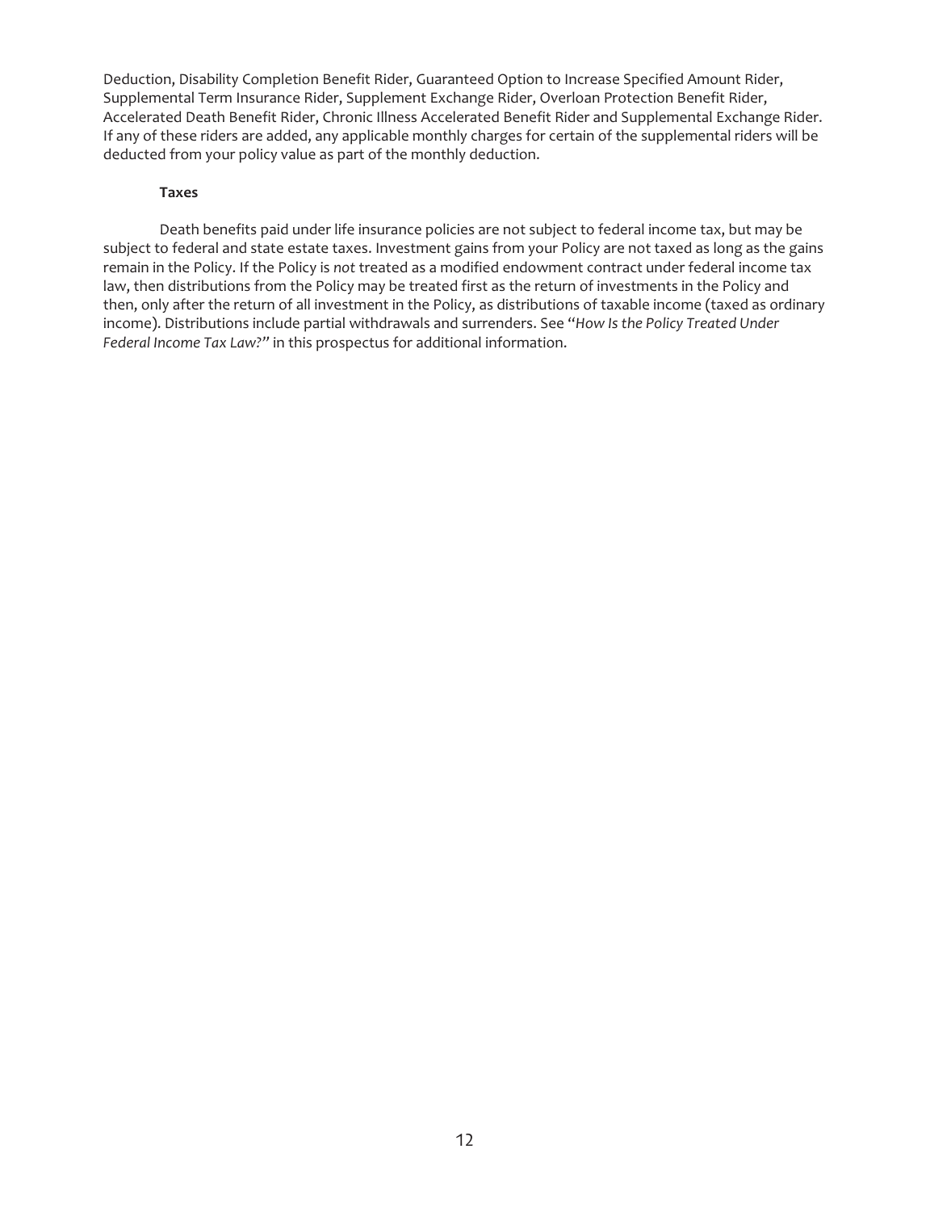Deduction, Disability Completion Benefit Rider, Guaranteed Option to Increase Specified Amount Rider, Supplemental Term Insurance Rider, Supplement Exchange Rider, Overloan Protection Benefit Rider, Accelerated Death Benefit Rider, Chronic Illness Accelerated Benefit Rider and Supplemental Exchange Rider. If any of these riders are added, any applicable monthly charges for certain of the supplemental riders will be deducted from your policy value as part of the monthly deduction.

**Taxes**

Death benefits paid under life insurance policies are not subject to federal income tax, but may be subject to federal and state estate taxes. Investment gains from your Policy are not taxed as long as the gains remain in the Policy. If the Policy is *not* treated as a modified endowment contract under federal income tax law, then distributions from the Policy may be treated first as the return of investments in the Policy and then, only after the return of all investment in the Policy, as distributions of taxable income (taxed as ordinary income). Distributions include partial withdrawals and surrenders. See "*How Is the Policy Treated Under Federal Income Tax Law?*" in this prospectus for additional information.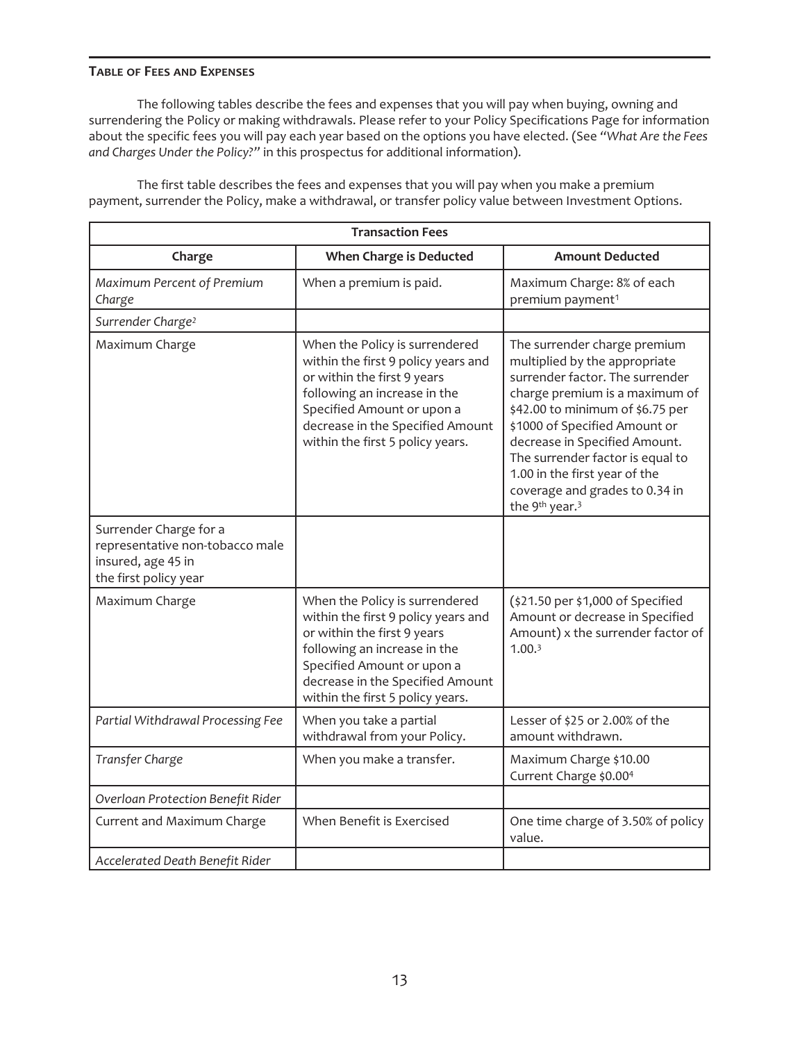**TABLE OF FEES AND EXPENSES**

The following tables describe the fees and expenses that you will pay when buying, owning and surrendering the Policy or making withdrawals. Please refer to your Policy Specifications Page for information about the specific fees you will pay each year based on the options you have elected. (See "*What Are the Fees and Charges Under the Policy?*" in this prospectus for additional information).

The first table describes the fees and expenses that you will pay when you make a premium payment, surrender the Policy, make a withdrawal, or transfer policy value between Investment Options.

| Transaction Fees | | |
|---|---|---|
| **Charge** | **When Charge is Deducted** | **Amount Deducted** |
| *Maximum Percent of Premium Charge* | When a premium is paid. | Maximum Charge: 8% of each premium payment[1] |
| *Surrender Charge*[2] | | |
| Maximum Charge | When the Policy is surrendered within the first 9 policy years and or within the first 9 years following an increase in the Specified Amount or upon a decrease in the Specified Amount within the first 5 policy years. | The surrender charge premium multiplied by the appropriate surrender factor. The surrender charge premium is a maximum of $42.00 to minimum of $6.75 per $1000 of Specified Amount or decrease in Specified Amount. The surrender factor is equal to 1.00 in the first year of the coverage and grades to 0.34 in the 9th year.[3] |
| Surrender Charge for a representative non-tobacco male insured, age 45 in the first policy year | | |
| Maximum Charge | When the Policy is surrendered within the first 9 policy years and or within the first 9 years following an increase in the Specified Amount or upon a decrease in the Specified Amount within the first 5 policy years. | ($21.50 per $1,000 of Specified Amount or decrease in Specified Amount) x the surrender factor of 1.00.[3] |
| *Partial Withdrawal Processing Fee* | When you take a partial withdrawal from your Policy. | Lesser of $25 or 2.00% of the amount withdrawn. |
| *Transfer Charge* | When you make a transfer. | Maximum Charge $10.00<br>Current Charge $0.00[4] |
| *Overloan Protection Benefit Rider* | | |
| Current and Maximum Charge | When Benefit is Exercised | One time charge of 3.50% of policy value. |
| *Accelerated Death Benefit Rider* | | |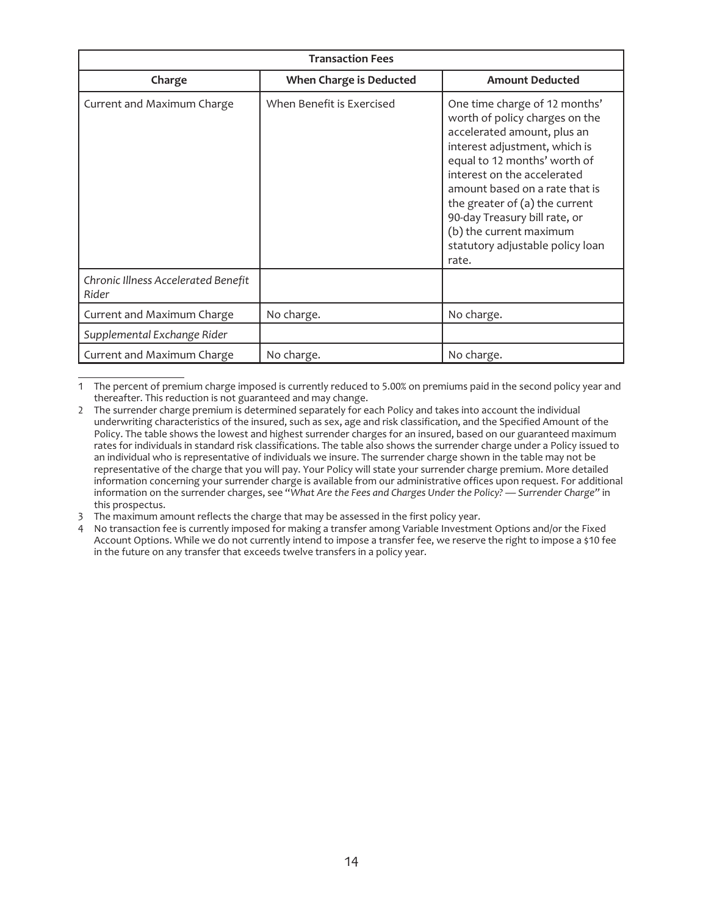| Transaction Fees | | |
|---|---|---|
| **Charge** | **When Charge is Deducted** | **Amount Deducted** |
| Current and Maximum Charge | When Benefit is Exercised | One time charge of 12 months' worth of policy charges on the accelerated amount, plus an interest adjustment, which is equal to 12 months' worth of interest on the accelerated amount based on a rate that is the greater of (a) the current 90-day Treasury bill rate, or (b) the current maximum statutory adjustable policy loan rate. |
| *Chronic Illness Accelerated Benefit Rider* | | |
| Current and Maximum Charge | No charge. | No charge. |
| *Supplemental Exchange Rider* | | |
| Current and Maximum Charge | No charge. | No charge. |

1 The percent of premium charge imposed is currently reduced to 5.00% on premiums paid in the second policy year and thereafter. This reduction is not guaranteed and may change.

2 The surrender charge premium is determined separately for each Policy and takes into account the individual underwriting characteristics of the insured, such as sex, age and risk classification, and the Specified Amount of the Policy. The table shows the lowest and highest surrender charges for an insured, based on our guaranteed maximum rates for individuals in standard risk classifications. The table also shows the surrender charge under a Policy issued to an individual who is representative of individuals we insure. The surrender charge shown in the table may not be representative of the charge that you will pay. Your Policy will state your surrender charge premium. More detailed information concerning your surrender charge is available from our administrative offices upon request. For additional information on the surrender charges, see "*What Are the Fees and Charges Under the Policy? — Surrender Charge*" in this prospectus.

3 The maximum amount reflects the charge that may be assessed in the first policy year.

4 No transaction fee is currently imposed for making a transfer among Variable Investment Options and/or the Fixed Account Options. While we do not currently intend to impose a transfer fee, we reserve the right to impose a $10 fee in the future on any transfer that exceeds twelve transfers in a policy year.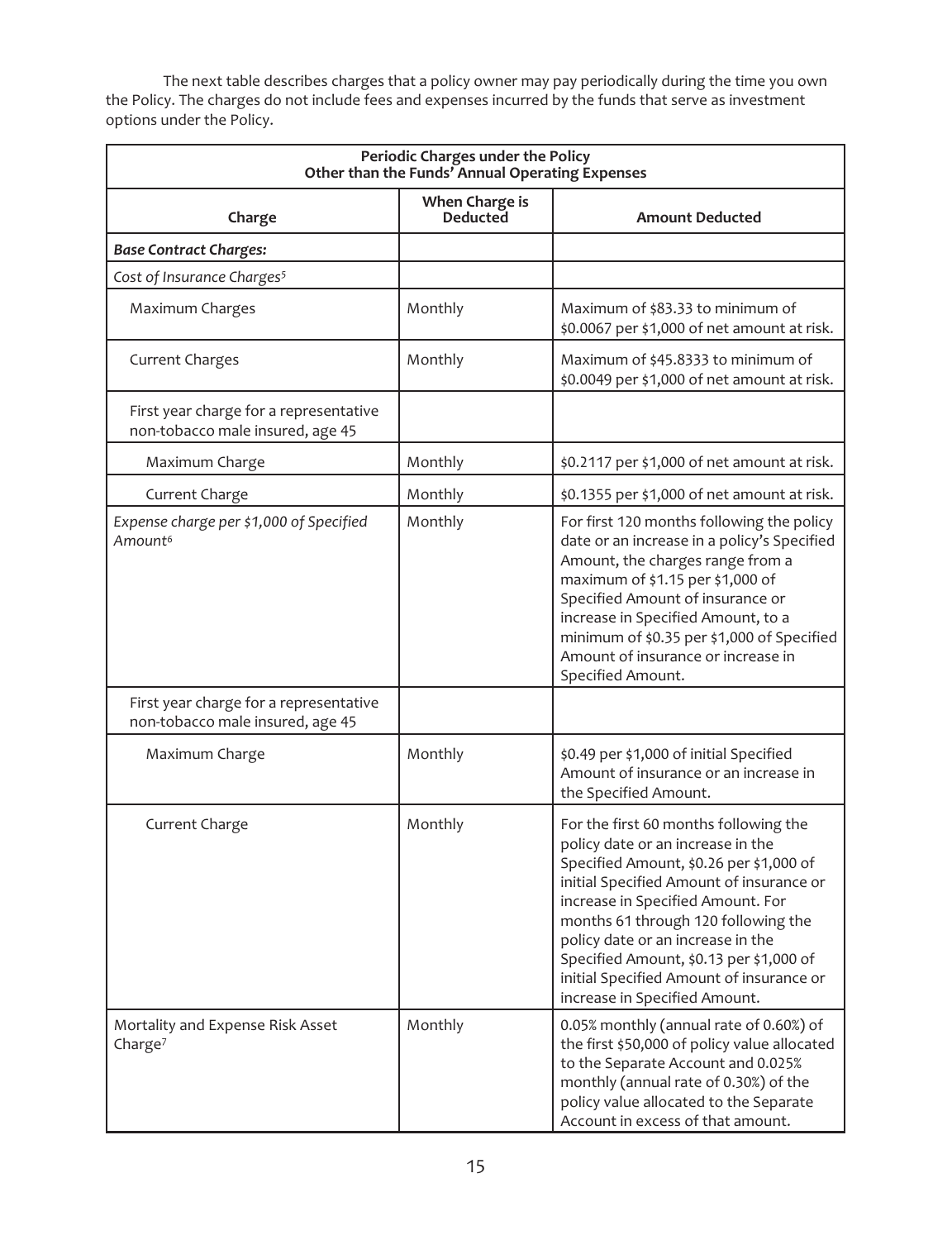The next table describes charges that a policy owner may pay periodically during the time you own the Policy. The charges do not include fees and expenses incurred by the funds that serve as investment options under the Policy.

| Periodic Charges under the Policy Other than the Funds' Annual Operating Expenses | | |
|---|---|---|
| **Charge** | **When Charge is Deducted** | **Amount Deducted** |
| ***Base Contract Charges:*** | | |
| *Cost of Insurance Charges*[5] | | |
| Maximum Charges | Monthly | Maximum of \$83.33 to minimum of \$0.0067 per \$1,000 of net amount at risk. |
| Current Charges | Monthly | Maximum of \$45.8333 to minimum of \$0.0049 per \$1,000 of net amount at risk. |
| First year charge for a representative non-tobacco male insured, age 45 | | |
| Maximum Charge | Monthly | \$0.2117 per \$1,000 of net amount at risk. |
| Current Charge | Monthly | \$0.1355 per \$1,000 of net amount at risk. |
| *Expense charge per \$1,000 of Specified Amount*[6] | Monthly | For first 120 months following the policy date or an increase in a policy's Specified Amount, the charges range from a maximum of \$1.15 per \$1,000 of Specified Amount of insurance or increase in Specified Amount, to a minimum of \$0.35 per \$1,000 of Specified Amount of insurance or increase in Specified Amount. |
| First year charge for a representative non-tobacco male insured, age 45 | | |
| Maximum Charge | Monthly | \$0.49 per \$1,000 of initial Specified Amount of insurance or an increase in the Specified Amount. |
| Current Charge | Monthly | For the first 60 months following the policy date or an increase in the Specified Amount, \$0.26 per \$1,000 of initial Specified Amount of insurance or increase in Specified Amount. For months 61 through 120 following the policy date or an increase in the Specified Amount, \$0.13 per \$1,000 of initial Specified Amount of insurance or increase in Specified Amount. |
| Mortality and Expense Risk Asset Charge[7] | Monthly | 0.05% monthly (annual rate of 0.60%) of the first \$50,000 of policy value allocated to the Separate Account and 0.025% monthly (annual rate of 0.30%) of the policy value allocated to the Separate Account in excess of that amount. |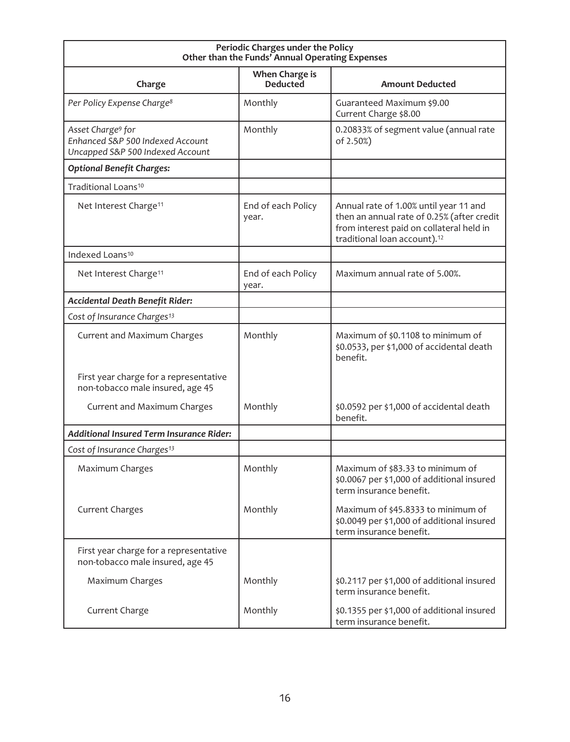| Periodic Charges under the Policy Other than the Funds' Annual Operating Expenses | | |
|---|---|---|
| **Charge** | **When Charge is Deducted** | **Amount Deducted** |
| *Per Policy Expense Charge[8]* | Monthly | Guaranteed Maximum $9.00<br>Current Charge $8.00 |
| *Asset Charge[9] for*<br>*Enhanced S&P 500 Indexed Account*<br>*Uncapped S&P 500 Indexed Account* | Monthly | 0.20833% of segment value (annual rate of 2.50%) |
| ***Optional Benefit Charges:*** | | |
| Traditional Loans[10] | | |
| Net Interest Charge[11] | End of each Policy year. | Annual rate of 1.00% until year 11 and then an annual rate of 0.25% (after credit from interest paid on collateral held in traditional loan account).[12] |
| Indexed Loans[10] | | |
| Net Interest Charge[11] | End of each Policy year. | Maximum annual rate of 5.00%. |
| ***Accidental Death Benefit Rider:*** | | |
| *Cost of Insurance Charges[13]* | | |
| Current and Maximum Charges | Monthly | Maximum of $0.1108 to minimum of $0.0533, per $1,000 of accidental death benefit. |
| First year charge for a representative non-tobacco male insured, age 45 | | |
| Current and Maximum Charges | Monthly | $0.0592 per $1,000 of accidental death benefit. |
| ***Additional Insured Term Insurance Rider:*** | | |
| *Cost of Insurance Charges[13]* | | |
| Maximum Charges | Monthly | Maximum of $83.33 to minimum of $0.0067 per $1,000 of additional insured term insurance benefit. |
| Current Charges | Monthly | Maximum of $45.8333 to minimum of $0.0049 per $1,000 of additional insured term insurance benefit. |
| First year charge for a representative non-tobacco male insured, age 45 | | |
| Maximum Charges | Monthly | $0.2117 per $1,000 of additional insured term insurance benefit. |
| Current Charge | Monthly | $0.1355 per $1,000 of additional insured term insurance benefit. |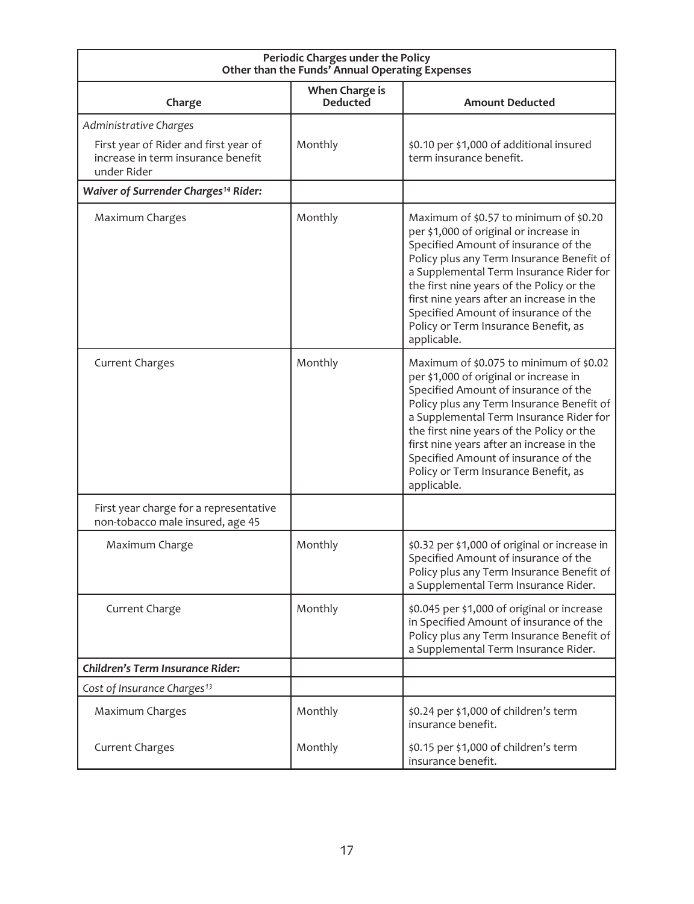| Periodic Charges under the Policy Other than the Funds' Annual Operating Expenses | | |
|---|---|---|
| **Charge** | **When Charge is Deducted** | **Amount Deducted** |
| *Administrative Charges* | | |
| First year of Rider and first year of increase in term insurance benefit under Rider | Monthly | \$0.10 per \$1,000 of additional insured term insurance benefit. |
| ***Waiver of Surrender Charges[14] Rider:*** | | |
| Maximum Charges | Monthly | Maximum of \$0.57 to minimum of \$0.20 per \$1,000 of original or increase in Specified Amount of insurance of the Policy plus any Term Insurance Benefit of a Supplemental Term Insurance Rider for the first nine years of the Policy or the first nine years after an increase in the Specified Amount of insurance of the Policy or Term Insurance Benefit, as applicable. |
| Current Charges | Monthly | Maximum of \$0.075 to minimum of \$0.02 per \$1,000 of original or increase in Specified Amount of insurance of the Policy plus any Term Insurance Benefit of a Supplemental Term Insurance Rider for the first nine years of the Policy or the first nine years after an increase in the Specified Amount of insurance of the Policy or Term Insurance Benefit, as applicable. |
| First year charge for a representative non-tobacco male insured, age 45 | | |
| Maximum Charge | Monthly | \$0.32 per \$1,000 of original or increase in Specified Amount of insurance of the Policy plus any Term Insurance Benefit of a Supplemental Term Insurance Rider. |
| Current Charge | Monthly | \$0.045 per \$1,000 of original or increase in Specified Amount of insurance of the Policy plus any Term Insurance Benefit of a Supplemental Term Insurance Rider. |
| ***Children's Term Insurance Rider:*** | | |
| *Cost of Insurance Charges[13]* | | |
| Maximum Charges | Monthly | \$0.24 per \$1,000 of children's term insurance benefit. |
| Current Charges | Monthly | \$0.15 per \$1,000 of children's term insurance benefit. |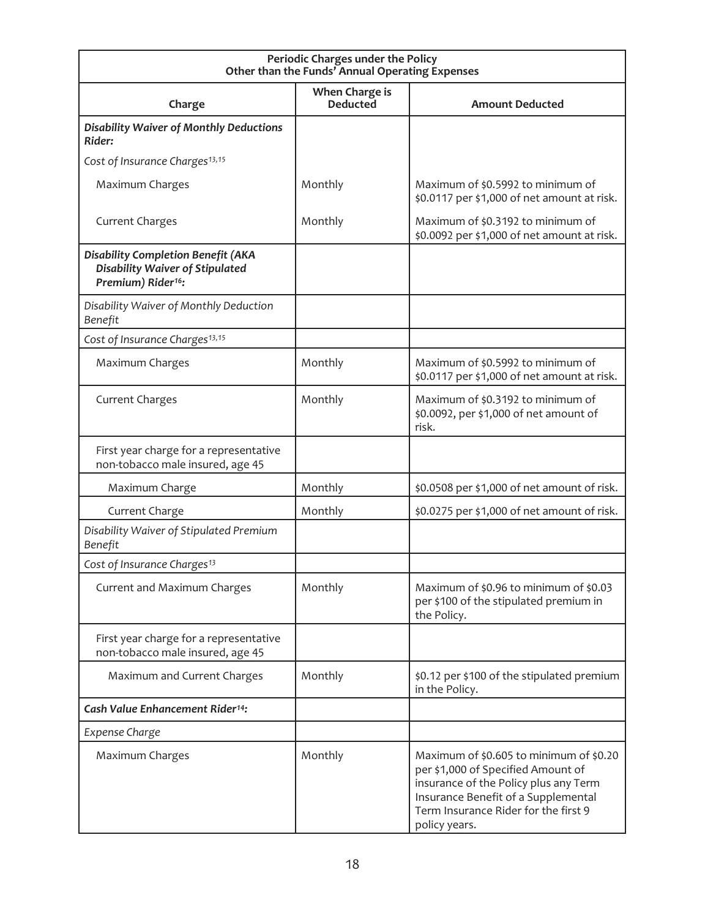| Periodic Charges under the Policy Other than the Funds' Annual Operating Expenses | | |
|---|---|---|
| **Charge** | **When Charge is Deducted** | **Amount Deducted** |
| ***Disability Waiver of Monthly Deductions Rider:*** | | |
| *Cost of Insurance Charges*[13,15] | | |
| Maximum Charges | Monthly | Maximum of \$0.5992 to minimum of \$0.0117 per \$1,000 of net amount at risk. |
| Current Charges | Monthly | Maximum of \$0.3192 to minimum of \$0.0092 per \$1,000 of net amount at risk. |
| ***Disability Completion Benefit (AKA Disability Waiver of Stipulated Premium) Rider***[16]***:*** | | |
| *Disability Waiver of Monthly Deduction Benefit* | | |
| *Cost of Insurance Charges*[13,15] | | |
| Maximum Charges | Monthly | Maximum of \$0.5992 to minimum of \$0.0117 per \$1,000 of net amount at risk. |
| Current Charges | Monthly | Maximum of \$0.3192 to minimum of \$0.0092, per \$1,000 of net amount of risk. |
| First year charge for a representative non-tobacco male insured, age 45 | | |
| Maximum Charge | Monthly | \$0.0508 per \$1,000 of net amount of risk. |
| Current Charge | Monthly | \$0.0275 per \$1,000 of net amount of risk. |
| *Disability Waiver of Stipulated Premium Benefit* | | |
| *Cost of Insurance Charges*[13] | | |
| Current and Maximum Charges | Monthly | Maximum of \$0.96 to minimum of \$0.03 per \$100 of the stipulated premium in the Policy. |
| First year charge for a representative non-tobacco male insured, age 45 | | |
| Maximum and Current Charges | Monthly | \$0.12 per \$100 of the stipulated premium in the Policy. |
| ***Cash Value Enhancement Rider***[14]***:*** | | |
| *Expense Charge* | | |
| Maximum Charges | Monthly | Maximum of \$0.605 to minimum of \$0.20 per \$1,000 of Specified Amount of insurance of the Policy plus any Term Insurance Benefit of a Supplemental Term Insurance Rider for the first 9 policy years. |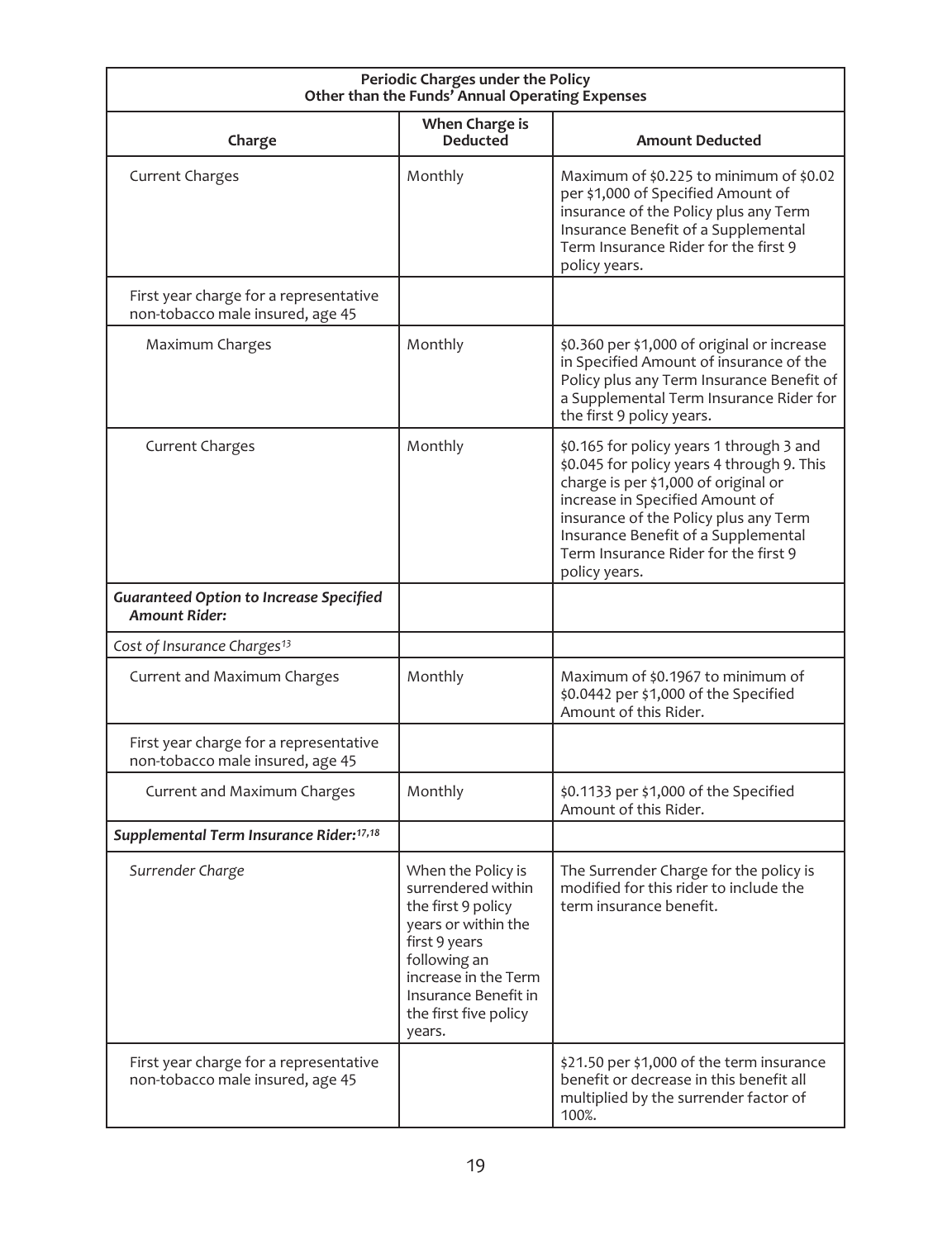| Periodic Charges under the Policy Other than the Funds' Annual Operating Expenses | | |
|---|---|---|
| **Charge** | **When Charge is Deducted** | **Amount Deducted** |
| Current Charges | Monthly | Maximum of $0.225 to minimum of $0.02 per $1,000 of Specified Amount of insurance of the Policy plus any Term Insurance Benefit of a Supplemental Term Insurance Rider for the first 9 policy years. |
| First year charge for a representative non-tobacco male insured, age 45 | | |
| Maximum Charges | Monthly | $0.360 per $1,000 of original or increase in Specified Amount of insurance of the Policy plus any Term Insurance Benefit of a Supplemental Term Insurance Rider for the first 9 policy years. |
| Current Charges | Monthly | $0.165 for policy years 1 through 3 and $0.045 for policy years 4 through 9. This charge is per $1,000 of original or increase in Specified Amount of insurance of the Policy plus any Term Insurance Benefit of a Supplemental Term Insurance Rider for the first 9 policy years. |
| ***Guaranteed Option to Increase Specified Amount Rider:*** | | |
| *Cost of Insurance Charges*[13] | | |
| Current and Maximum Charges | Monthly | Maximum of $0.1967 to minimum of $0.0442 per $1,000 of the Specified Amount of this Rider. |
| First year charge for a representative non-tobacco male insured, age 45 | | |
| Current and Maximum Charges | Monthly | $0.1133 per $1,000 of the Specified Amount of this Rider. |
| ***Supplemental Term Insurance Rider:***[17,18] | | |
| *Surrender Charge* | When the Policy is surrendered within the first 9 policy years or within the first 9 years following an increase in the Term Insurance Benefit in the first five policy years. | The Surrender Charge for the policy is modified for this rider to include the term insurance benefit. |
| First year charge for a representative non-tobacco male insured, age 45 | | $21.50 per $1,000 of the term insurance benefit or decrease in this benefit all multiplied by the surrender factor of 100%. |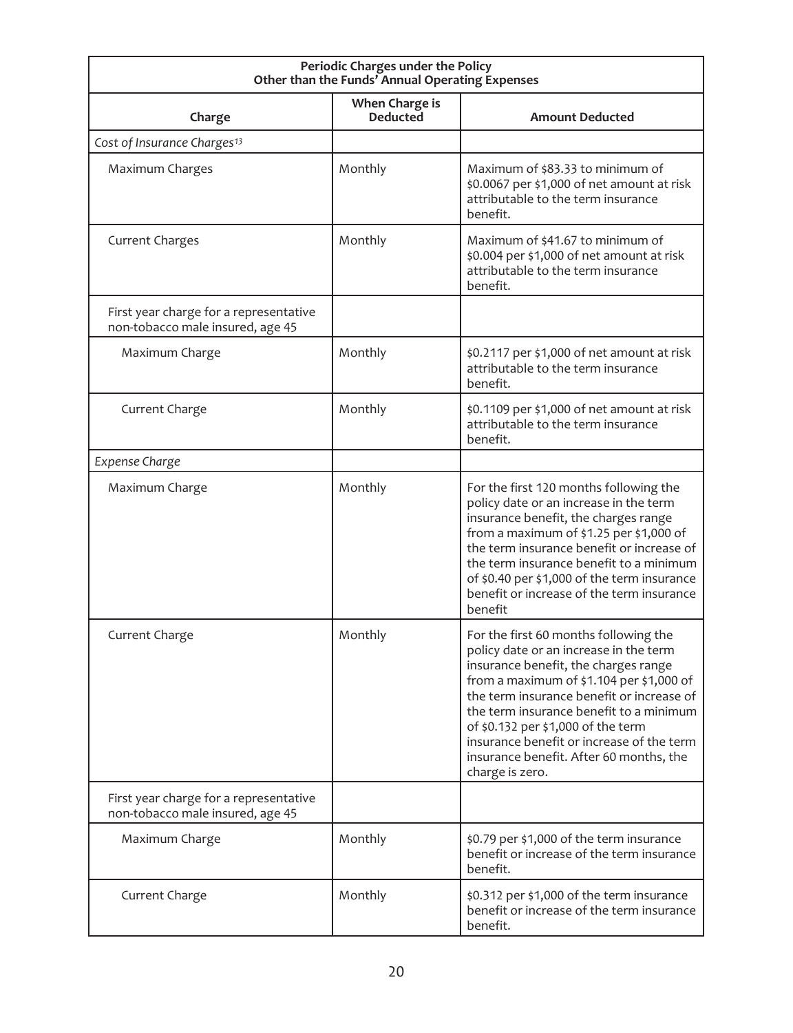| Periodic Charges under the Policy Other than the Funds' Annual Operating Expenses | | |
|---|---|---|
| **Charge** | **When Charge is Deducted** | **Amount Deducted** |
| *Cost of Insurance Charges*[13] | | |
| Maximum Charges | Monthly | Maximum of $83.33 to minimum of $0.0067 per $1,000 of net amount at risk attributable to the term insurance benefit. |
| Current Charges | Monthly | Maximum of $41.67 to minimum of $0.004 per $1,000 of net amount at risk attributable to the term insurance benefit. |
| First year charge for a representative non-tobacco male insured, age 45 | | |
| Maximum Charge | Monthly | $0.2117 per $1,000 of net amount at risk attributable to the term insurance benefit. |
| Current Charge | Monthly | $0.1109 per $1,000 of net amount at risk attributable to the term insurance benefit. |
| *Expense Charge* | | |
| Maximum Charge | Monthly | For the first 120 months following the policy date or an increase in the term insurance benefit, the charges range from a maximum of $1.25 per $1,000 of the term insurance benefit or increase of the term insurance benefit to a minimum of $0.40 per $1,000 of the term insurance benefit or increase of the term insurance benefit |
| Current Charge | Monthly | For the first 60 months following the policy date or an increase in the term insurance benefit, the charges range from a maximum of $1.104 per $1,000 of the term insurance benefit or increase of the term insurance benefit to a minimum of $0.132 per $1,000 of the term insurance benefit or increase of the term insurance benefit. After 60 months, the charge is zero. |
| First year charge for a representative non-tobacco male insured, age 45 | | |
| Maximum Charge | Monthly | $0.79 per $1,000 of the term insurance benefit or increase of the term insurance benefit. |
| Current Charge | Monthly | $0.312 per $1,000 of the term insurance benefit or increase of the term insurance benefit. |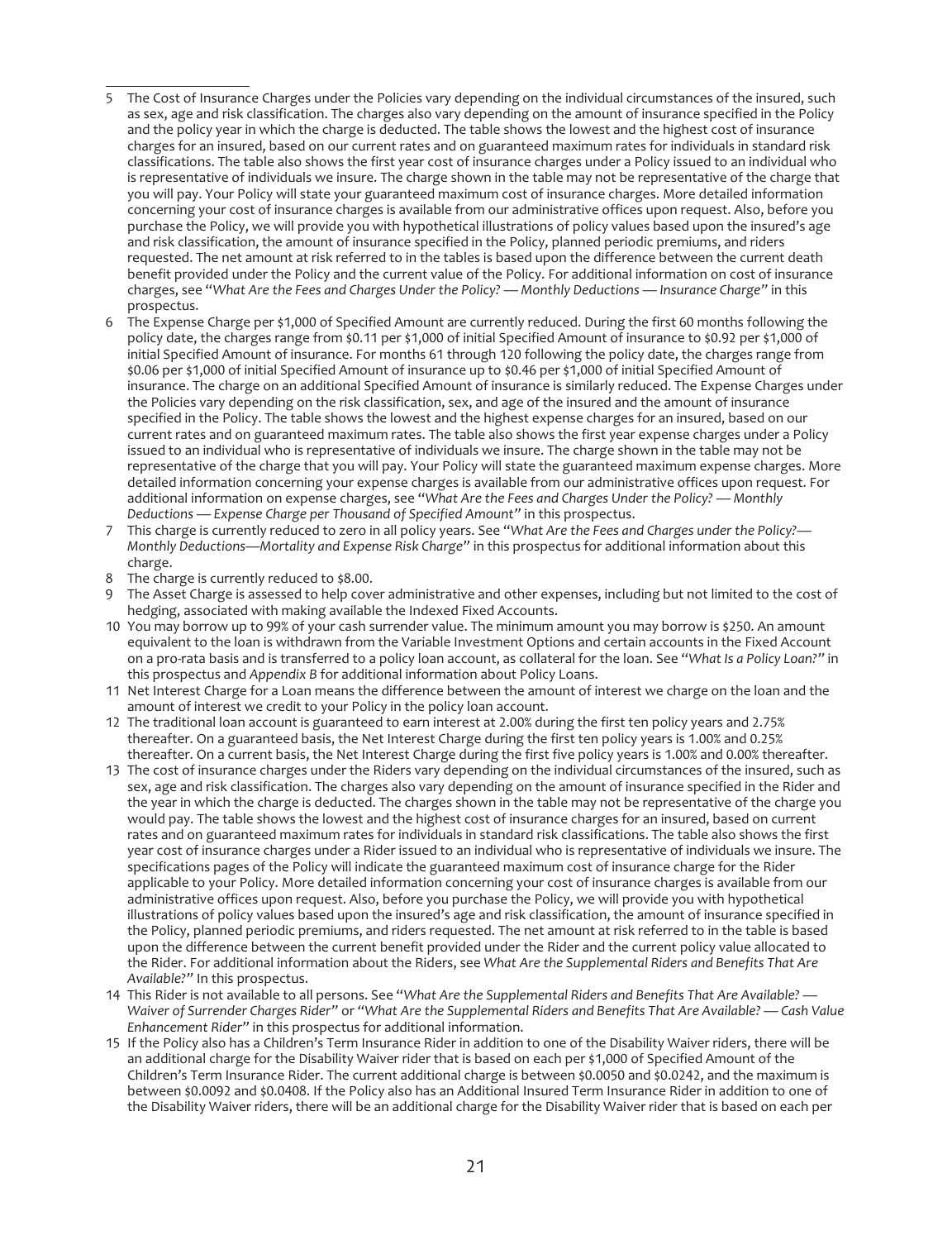5 The Cost of Insurance Charges under the Policies vary depending on the individual circumstances of the insured, such as sex, age and risk classification. The charges also vary depending on the amount of insurance specified in the Policy and the policy year in which the charge is deducted. The table shows the lowest and the highest cost of insurance charges for an insured, based on our current rates and on guaranteed maximum rates for individuals in standard risk classifications. The table also shows the first year cost of insurance charges under a Policy issued to an individual who is representative of individuals we insure. The charge shown in the table may not be representative of the charge that you will pay. Your Policy will state your guaranteed maximum cost of insurance charges. More detailed information concerning your cost of insurance charges is available from our administrative offices upon request. Also, before you purchase the Policy, we will provide you with hypothetical illustrations of policy values based upon the insured's age and risk classification, the amount of insurance specified in the Policy, planned periodic premiums, and riders requested. The net amount at risk referred to in the tables is based upon the difference between the current death benefit provided under the Policy and the current value of the Policy. For additional information on cost of insurance charges, see "*What Are the Fees and Charges Under the Policy? — Monthly Deductions — Insurance Charge*" in this prospectus.

6 The Expense Charge per $1,000 of Specified Amount are currently reduced. During the first 60 months following the policy date, the charges range from $0.11 per $1,000 of initial Specified Amount of insurance to $0.92 per $1,000 of initial Specified Amount of insurance. For months 61 through 120 following the policy date, the charges range from $0.06 per $1,000 of initial Specified Amount of insurance up to $0.46 per $1,000 of initial Specified Amount of insurance. The charge on an additional Specified Amount of insurance is similarly reduced. The Expense Charges under the Policies vary depending on the risk classification, sex, and age of the insured and the amount of insurance specified in the Policy. The table shows the lowest and the highest expense charges for an insured, based on our current rates and on guaranteed maximum rates. The table also shows the first year expense charges under a Policy issued to an individual who is representative of individuals we insure. The charge shown in the table may not be representative of the charge that you will pay. Your Policy will state the guaranteed maximum expense charges. More detailed information concerning your expense charges is available from our administrative offices upon request. For additional information on expense charges, see "*What Are the Fees and Charges Under the Policy? — Monthly Deductions — Expense Charge per Thousand of Specified Amount*" in this prospectus.

7 This charge is currently reduced to zero in all policy years. See "*What Are the Fees and Charges under the Policy?— Monthly Deductions—Mortality and Expense Risk Charge*" in this prospectus for additional information about this charge.

8 The charge is currently reduced to $8.00.

9 The Asset Charge is assessed to help cover administrative and other expenses, including but not limited to the cost of hedging, associated with making available the Indexed Fixed Accounts.

10 You may borrow up to 99% of your cash surrender value. The minimum amount you may borrow is $250. An amount equivalent to the loan is withdrawn from the Variable Investment Options and certain accounts in the Fixed Account on a pro-rata basis and is transferred to a policy loan account, as collateral for the loan. See "*What Is a Policy Loan?*" in this prospectus and *Appendix B* for additional information about Policy Loans.

11 Net Interest Charge for a Loan means the difference between the amount of interest we charge on the loan and the amount of interest we credit to your Policy in the policy loan account.

12 The traditional loan account is guaranteed to earn interest at 2.00% during the first ten policy years and 2.75% thereafter. On a guaranteed basis, the Net Interest Charge during the first ten policy years is 1.00% and 0.25% thereafter. On a current basis, the Net Interest Charge during the first five policy years is 1.00% and 0.00% thereafter.

13 The cost of insurance charges under the Riders vary depending on the individual circumstances of the insured, such as sex, age and risk classification. The charges also vary depending on the amount of insurance specified in the Rider and the year in which the charge is deducted. The charges shown in the table may not be representative of the charge you would pay. The table shows the lowest and the highest cost of insurance charges for an insured, based on current rates and on guaranteed maximum rates for individuals in standard risk classifications. The table also shows the first year cost of insurance charges under a Rider issued to an individual who is representative of individuals we insure. The specifications pages of the Policy will indicate the guaranteed maximum cost of insurance charge for the Rider applicable to your Policy. More detailed information concerning your cost of insurance charges is available from our administrative offices upon request. Also, before you purchase the Policy, we will provide you with hypothetical illustrations of policy values based upon the insured's age and risk classification, the amount of insurance specified in the Policy, planned periodic premiums, and riders requested. The net amount at risk referred to in the table is based upon the difference between the current benefit provided under the Rider and the current policy value allocated to the Rider. For additional information about the Riders, see *What Are the Supplemental Riders and Benefits That Are Available?*" In this prospectus.

14 This Rider is not available to all persons. See "*What Are the Supplemental Riders and Benefits That Are Available? — Waiver of Surrender Charges Rider*" or "*What Are the Supplemental Riders and Benefits That Are Available? — Cash Value Enhancement Rider*" in this prospectus for additional information.

15 If the Policy also has a Children's Term Insurance Rider in addition to one of the Disability Waiver riders, there will be an additional charge for the Disability Waiver rider that is based on each per $1,000 of Specified Amount of the Children's Term Insurance Rider. The current additional charge is between $0.0050 and $0.0242, and the maximum is between $0.0092 and $0.0408. If the Policy also has an Additional Insured Term Insurance Rider in addition to one of the Disability Waiver riders, there will be an additional charge for the Disability Waiver rider that is based on each per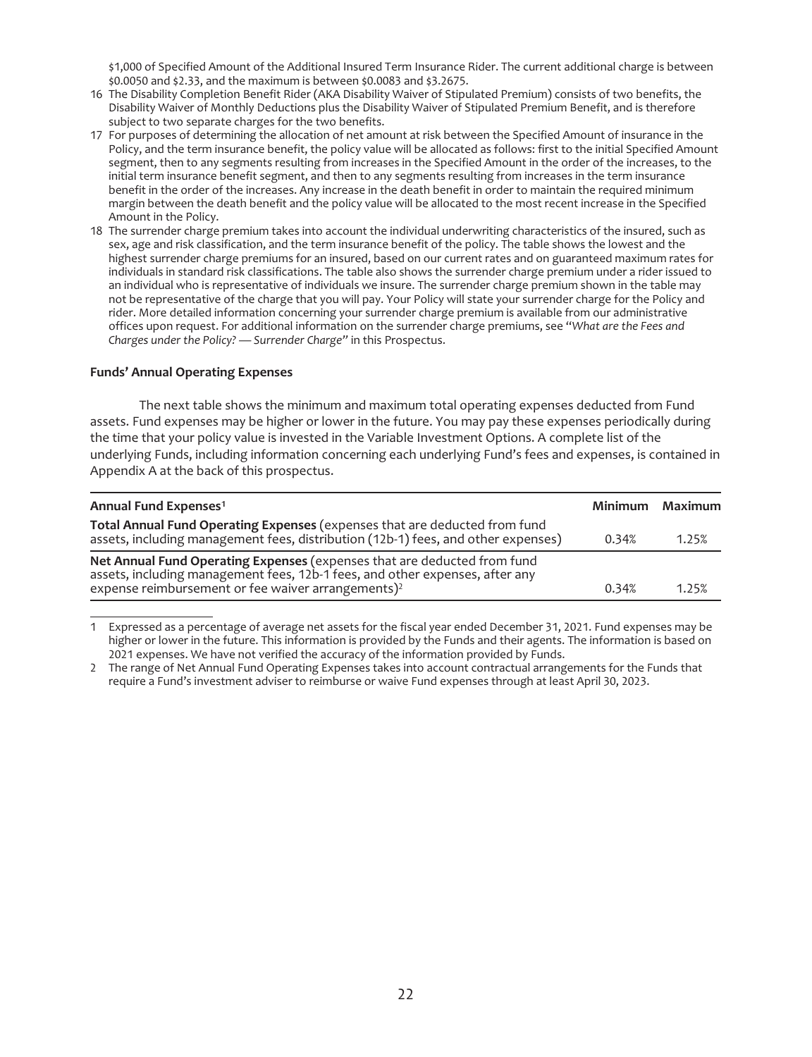$1,000 of Specified Amount of the Additional Insured Term Insurance Rider. The current additional charge is between $0.0050 and $2.33, and the maximum is between $0.0083 and $3.2675.

16 The Disability Completion Benefit Rider (AKA Disability Waiver of Stipulated Premium) consists of two benefits, the Disability Waiver of Monthly Deductions plus the Disability Waiver of Stipulated Premium Benefit, and is therefore subject to two separate charges for the two benefits.

17 For purposes of determining the allocation of net amount at risk between the Specified Amount of insurance in the Policy, and the term insurance benefit, the policy value will be allocated as follows: first to the initial Specified Amount segment, then to any segments resulting from increases in the Specified Amount in the order of the increases, to the initial term insurance benefit segment, and then to any segments resulting from increases in the term insurance benefit in the order of the increases. Any increase in the death benefit in order to maintain the required minimum margin between the death benefit and the policy value will be allocated to the most recent increase in the Specified Amount in the Policy.

18 The surrender charge premium takes into account the individual underwriting characteristics of the insured, such as sex, age and risk classification, and the term insurance benefit of the policy. The table shows the lowest and the highest surrender charge premiums for an insured, based on our current rates and on guaranteed maximum rates for individuals in standard risk classifications. The table also shows the surrender charge premium under a rider issued to an individual who is representative of individuals we insure. The surrender charge premium shown in the table may not be representative of the charge that you will pay. Your Policy will state your surrender charge for the Policy and rider. More detailed information concerning your surrender charge premium is available from our administrative offices upon request. For additional information on the surrender charge premiums, see "*What are the Fees and Charges under the Policy? — Surrender Charge*" in this Prospectus.

**Funds' Annual Operating Expenses**

The next table shows the minimum and maximum total operating expenses deducted from Fund assets. Fund expenses may be higher or lower in the future. You may pay these expenses periodically during the time that your policy value is invested in the Variable Investment Options. A complete list of the underlying Funds, including information concerning each underlying Fund's fees and expenses, is contained in Appendix A at the back of this prospectus.

| Annual Fund Expenses[1] | Minimum | Maximum |
|---|---|---|
| **Total Annual Fund Operating Expenses** (expenses that are deducted from fund assets, including management fees, distribution (12b-1) fees, and other expenses) | 0.34% | 1.25% |
| **Net Annual Fund Operating Expenses** (expenses that are deducted from fund assets, including management fees, 12b-1 fees, and other expenses, after any expense reimbursement or fee waiver arrangements)[2] | 0.34% | 1.25% |

1 Expressed as a percentage of average net assets for the fiscal year ended December 31, 2021. Fund expenses may be higher or lower in the future. This information is provided by the Funds and their agents. The information is based on 2021 expenses. We have not verified the accuracy of the information provided by Funds.

2 The range of Net Annual Fund Operating Expenses takes into account contractual arrangements for the Funds that require a Fund's investment adviser to reimburse or waive Fund expenses through at least April 30, 2023.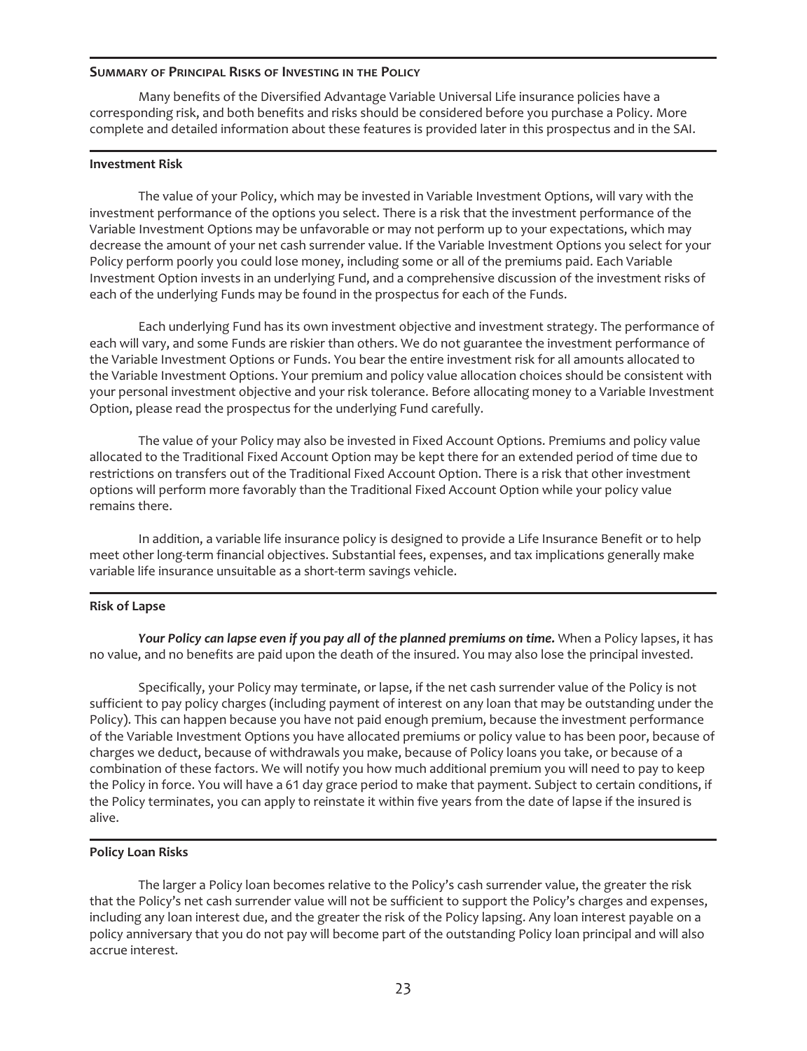## Summary of Principal Risks of Investing in the Policy

Many benefits of the Diversified Advantage Variable Universal Life insurance policies have a corresponding risk, and both benefits and risks should be considered before you purchase a Policy. More complete and detailed information about these features is provided later in this prospectus and in the SAI.

### Investment Risk

The value of your Policy, which may be invested in Variable Investment Options, will vary with the investment performance of the options you select. There is a risk that the investment performance of the Variable Investment Options may be unfavorable or may not perform up to your expectations, which may decrease the amount of your net cash surrender value. If the Variable Investment Options you select for your Policy perform poorly you could lose money, including some or all of the premiums paid. Each Variable Investment Option invests in an underlying Fund, and a comprehensive discussion of the investment risks of each of the underlying Funds may be found in the prospectus for each of the Funds.

Each underlying Fund has its own investment objective and investment strategy. The performance of each will vary, and some Funds are riskier than others. We do not guarantee the investment performance of the Variable Investment Options or Funds. You bear the entire investment risk for all amounts allocated to the Variable Investment Options. Your premium and policy value allocation choices should be consistent with your personal investment objective and your risk tolerance. Before allocating money to a Variable Investment Option, please read the prospectus for the underlying Fund carefully.

The value of your Policy may also be invested in Fixed Account Options. Premiums and policy value allocated to the Traditional Fixed Account Option may be kept there for an extended period of time due to restrictions on transfers out of the Traditional Fixed Account Option. There is a risk that other investment options will perform more favorably than the Traditional Fixed Account Option while your policy value remains there.

In addition, a variable life insurance policy is designed to provide a Life Insurance Benefit or to help meet other long-term financial objectives. Substantial fees, expenses, and tax implications generally make variable life insurance unsuitable as a short-term savings vehicle.

### Risk of Lapse

***Your Policy can lapse even if you pay all of the planned premiums on time.*** When a Policy lapses, it has no value, and no benefits are paid upon the death of the insured. You may also lose the principal invested.

Specifically, your Policy may terminate, or lapse, if the net cash surrender value of the Policy is not sufficient to pay policy charges (including payment of interest on any loan that may be outstanding under the Policy). This can happen because you have not paid enough premium, because the investment performance of the Variable Investment Options you have allocated premiums or policy value to has been poor, because of charges we deduct, because of withdrawals you make, because of Policy loans you take, or because of a combination of these factors. We will notify you how much additional premium you will need to pay to keep the Policy in force. You will have a 61 day grace period to make that payment. Subject to certain conditions, if the Policy terminates, you can apply to reinstate it within five years from the date of lapse if the insured is alive.

### Policy Loan Risks

The larger a Policy loan becomes relative to the Policy's cash surrender value, the greater the risk that the Policy's net cash surrender value will not be sufficient to support the Policy's charges and expenses, including any loan interest due, and the greater the risk of the Policy lapsing. Any loan interest payable on a policy anniversary that you do not pay will become part of the outstanding Policy loan principal and will also accrue interest.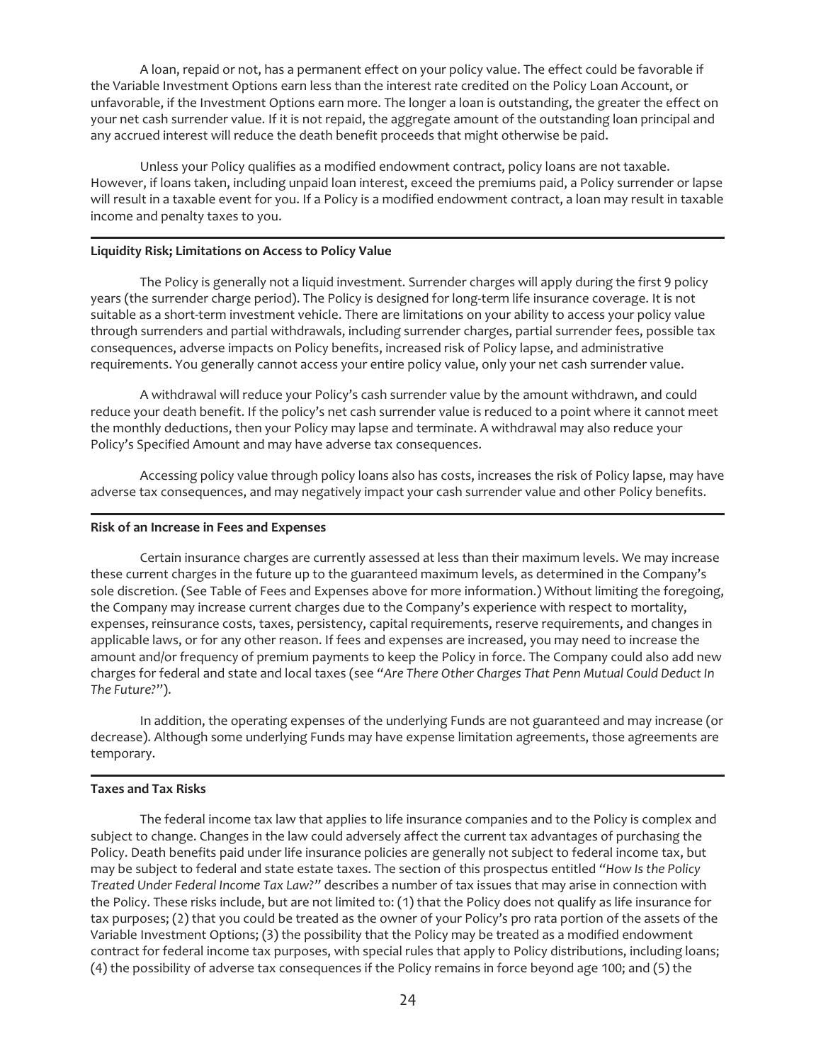A loan, repaid or not, has a permanent effect on your policy value. The effect could be favorable if the Variable Investment Options earn less than the interest rate credited on the Policy Loan Account, or unfavorable, if the Investment Options earn more. The longer a loan is outstanding, the greater the effect on your net cash surrender value. If it is not repaid, the aggregate amount of the outstanding loan principal and any accrued interest will reduce the death benefit proceeds that might otherwise be paid.

Unless your Policy qualifies as a modified endowment contract, policy loans are not taxable. However, if loans taken, including unpaid loan interest, exceed the premiums paid, a Policy surrender or lapse will result in a taxable event for you. If a Policy is a modified endowment contract, a loan may result in taxable income and penalty taxes to you.

**Liquidity Risk; Limitations on Access to Policy Value**

The Policy is generally not a liquid investment. Surrender charges will apply during the first 9 policy years (the surrender charge period). The Policy is designed for long-term life insurance coverage. It is not suitable as a short-term investment vehicle. There are limitations on your ability to access your policy value through surrenders and partial withdrawals, including surrender charges, partial surrender fees, possible tax consequences, adverse impacts on Policy benefits, increased risk of Policy lapse, and administrative requirements. You generally cannot access your entire policy value, only your net cash surrender value.

A withdrawal will reduce your Policy's cash surrender value by the amount withdrawn, and could reduce your death benefit. If the policy's net cash surrender value is reduced to a point where it cannot meet the monthly deductions, then your Policy may lapse and terminate. A withdrawal may also reduce your Policy's Specified Amount and may have adverse tax consequences.

Accessing policy value through policy loans also has costs, increases the risk of Policy lapse, may have adverse tax consequences, and may negatively impact your cash surrender value and other Policy benefits.

**Risk of an Increase in Fees and Expenses**

Certain insurance charges are currently assessed at less than their maximum levels. We may increase these current charges in the future up to the guaranteed maximum levels, as determined in the Company's sole discretion. (See Table of Fees and Expenses above for more information.) Without limiting the foregoing, the Company may increase current charges due to the Company's experience with respect to mortality, expenses, reinsurance costs, taxes, persistency, capital requirements, reserve requirements, and changes in applicable laws, or for any other reason. If fees and expenses are increased, you may need to increase the amount and/or frequency of premium payments to keep the Policy in force. The Company could also add new charges for federal and state and local taxes (see *"Are There Other Charges That Penn Mutual Could Deduct In The Future?"*).

In addition, the operating expenses of the underlying Funds are not guaranteed and may increase (or decrease). Although some underlying Funds may have expense limitation agreements, those agreements are temporary.

**Taxes and Tax Risks**

The federal income tax law that applies to life insurance companies and to the Policy is complex and subject to change. Changes in the law could adversely affect the current tax advantages of purchasing the Policy. Death benefits paid under life insurance policies are generally not subject to federal income tax, but may be subject to federal and state estate taxes. The section of this prospectus entitled *"How Is the Policy Treated Under Federal Income Tax Law?"* describes a number of tax issues that may arise in connection with the Policy. These risks include, but are not limited to: (1) that the Policy does not qualify as life insurance for tax purposes; (2) that you could be treated as the owner of your Policy's pro rata portion of the assets of the Variable Investment Options; (3) the possibility that the Policy may be treated as a modified endowment contract for federal income tax purposes, with special rules that apply to Policy distributions, including loans; (4) the possibility of adverse tax consequences if the Policy remains in force beyond age 100; and (5) the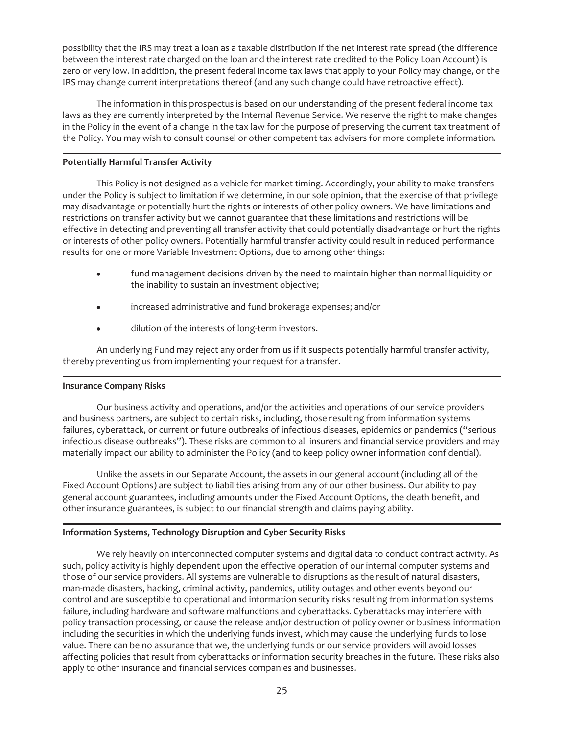possibility that the IRS may treat a loan as a taxable distribution if the net interest rate spread (the difference between the interest rate charged on the loan and the interest rate credited to the Policy Loan Account) is zero or very low. In addition, the present federal income tax laws that apply to your Policy may change, or the IRS may change current interpretations thereof (and any such change could have retroactive effect).

The information in this prospectus is based on our understanding of the present federal income tax laws as they are currently interpreted by the Internal Revenue Service. We reserve the right to make changes in the Policy in the event of a change in the tax law for the purpose of preserving the current tax treatment of the Policy. You may wish to consult counsel or other competent tax advisers for more complete information.

**Potentially Harmful Transfer Activity**

This Policy is not designed as a vehicle for market timing. Accordingly, your ability to make transfers under the Policy is subject to limitation if we determine, in our sole opinion, that the exercise of that privilege may disadvantage or potentially hurt the rights or interests of other policy owners. We have limitations and restrictions on transfer activity but we cannot guarantee that these limitations and restrictions will be effective in detecting and preventing all transfer activity that could potentially disadvantage or hurt the rights or interests of other policy owners. Potentially harmful transfer activity could result in reduced performance results for one or more Variable Investment Options, due to among other things:

- fund management decisions driven by the need to maintain higher than normal liquidity or the inability to sustain an investment objective;
- increased administrative and fund brokerage expenses; and/or
- dilution of the interests of long-term investors.

An underlying Fund may reject any order from us if it suspects potentially harmful transfer activity, thereby preventing us from implementing your request for a transfer.

**Insurance Company Risks**

Our business activity and operations, and/or the activities and operations of our service providers and business partners, are subject to certain risks, including, those resulting from information systems failures, cyberattack, or current or future outbreaks of infectious diseases, epidemics or pandemics ("serious infectious disease outbreaks"). These risks are common to all insurers and financial service providers and may materially impact our ability to administer the Policy (and to keep policy owner information confidential).

Unlike the assets in our Separate Account, the assets in our general account (including all of the Fixed Account Options) are subject to liabilities arising from any of our other business. Our ability to pay general account guarantees, including amounts under the Fixed Account Options, the death benefit, and other insurance guarantees, is subject to our financial strength and claims paying ability.

**Information Systems, Technology Disruption and Cyber Security Risks**

We rely heavily on interconnected computer systems and digital data to conduct contract activity. As such, policy activity is highly dependent upon the effective operation of our internal computer systems and those of our service providers. All systems are vulnerable to disruptions as the result of natural disasters, man-made disasters, hacking, criminal activity, pandemics, utility outages and other events beyond our control and are susceptible to operational and information security risks resulting from information systems failure, including hardware and software malfunctions and cyberattacks. Cyberattacks may interfere with policy transaction processing, or cause the release and/or destruction of policy owner or business information including the securities in which the underlying funds invest, which may cause the underlying funds to lose value. There can be no assurance that we, the underlying funds or our service providers will avoid losses affecting policies that result from cyberattacks or information security breaches in the future. These risks also apply to other insurance and financial services companies and businesses.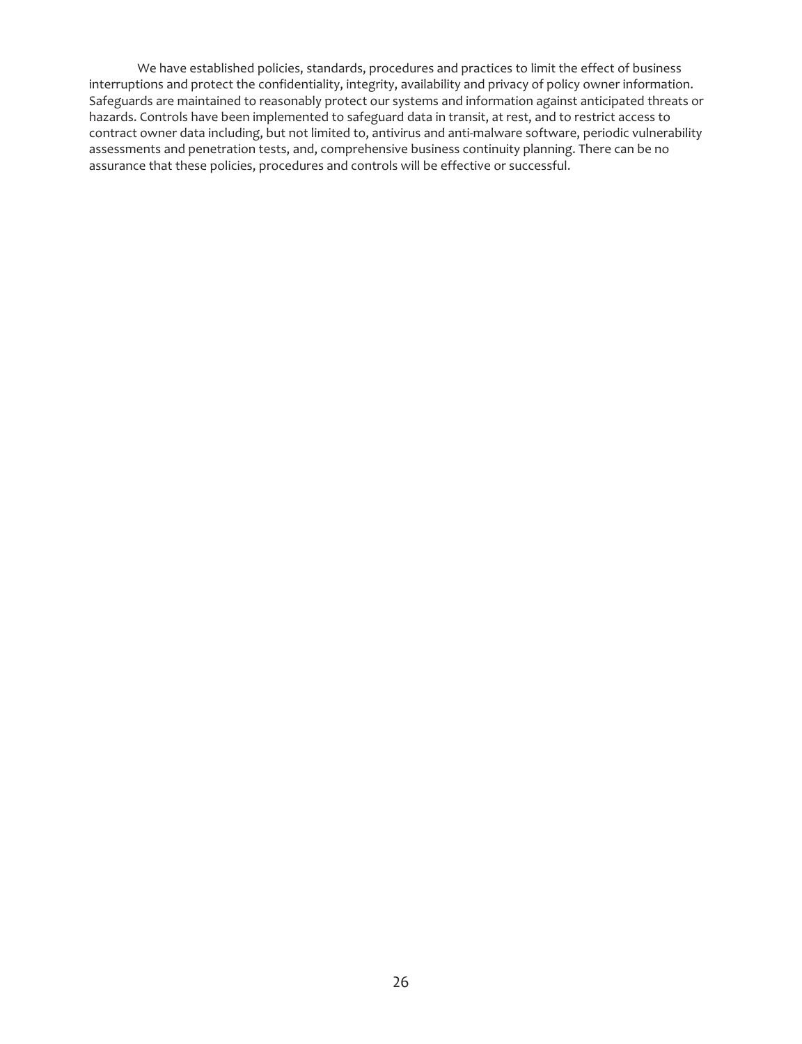We have established policies, standards, procedures and practices to limit the effect of business interruptions and protect the confidentiality, integrity, availability and privacy of policy owner information. Safeguards are maintained to reasonably protect our systems and information against anticipated threats or hazards. Controls have been implemented to safeguard data in transit, at rest, and to restrict access to contract owner data including, but not limited to, antivirus and anti-malware software, periodic vulnerability assessments and penetration tests, and, comprehensive business continuity planning. There can be no assurance that these policies, procedures and controls will be effective or successful.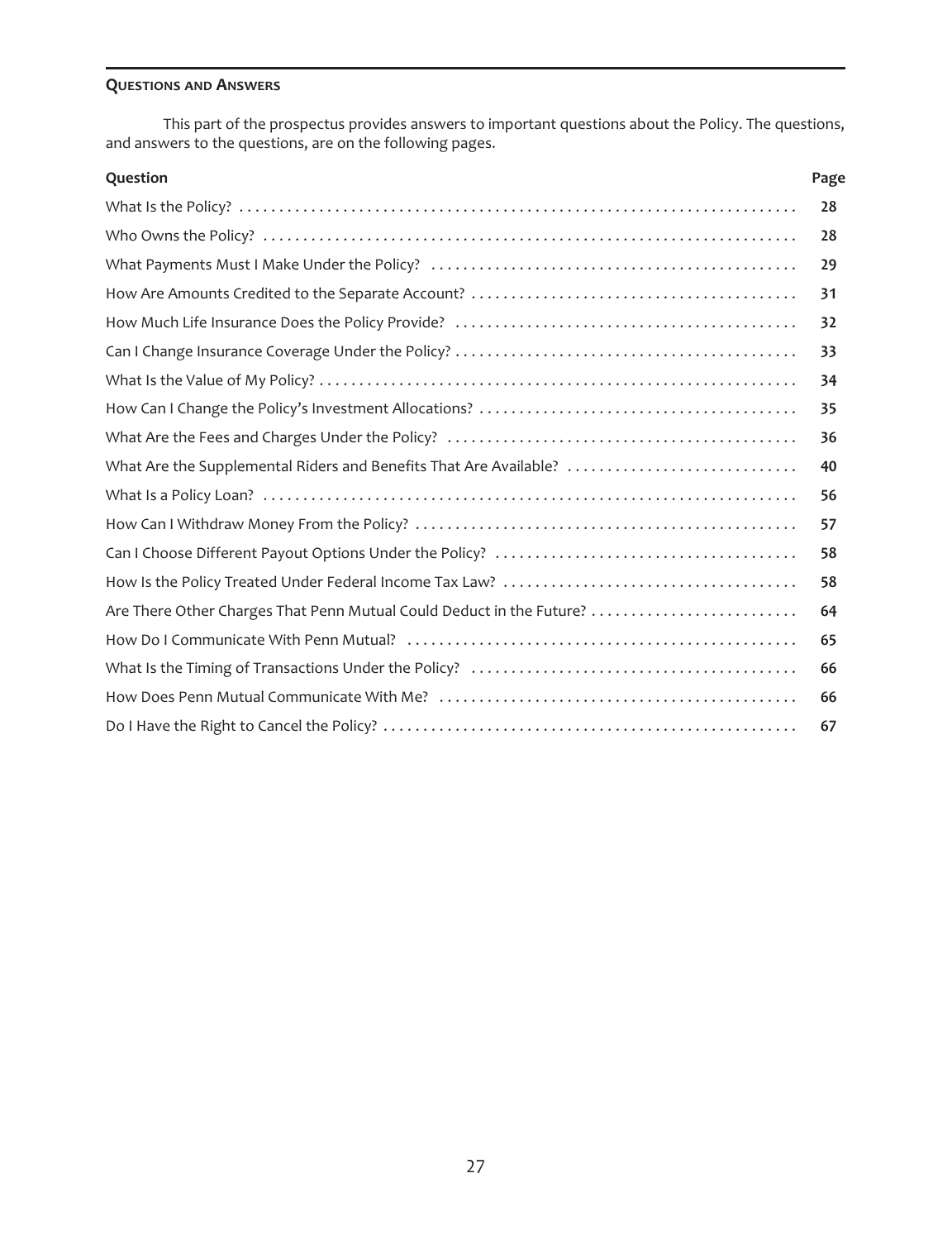## QUESTIONS AND ANSWERS

This part of the prospectus provides answers to important questions about the Policy. The questions, and answers to the questions, are on the following pages.

| Question | Page |
| --- | --- |
| What Is the Policy? | 28 |
| Who Owns the Policy? | 28 |
| What Payments Must I Make Under the Policy? | 29 |
| How Are Amounts Credited to the Separate Account? | 31 |
| How Much Life Insurance Does the Policy Provide? | 32 |
| Can I Change Insurance Coverage Under the Policy? | 33 |
| What Is the Value of My Policy? | 34 |
| How Can I Change the Policy's Investment Allocations? | 35 |
| What Are the Fees and Charges Under the Policy? | 36 |
| What Are the Supplemental Riders and Benefits That Are Available? | 40 |
| What Is a Policy Loan? | 56 |
| How Can I Withdraw Money From the Policy? | 57 |
| Can I Choose Different Payout Options Under the Policy? | 58 |
| How Is the Policy Treated Under Federal Income Tax Law? | 58 |
| Are There Other Charges That Penn Mutual Could Deduct in the Future? | 64 |
| How Do I Communicate With Penn Mutual? | 65 |
| What Is the Timing of Transactions Under the Policy? | 66 |
| How Does Penn Mutual Communicate With Me? | 66 |
| Do I Have the Right to Cancel the Policy? | 67 |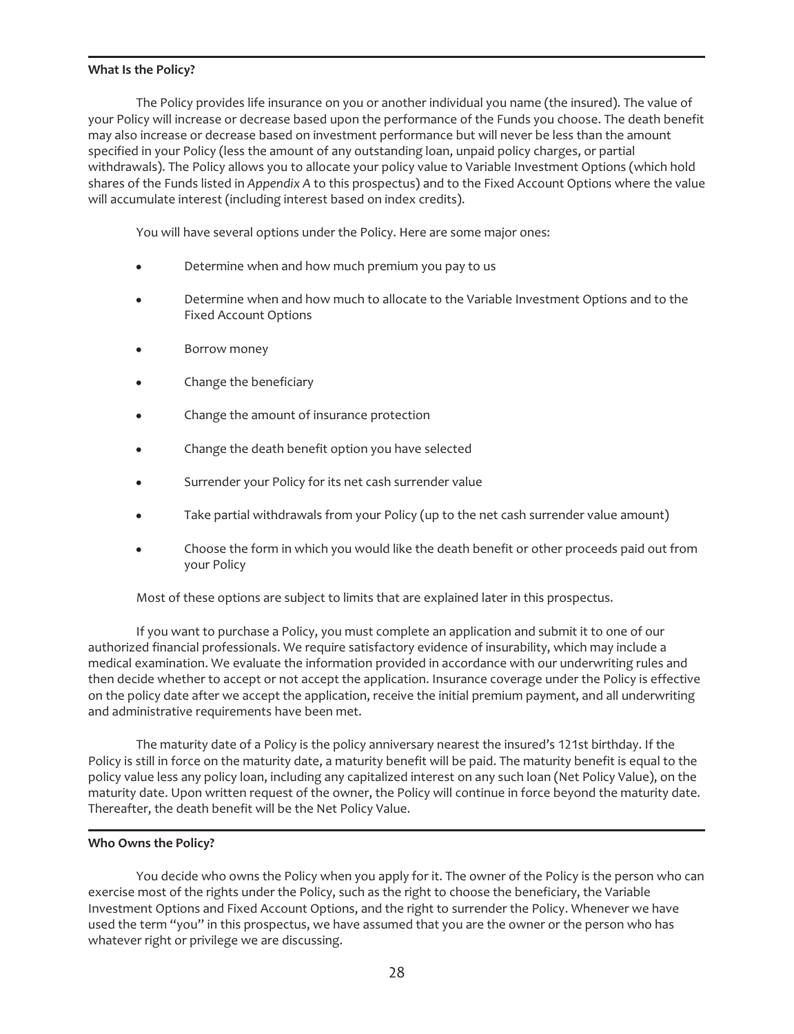**What Is the Policy?**

The Policy provides life insurance on you or another individual you name (the insured). The value of your Policy will increase or decrease based upon the performance of the Funds you choose. The death benefit may also increase or decrease based on investment performance but will never be less than the amount specified in your Policy (less the amount of any outstanding loan, unpaid policy charges, or partial withdrawals). The Policy allows you to allocate your policy value to Variable Investment Options (which hold shares of the Funds listed in *Appendix A* to this prospectus) and to the Fixed Account Options where the value will accumulate interest (including interest based on index credits).

You will have several options under the Policy. Here are some major ones:

- Determine when and how much premium you pay to us
- Determine when and how much to allocate to the Variable Investment Options and to the Fixed Account Options
- Borrow money
- Change the beneficiary
- Change the amount of insurance protection
- Change the death benefit option you have selected
- Surrender your Policy for its net cash surrender value
- Take partial withdrawals from your Policy (up to the net cash surrender value amount)
- Choose the form in which you would like the death benefit or other proceeds paid out from your Policy

Most of these options are subject to limits that are explained later in this prospectus.

If you want to purchase a Policy, you must complete an application and submit it to one of our authorized financial professionals. We require satisfactory evidence of insurability, which may include a medical examination. We evaluate the information provided in accordance with our underwriting rules and then decide whether to accept or not accept the application. Insurance coverage under the Policy is effective on the policy date after we accept the application, receive the initial premium payment, and all underwriting and administrative requirements have been met.

The maturity date of a Policy is the policy anniversary nearest the insured's 121st birthday. If the Policy is still in force on the maturity date, a maturity benefit will be paid. The maturity benefit is equal to the policy value less any policy loan, including any capitalized interest on any such loan (Net Policy Value), on the maturity date. Upon written request of the owner, the Policy will continue in force beyond the maturity date. Thereafter, the death benefit will be the Net Policy Value.

**Who Owns the Policy?**

You decide who owns the Policy when you apply for it. The owner of the Policy is the person who can exercise most of the rights under the Policy, such as the right to choose the beneficiary, the Variable Investment Options and Fixed Account Options, and the right to surrender the Policy. Whenever we have used the term "you" in this prospectus, we have assumed that you are the owner or the person who has whatever right or privilege we are discussing.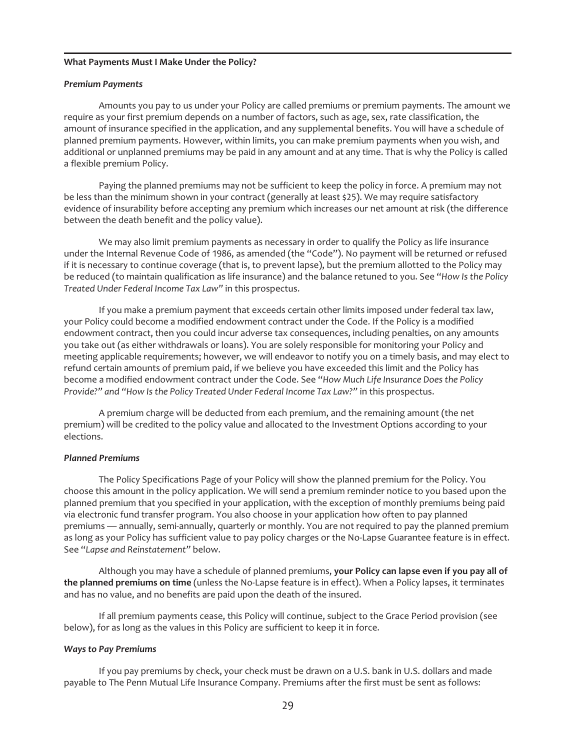**What Payments Must I Make Under the Policy?**

***Premium Payments***

Amounts you pay to us under your Policy are called premiums or premium payments. The amount we require as your first premium depends on a number of factors, such as age, sex, rate classification, the amount of insurance specified in the application, and any supplemental benefits. You will have a schedule of planned premium payments. However, within limits, you can make premium payments when you wish, and additional or unplanned premiums may be paid in any amount and at any time. That is why the Policy is called a flexible premium Policy.

Paying the planned premiums may not be sufficient to keep the policy in force. A premium may not be less than the minimum shown in your contract (generally at least $25). We may require satisfactory evidence of insurability before accepting any premium which increases our net amount at risk (the difference between the death benefit and the policy value).

We may also limit premium payments as necessary in order to qualify the Policy as life insurance under the Internal Revenue Code of 1986, as amended (the "Code"). No payment will be returned or refused if it is necessary to continue coverage (that is, to prevent lapse), but the premium allotted to the Policy may be reduced (to maintain qualification as life insurance) and the balance retuned to you. See "*How Is the Policy Treated Under Federal Income Tax Law*" in this prospectus.

If you make a premium payment that exceeds certain other limits imposed under federal tax law, your Policy could become a modified endowment contract under the Code. If the Policy is a modified endowment contract, then you could incur adverse tax consequences, including penalties, on any amounts you take out (as either withdrawals or loans). You are solely responsible for monitoring your Policy and meeting applicable requirements; however, we will endeavor to notify you on a timely basis, and may elect to refund certain amounts of premium paid, if we believe you have exceeded this limit and the Policy has become a modified endowment contract under the Code. See "*How Much Life Insurance Does the Policy Provide?" and "How Is the Policy Treated Under Federal Income Tax Law?"* in this prospectus.

A premium charge will be deducted from each premium, and the remaining amount (the net premium) will be credited to the policy value and allocated to the Investment Options according to your elections.

***Planned Premiums***

The Policy Specifications Page of your Policy will show the planned premium for the Policy. You choose this amount in the policy application. We will send a premium reminder notice to you based upon the planned premium that you specified in your application, with the exception of monthly premiums being paid via electronic fund transfer program. You also choose in your application how often to pay planned premiums — annually, semi-annually, quarterly or monthly. You are not required to pay the planned premium as long as your Policy has sufficient value to pay policy charges or the No-Lapse Guarantee feature is in effect. See "*Lapse and Reinstatement*" below.

Although you may have a schedule of planned premiums, **your Policy can lapse even if you pay all of the planned premiums on time** (unless the No-Lapse feature is in effect). When a Policy lapses, it terminates and has no value, and no benefits are paid upon the death of the insured.

If all premium payments cease, this Policy will continue, subject to the Grace Period provision (see below), for as long as the values in this Policy are sufficient to keep it in force.

***Ways to Pay Premiums***

If you pay premiums by check, your check must be drawn on a U.S. bank in U.S. dollars and made payable to The Penn Mutual Life Insurance Company. Premiums after the first must be sent as follows: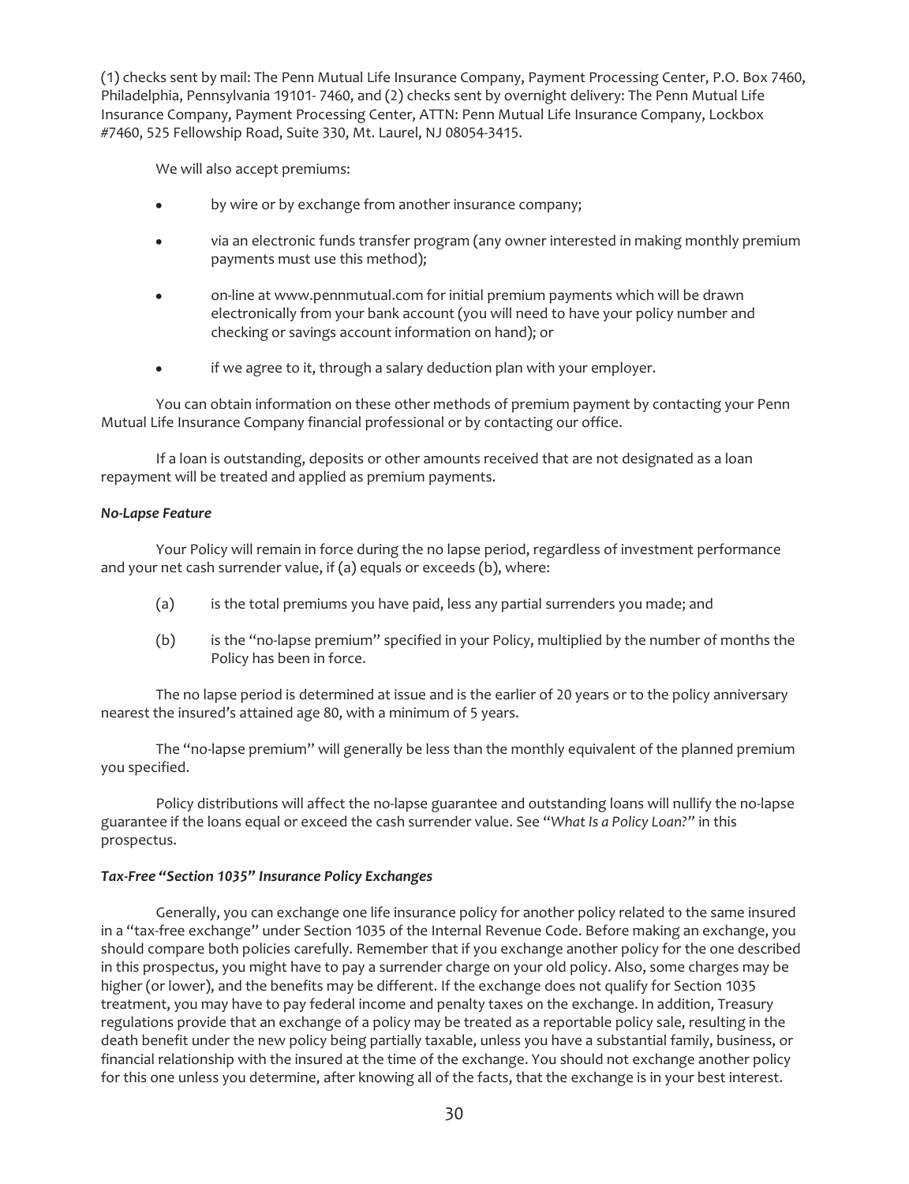(1) checks sent by mail: The Penn Mutual Life Insurance Company, Payment Processing Center, P.O. Box 7460, Philadelphia, Pennsylvania 19101- 7460, and (2) checks sent by overnight delivery: The Penn Mutual Life Insurance Company, Payment Processing Center, ATTN: Penn Mutual Life Insurance Company, Lockbox #7460, 525 Fellowship Road, Suite 330, Mt. Laurel, NJ 08054-3415.

We will also accept premiums:

- by wire or by exchange from another insurance company;
- via an electronic funds transfer program (any owner interested in making monthly premium payments must use this method);
- on-line at www.pennmutual.com for initial premium payments which will be drawn electronically from your bank account (you will need to have your policy number and checking or savings account information on hand); or
- if we agree to it, through a salary deduction plan with your employer.

You can obtain information on these other methods of premium payment by contacting your Penn Mutual Life Insurance Company financial professional or by contacting our office.

If a loan is outstanding, deposits or other amounts received that are not designated as a loan repayment will be treated and applied as premium payments.

***No-Lapse Feature***

Your Policy will remain in force during the no lapse period, regardless of investment performance and your net cash surrender value, if (a) equals or exceeds (b), where:

(a) is the total premiums you have paid, less any partial surrenders you made; and

(b) is the "no-lapse premium" specified in your Policy, multiplied by the number of months the Policy has been in force.

The no lapse period is determined at issue and is the earlier of 20 years or to the policy anniversary nearest the insured's attained age 80, with a minimum of 5 years.

The "no-lapse premium" will generally be less than the monthly equivalent of the planned premium you specified.

Policy distributions will affect the no-lapse guarantee and outstanding loans will nullify the no-lapse guarantee if the loans equal or exceed the cash surrender value. See "*What Is a Policy Loan?*" in this prospectus.

***Tax-Free "Section 1035" Insurance Policy Exchanges***

Generally, you can exchange one life insurance policy for another policy related to the same insured in a "tax-free exchange" under Section 1035 of the Internal Revenue Code. Before making an exchange, you should compare both policies carefully. Remember that if you exchange another policy for the one described in this prospectus, you might have to pay a surrender charge on your old policy. Also, some charges may be higher (or lower), and the benefits may be different. If the exchange does not qualify for Section 1035 treatment, you may have to pay federal income and penalty taxes on the exchange. In addition, Treasury regulations provide that an exchange of a policy may be treated as a reportable policy sale, resulting in the death benefit under the new policy being partially taxable, unless you have a substantial family, business, or financial relationship with the insured at the time of the exchange. You should not exchange another policy for this one unless you determine, after knowing all of the facts, that the exchange is in your best interest.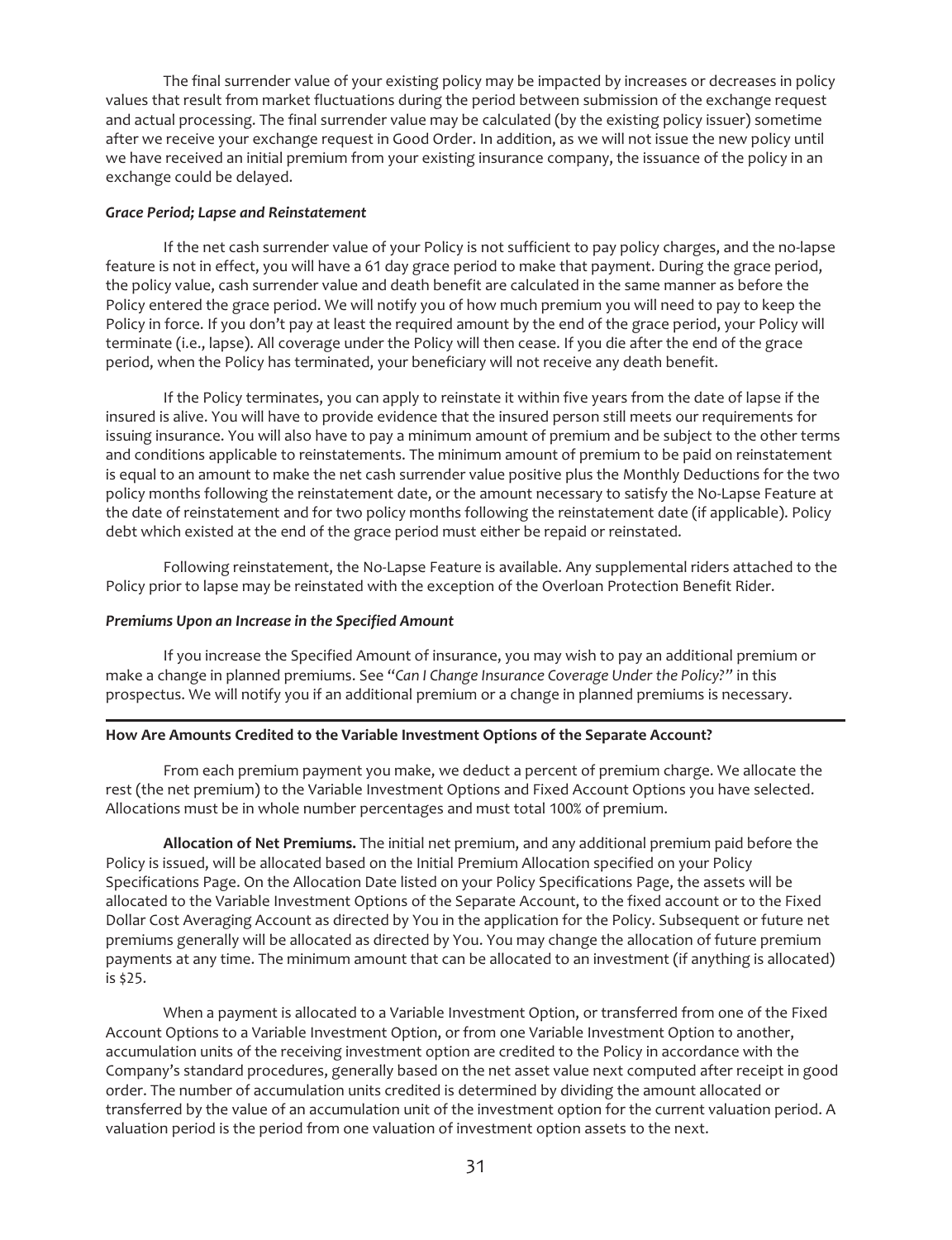The final surrender value of your existing policy may be impacted by increases or decreases in policy values that result from market fluctuations during the period between submission of the exchange request and actual processing. The final surrender value may be calculated (by the existing policy issuer) sometime after we receive your exchange request in Good Order. In addition, as we will not issue the new policy until we have received an initial premium from your existing insurance company, the issuance of the policy in an exchange could be delayed.

***Grace Period; Lapse and Reinstatement***

If the net cash surrender value of your Policy is not sufficient to pay policy charges, and the no-lapse feature is not in effect, you will have a 61 day grace period to make that payment. During the grace period, the policy value, cash surrender value and death benefit are calculated in the same manner as before the Policy entered the grace period. We will notify you of how much premium you will need to pay to keep the Policy in force. If you don't pay at least the required amount by the end of the grace period, your Policy will terminate (i.e., lapse). All coverage under the Policy will then cease. If you die after the end of the grace period, when the Policy has terminated, your beneficiary will not receive any death benefit.

If the Policy terminates, you can apply to reinstate it within five years from the date of lapse if the insured is alive. You will have to provide evidence that the insured person still meets our requirements for issuing insurance. You will also have to pay a minimum amount of premium and be subject to the other terms and conditions applicable to reinstatements. The minimum amount of premium to be paid on reinstatement is equal to an amount to make the net cash surrender value positive plus the Monthly Deductions for the two policy months following the reinstatement date, or the amount necessary to satisfy the No-Lapse Feature at the date of reinstatement and for two policy months following the reinstatement date (if applicable). Policy debt which existed at the end of the grace period must either be repaid or reinstated.

Following reinstatement, the No-Lapse Feature is available. Any supplemental riders attached to the Policy prior to lapse may be reinstated with the exception of the Overloan Protection Benefit Rider.

***Premiums Upon an Increase in the Specified Amount***

If you increase the Specified Amount of insurance, you may wish to pay an additional premium or make a change in planned premiums. See "*Can I Change Insurance Coverage Under the Policy?*" in this prospectus. We will notify you if an additional premium or a change in planned premiums is necessary.

---

**How Are Amounts Credited to the Variable Investment Options of the Separate Account?**

From each premium payment you make, we deduct a percent of premium charge. We allocate the rest (the net premium) to the Variable Investment Options and Fixed Account Options you have selected. Allocations must be in whole number percentages and must total 100% of premium.

**Allocation of Net Premiums.** The initial net premium, and any additional premium paid before the Policy is issued, will be allocated based on the Initial Premium Allocation specified on your Policy Specifications Page. On the Allocation Date listed on your Policy Specifications Page, the assets will be allocated to the Variable Investment Options of the Separate Account, to the fixed account or to the Fixed Dollar Cost Averaging Account as directed by You in the application for the Policy. Subsequent or future net premiums generally will be allocated as directed by You. You may change the allocation of future premium payments at any time. The minimum amount that can be allocated to an investment (if anything is allocated) is $25.

When a payment is allocated to a Variable Investment Option, or transferred from one of the Fixed Account Options to a Variable Investment Option, or from one Variable Investment Option to another, accumulation units of the receiving investment option are credited to the Policy in accordance with the Company's standard procedures, generally based on the net asset value next computed after receipt in good order. The number of accumulation units credited is determined by dividing the amount allocated or transferred by the value of an accumulation unit of the investment option for the current valuation period. A valuation period is the period from one valuation of investment option assets to the next.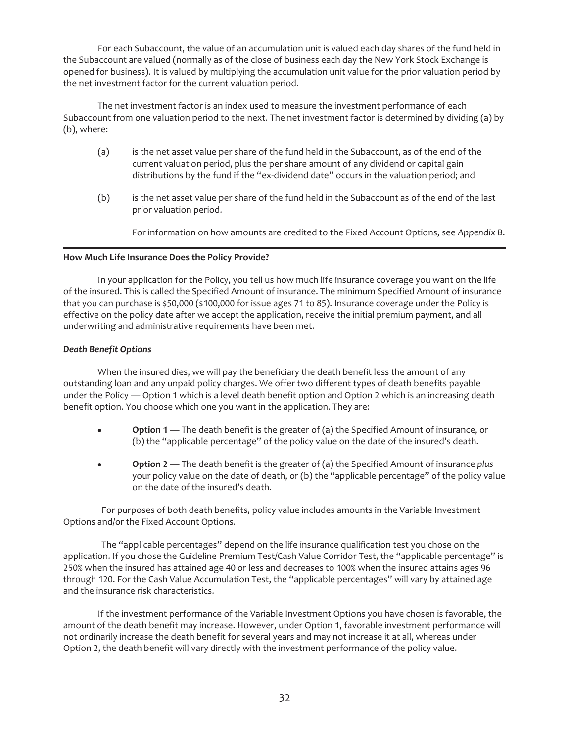For each Subaccount, the value of an accumulation unit is valued each day shares of the fund held in the Subaccount are valued (normally as of the close of business each day the New York Stock Exchange is opened for business). It is valued by multiplying the accumulation unit value for the prior valuation period by the net investment factor for the current valuation period.

The net investment factor is an index used to measure the investment performance of each Subaccount from one valuation period to the next. The net investment factor is determined by dividing (a) by (b), where:

(a) is the net asset value per share of the fund held in the Subaccount, as of the end of the current valuation period, plus the per share amount of any dividend or capital gain distributions by the fund if the "ex-dividend date" occurs in the valuation period; and

(b) is the net asset value per share of the fund held in the Subaccount as of the end of the last prior valuation period.

For information on how amounts are credited to the Fixed Account Options, see *Appendix B*.

---

**How Much Life Insurance Does the Policy Provide?**

In your application for the Policy, you tell us how much life insurance coverage you want on the life of the insured. This is called the Specified Amount of insurance. The minimum Specified Amount of insurance that you can purchase is $50,000 ($100,000 for issue ages 71 to 85). Insurance coverage under the Policy is effective on the policy date after we accept the application, receive the initial premium payment, and all underwriting and administrative requirements have been met.

***Death Benefit Options***

When the insured dies, we will pay the beneficiary the death benefit less the amount of any outstanding loan and any unpaid policy charges. We offer two different types of death benefits payable under the Policy — Option 1 which is a level death benefit option and Option 2 which is an increasing death benefit option. You choose which one you want in the application. They are:

- **Option 1** — The death benefit is the greater of (a) the Specified Amount of insurance, or (b) the "applicable percentage" of the policy value on the date of the insured's death.
- **Option 2** — The death benefit is the greater of (a) the Specified Amount of insurance *plus* your policy value on the date of death, or (b) the "applicable percentage" of the policy value on the date of the insured's death.

For purposes of both death benefits, policy value includes amounts in the Variable Investment Options and/or the Fixed Account Options.

The "applicable percentages" depend on the life insurance qualification test you chose on the application. If you chose the Guideline Premium Test/Cash Value Corridor Test, the "applicable percentage" is 250% when the insured has attained age 40 or less and decreases to 100% when the insured attains ages 96 through 120. For the Cash Value Accumulation Test, the "applicable percentages" will vary by attained age and the insurance risk characteristics.

If the investment performance of the Variable Investment Options you have chosen is favorable, the amount of the death benefit may increase. However, under Option 1, favorable investment performance will not ordinarily increase the death benefit for several years and may not increase it at all, whereas under Option 2, the death benefit will vary directly with the investment performance of the policy value.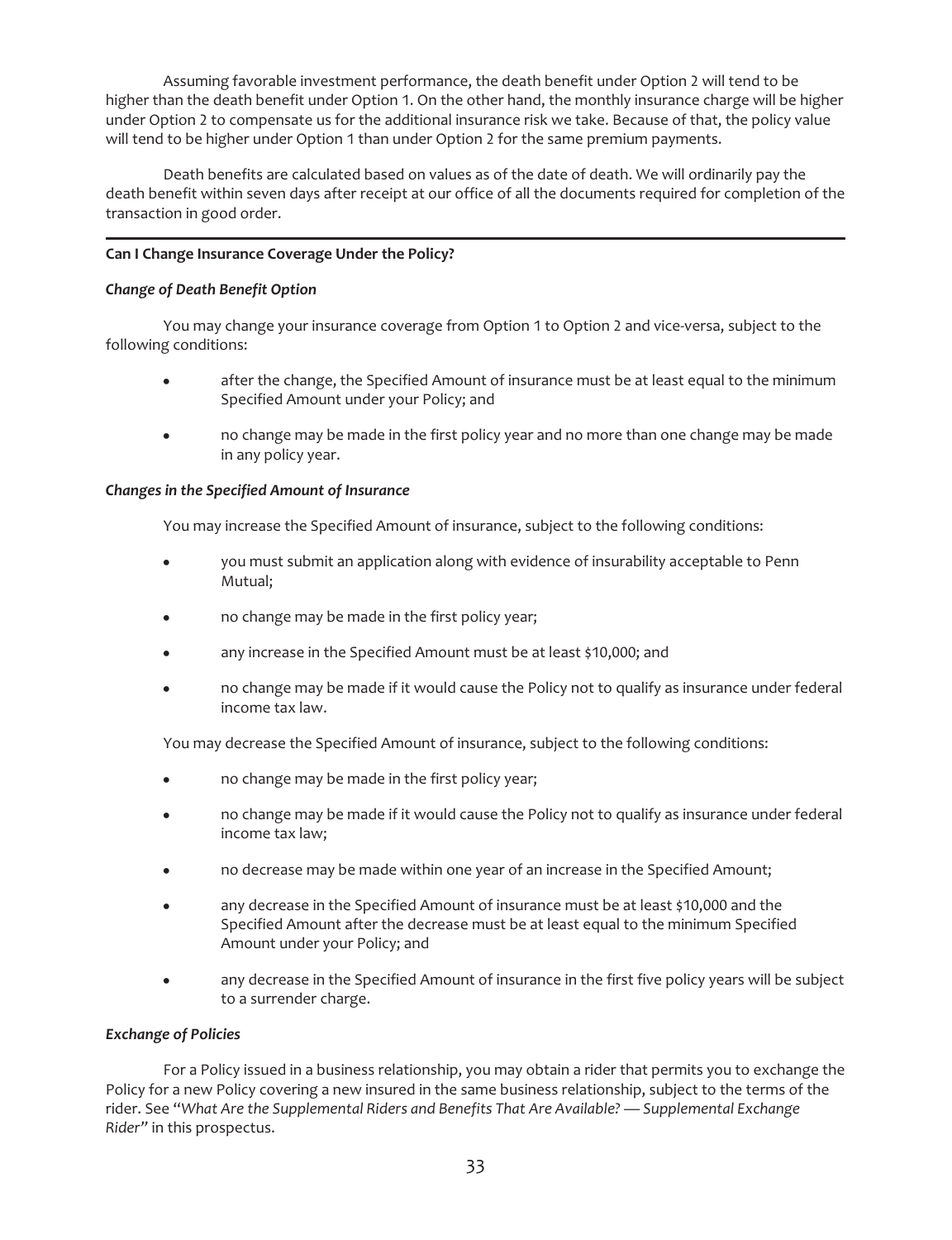Assuming favorable investment performance, the death benefit under Option 2 will tend to be higher than the death benefit under Option 1. On the other hand, the monthly insurance charge will be higher under Option 2 to compensate us for the additional insurance risk we take. Because of that, the policy value will tend to be higher under Option 1 than under Option 2 for the same premium payments.

Death benefits are calculated based on values as of the date of death. We will ordinarily pay the death benefit within seven days after receipt at our office of all the documents required for completion of the transaction in good order.

---

**Can I Change Insurance Coverage Under the Policy?**

***Change of Death Benefit Option***

You may change your insurance coverage from Option 1 to Option 2 and vice-versa, subject to the following conditions:

- after the change, the Specified Amount of insurance must be at least equal to the minimum Specified Amount under your Policy; and
- no change may be made in the first policy year and no more than one change may be made in any policy year.

***Changes in the Specified Amount of Insurance***

You may increase the Specified Amount of insurance, subject to the following conditions:

- you must submit an application along with evidence of insurability acceptable to Penn Mutual;
- no change may be made in the first policy year;
- any increase in the Specified Amount must be at least $10,000; and
- no change may be made if it would cause the Policy not to qualify as insurance under federal income tax law.

You may decrease the Specified Amount of insurance, subject to the following conditions:

- no change may be made in the first policy year;
- no change may be made if it would cause the Policy not to qualify as insurance under federal income tax law;
- no decrease may be made within one year of an increase in the Specified Amount;
- any decrease in the Specified Amount of insurance must be at least $10,000 and the Specified Amount after the decrease must be at least equal to the minimum Specified Amount under your Policy; and
- any decrease in the Specified Amount of insurance in the first five policy years will be subject to a surrender charge.

***Exchange of Policies***

For a Policy issued in a business relationship, you may obtain a rider that permits you to exchange the Policy for a new Policy covering a new insured in the same business relationship, subject to the terms of the rider. See "*What Are the Supplemental Riders and Benefits That Are Available? — Supplemental Exchange Rider*" in this prospectus.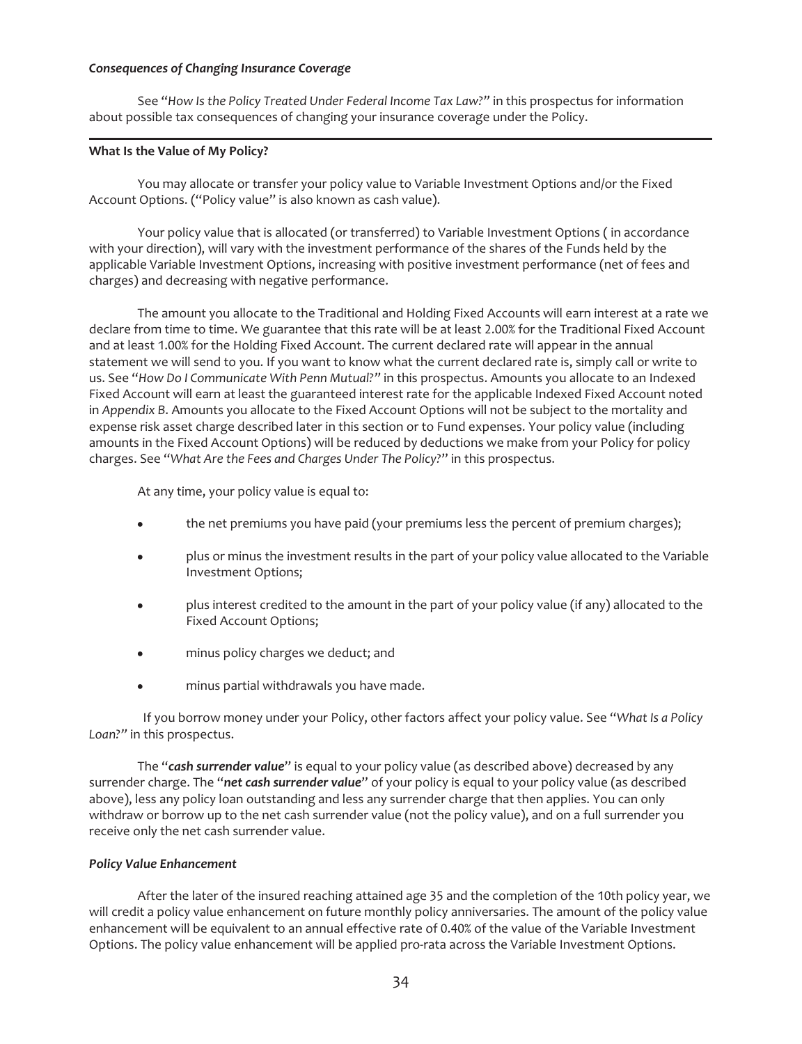*Consequences of Changing Insurance Coverage*

See "*How Is the Policy Treated Under Federal Income Tax Law?*" in this prospectus for information about possible tax consequences of changing your insurance coverage under the Policy.

---

**What Is the Value of My Policy?**

You may allocate or transfer your policy value to Variable Investment Options and/or the Fixed Account Options. ("Policy value" is also known as cash value).

Your policy value that is allocated (or transferred) to Variable Investment Options ( in accordance with your direction), will vary with the investment performance of the shares of the Funds held by the applicable Variable Investment Options, increasing with positive investment performance (net of fees and charges) and decreasing with negative performance.

The amount you allocate to the Traditional and Holding Fixed Accounts will earn interest at a rate we declare from time to time. We guarantee that this rate will be at least 2.00% for the Traditional Fixed Account and at least 1.00% for the Holding Fixed Account. The current declared rate will appear in the annual statement we will send to you. If you want to know what the current declared rate is, simply call or write to us. See "*How Do I Communicate With Penn Mutual?*" in this prospectus. Amounts you allocate to an Indexed Fixed Account will earn at least the guaranteed interest rate for the applicable Indexed Fixed Account noted in *Appendix B*. Amounts you allocate to the Fixed Account Options will not be subject to the mortality and expense risk asset charge described later in this section or to Fund expenses. Your policy value (including amounts in the Fixed Account Options) will be reduced by deductions we make from your Policy for policy charges. See "*What Are the Fees and Charges Under The Policy?*" in this prospectus.

At any time, your policy value is equal to:

- the net premiums you have paid (your premiums less the percent of premium charges);
- plus or minus the investment results in the part of your policy value allocated to the Variable Investment Options;
- plus interest credited to the amount in the part of your policy value (if any) allocated to the Fixed Account Options;
- minus policy charges we deduct; and
- minus partial withdrawals you have made.

If you borrow money under your Policy, other factors affect your policy value. See "*What Is a Policy Loan?*" in this prospectus.

The "***cash surrender value***" is equal to your policy value (as described above) decreased by any surrender charge. The "***net cash surrender value***" of your policy is equal to your policy value (as described above), less any policy loan outstanding and less any surrender charge that then applies. You can only withdraw or borrow up to the net cash surrender value (not the policy value), and on a full surrender you receive only the net cash surrender value.

*Policy Value Enhancement*

After the later of the insured reaching attained age 35 and the completion of the 10th policy year, we will credit a policy value enhancement on future monthly policy anniversaries. The amount of the policy value enhancement will be equivalent to an annual effective rate of 0.40% of the value of the Variable Investment Options. The policy value enhancement will be applied pro-rata across the Variable Investment Options.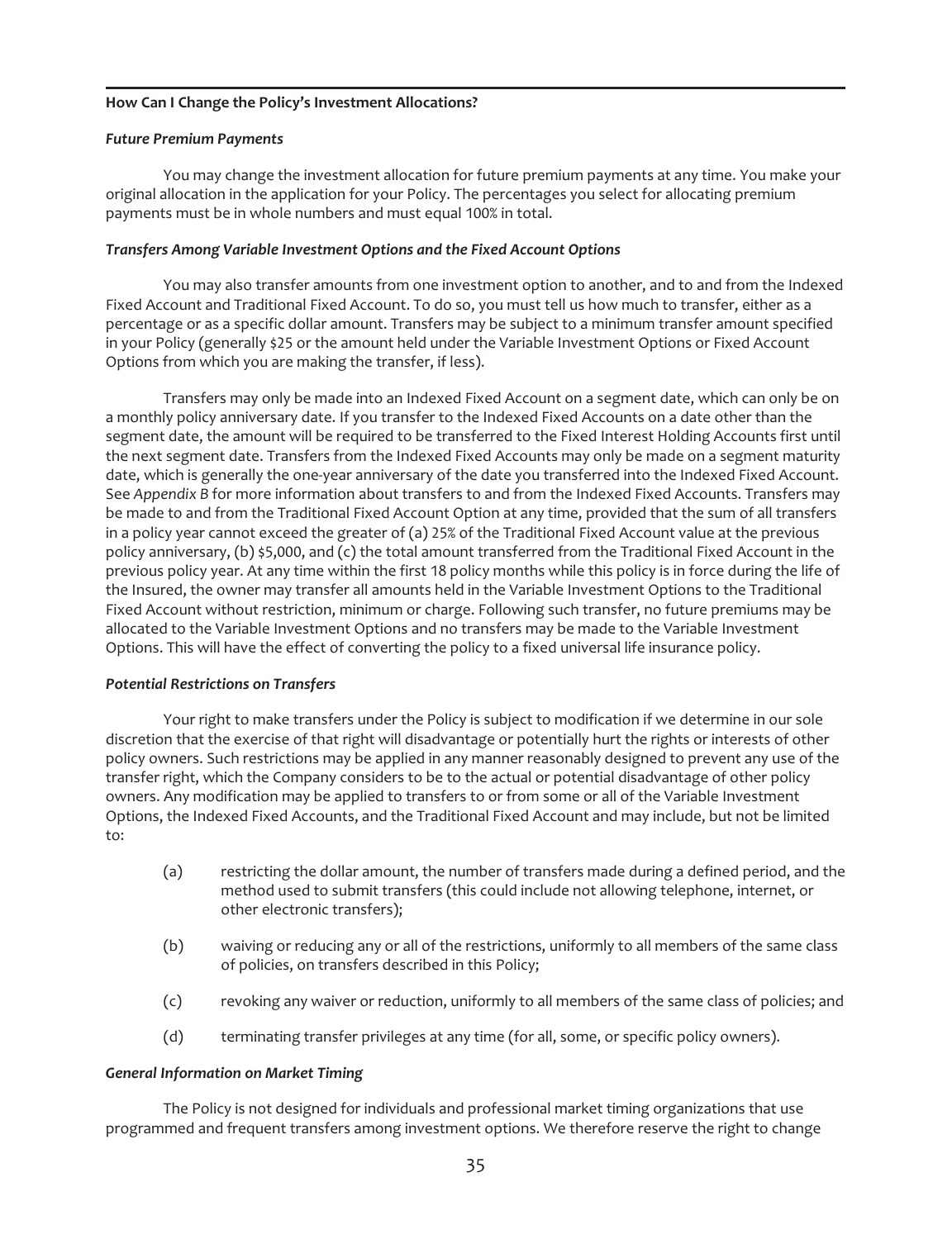### How Can I Change the Policy's Investment Allocations?

#### *Future Premium Payments*

You may change the investment allocation for future premium payments at any time. You make your original allocation in the application for your Policy. The percentages you select for allocating premium payments must be in whole numbers and must equal 100% in total.

#### *Transfers Among Variable Investment Options and the Fixed Account Options*

You may also transfer amounts from one investment option to another, and to and from the Indexed Fixed Account and Traditional Fixed Account. To do so, you must tell us how much to transfer, either as a percentage or as a specific dollar amount. Transfers may be subject to a minimum transfer amount specified in your Policy (generally $25 or the amount held under the Variable Investment Options or Fixed Account Options from which you are making the transfer, if less).

Transfers may only be made into an Indexed Fixed Account on a segment date, which can only be on a monthly policy anniversary date. If you transfer to the Indexed Fixed Accounts on a date other than the segment date, the amount will be required to be transferred to the Fixed Interest Holding Accounts first until the next segment date. Transfers from the Indexed Fixed Accounts may only be made on a segment maturity date, which is generally the one-year anniversary of the date you transferred into the Indexed Fixed Account. See *Appendix B* for more information about transfers to and from the Indexed Fixed Accounts. Transfers may be made to and from the Traditional Fixed Account Option at any time, provided that the sum of all transfers in a policy year cannot exceed the greater of (a) 25% of the Traditional Fixed Account value at the previous policy anniversary, (b) $5,000, and (c) the total amount transferred from the Traditional Fixed Account in the previous policy year. At any time within the first 18 policy months while this policy is in force during the life of the Insured, the owner may transfer all amounts held in the Variable Investment Options to the Traditional Fixed Account without restriction, minimum or charge. Following such transfer, no future premiums may be allocated to the Variable Investment Options and no transfers may be made to the Variable Investment Options. This will have the effect of converting the policy to a fixed universal life insurance policy.

#### *Potential Restrictions on Transfers*

Your right to make transfers under the Policy is subject to modification if we determine in our sole discretion that the exercise of that right will disadvantage or potentially hurt the rights or interests of other policy owners. Such restrictions may be applied in any manner reasonably designed to prevent any use of the transfer right, which the Company considers to be to the actual or potential disadvantage of other policy owners. Any modification may be applied to transfers to or from some or all of the Variable Investment Options, the Indexed Fixed Accounts, and the Traditional Fixed Account and may include, but not be limited to:

(a) restricting the dollar amount, the number of transfers made during a defined period, and the method used to submit transfers (this could include not allowing telephone, internet, or other electronic transfers);

(b) waiving or reducing any or all of the restrictions, uniformly to all members of the same class of policies, on transfers described in this Policy;

(c) revoking any waiver or reduction, uniformly to all members of the same class of policies; and

(d) terminating transfer privileges at any time (for all, some, or specific policy owners).

#### *General Information on Market Timing*

The Policy is not designed for individuals and professional market timing organizations that use programmed and frequent transfers among investment options. We therefore reserve the right to change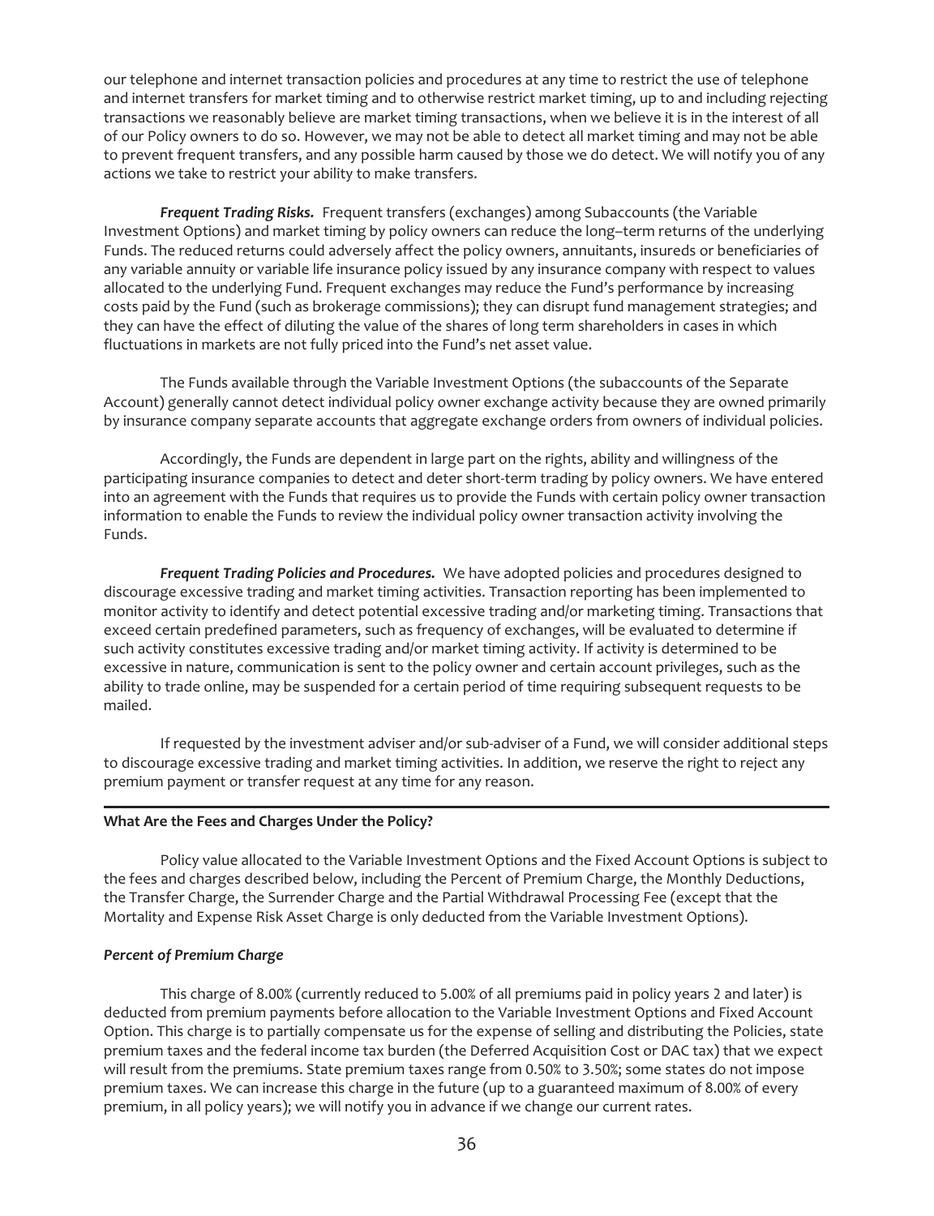our telephone and internet transaction policies and procedures at any time to restrict the use of telephone and internet transfers for market timing and to otherwise restrict market timing, up to and including rejecting transactions we reasonably believe are market timing transactions, when we believe it is in the interest of all of our Policy owners to do so. However, we may not be able to detect all market timing and may not be able to prevent frequent transfers, and any possible harm caused by those we do detect. We will notify you of any actions we take to restrict your ability to make transfers.

***Frequent Trading Risks.*** Frequent transfers (exchanges) among Subaccounts (the Variable Investment Options) and market timing by policy owners can reduce the long–term returns of the underlying Funds. The reduced returns could adversely affect the policy owners, annuitants, insureds or beneficiaries of any variable annuity or variable life insurance policy issued by any insurance company with respect to values allocated to the underlying Fund. Frequent exchanges may reduce the Fund's performance by increasing costs paid by the Fund (such as brokerage commissions); they can disrupt fund management strategies; and they can have the effect of diluting the value of the shares of long term shareholders in cases in which fluctuations in markets are not fully priced into the Fund's net asset value.

The Funds available through the Variable Investment Options (the subaccounts of the Separate Account) generally cannot detect individual policy owner exchange activity because they are owned primarily by insurance company separate accounts that aggregate exchange orders from owners of individual policies.

Accordingly, the Funds are dependent in large part on the rights, ability and willingness of the participating insurance companies to detect and deter short-term trading by policy owners. We have entered into an agreement with the Funds that requires us to provide the Funds with certain policy owner transaction information to enable the Funds to review the individual policy owner transaction activity involving the Funds.

***Frequent Trading Policies and Procedures.*** We have adopted policies and procedures designed to discourage excessive trading and market timing activities. Transaction reporting has been implemented to monitor activity to identify and detect potential excessive trading and/or marketing timing. Transactions that exceed certain predefined parameters, such as frequency of exchanges, will be evaluated to determine if such activity constitutes excessive trading and/or market timing activity. If activity is determined to be excessive in nature, communication is sent to the policy owner and certain account privileges, such as the ability to trade online, may be suspended for a certain period of time requiring subsequent requests to be mailed.

If requested by the investment adviser and/or sub-adviser of a Fund, we will consider additional steps to discourage excessive trading and market timing activities. In addition, we reserve the right to reject any premium payment or transfer request at any time for any reason.

## What Are the Fees and Charges Under the Policy?

Policy value allocated to the Variable Investment Options and the Fixed Account Options is subject to the fees and charges described below, including the Percent of Premium Charge, the Monthly Deductions, the Transfer Charge, the Surrender Charge and the Partial Withdrawal Processing Fee (except that the Mortality and Expense Risk Asset Charge is only deducted from the Variable Investment Options).

### *Percent of Premium Charge*

This charge of 8.00% (currently reduced to 5.00% of all premiums paid in policy years 2 and later) is deducted from premium payments before allocation to the Variable Investment Options and Fixed Account Option. This charge is to partially compensate us for the expense of selling and distributing the Policies, state premium taxes and the federal income tax burden (the Deferred Acquisition Cost or DAC tax) that we expect will result from the premiums. State premium taxes range from 0.50% to 3.50%; some states do not impose premium taxes. We can increase this charge in the future (up to a guaranteed maximum of 8.00% of every premium, in all policy years); we will notify you in advance if we change our current rates.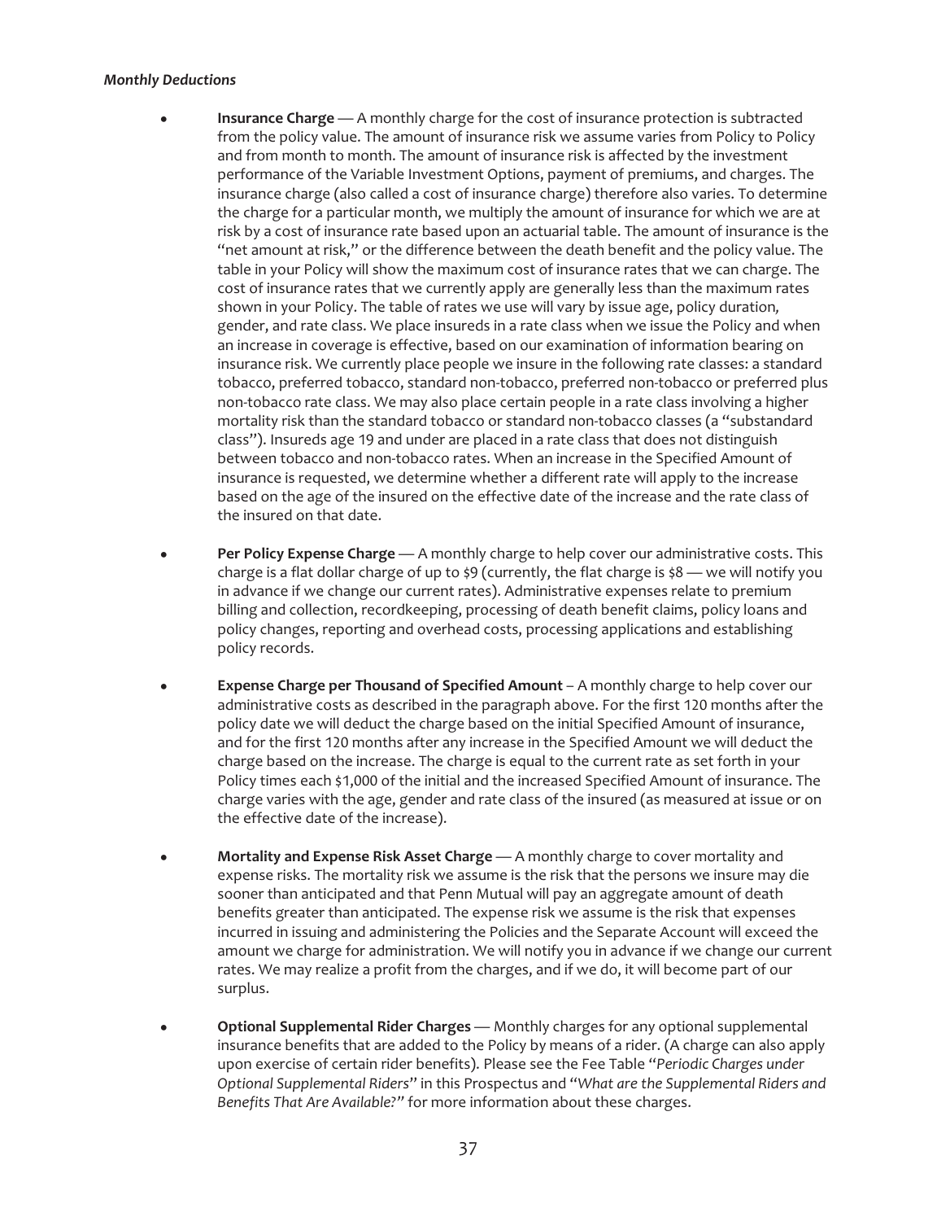***Monthly Deductions***

- **Insurance Charge** — A monthly charge for the cost of insurance protection is subtracted from the policy value. The amount of insurance risk we assume varies from Policy to Policy and from month to month. The amount of insurance risk is affected by the investment performance of the Variable Investment Options, payment of premiums, and charges. The insurance charge (also called a cost of insurance charge) therefore also varies. To determine the charge for a particular month, we multiply the amount of insurance for which we are at risk by a cost of insurance rate based upon an actuarial table. The amount of insurance is the "net amount at risk," or the difference between the death benefit and the policy value. The table in your Policy will show the maximum cost of insurance rates that we can charge. The cost of insurance rates that we currently apply are generally less than the maximum rates shown in your Policy. The table of rates we use will vary by issue age, policy duration, gender, and rate class. We place insureds in a rate class when we issue the Policy and when an increase in coverage is effective, based on our examination of information bearing on insurance risk. We currently place people we insure in the following rate classes: a standard tobacco, preferred tobacco, standard non-tobacco, preferred non-tobacco or preferred plus non-tobacco rate class. We may also place certain people in a rate class involving a higher mortality risk than the standard tobacco or standard non-tobacco classes (a "substandard class"). Insureds age 19 and under are placed in a rate class that does not distinguish between tobacco and non-tobacco rates. When an increase in the Specified Amount of insurance is requested, we determine whether a different rate will apply to the increase based on the age of the insured on the effective date of the increase and the rate class of the insured on that date.

- **Per Policy Expense Charge** — A monthly charge to help cover our administrative costs. This charge is a flat dollar charge of up to $9 (currently, the flat charge is $8 — we will notify you in advance if we change our current rates). Administrative expenses relate to premium billing and collection, recordkeeping, processing of death benefit claims, policy loans and policy changes, reporting and overhead costs, processing applications and establishing policy records.

- **Expense Charge per Thousand of Specified Amount** – A monthly charge to help cover our administrative costs as described in the paragraph above. For the first 120 months after the policy date we will deduct the charge based on the initial Specified Amount of insurance, and for the first 120 months after any increase in the Specified Amount we will deduct the charge based on the increase. The charge is equal to the current rate as set forth in your Policy times each $1,000 of the initial and the increased Specified Amount of insurance. The charge varies with the age, gender and rate class of the insured (as measured at issue or on the effective date of the increase).

- **Mortality and Expense Risk Asset Charge** — A monthly charge to cover mortality and expense risks. The mortality risk we assume is the risk that the persons we insure may die sooner than anticipated and that Penn Mutual will pay an aggregate amount of death benefits greater than anticipated. The expense risk we assume is the risk that expenses incurred in issuing and administering the Policies and the Separate Account will exceed the amount we charge for administration. We will notify you in advance if we change our current rates. We may realize a profit from the charges, and if we do, it will become part of our surplus.

- **Optional Supplemental Rider Charges** — Monthly charges for any optional supplemental insurance benefits that are added to the Policy by means of a rider. (A charge can also apply upon exercise of certain rider benefits). Please see the Fee Table "*Periodic Charges under Optional Supplemental Riders*" in this Prospectus and "*What are the Supplemental Riders and Benefits That Are Available?*" for more information about these charges.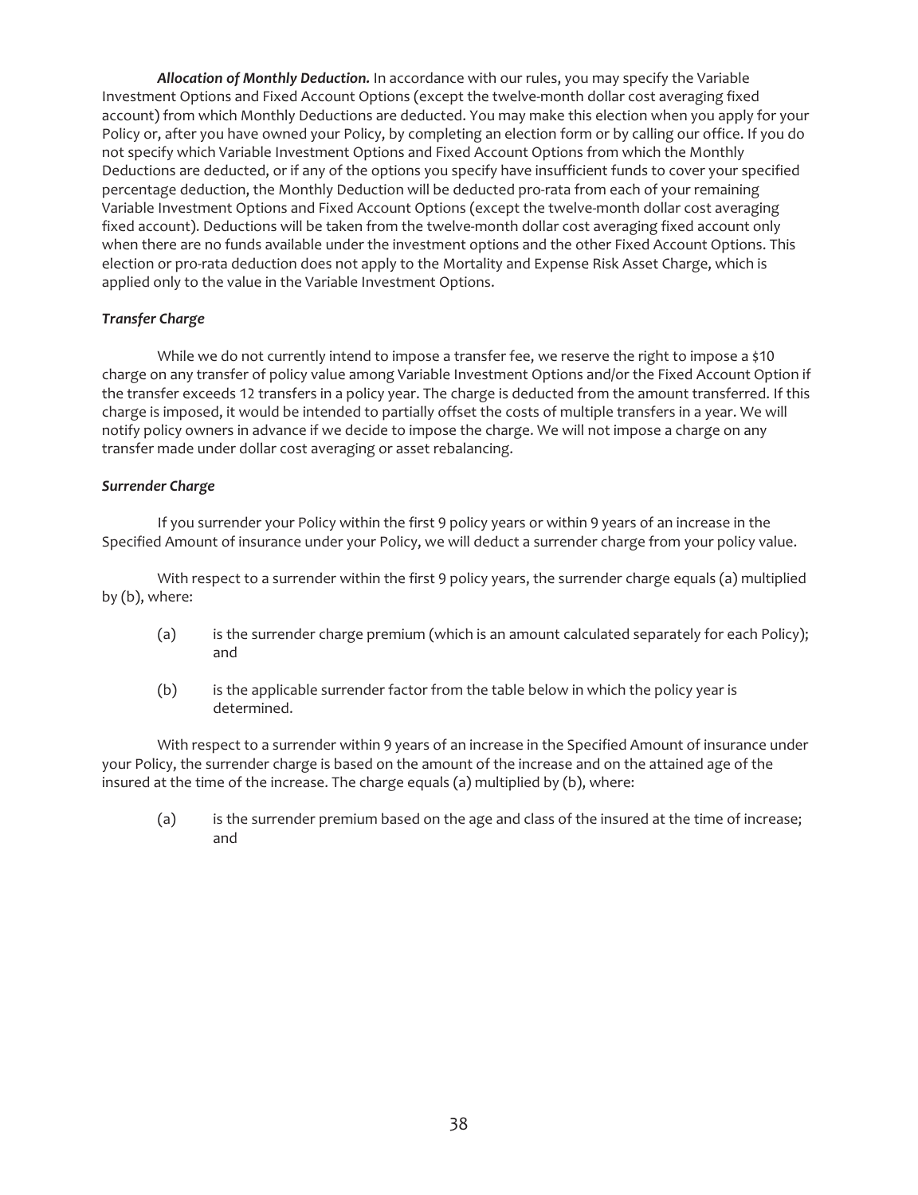***Allocation of Monthly Deduction.*** In accordance with our rules, you may specify the Variable Investment Options and Fixed Account Options (except the twelve-month dollar cost averaging fixed account) from which Monthly Deductions are deducted. You may make this election when you apply for your Policy or, after you have owned your Policy, by completing an election form or by calling our office. If you do not specify which Variable Investment Options and Fixed Account Options from which the Monthly Deductions are deducted, or if any of the options you specify have insufficient funds to cover your specified percentage deduction, the Monthly Deduction will be deducted pro-rata from each of your remaining Variable Investment Options and Fixed Account Options (except the twelve-month dollar cost averaging fixed account). Deductions will be taken from the twelve-month dollar cost averaging fixed account only when there are no funds available under the investment options and the other Fixed Account Options. This election or pro-rata deduction does not apply to the Mortality and Expense Risk Asset Charge, which is applied only to the value in the Variable Investment Options.

***Transfer Charge***

While we do not currently intend to impose a transfer fee, we reserve the right to impose a $10 charge on any transfer of policy value among Variable Investment Options and/or the Fixed Account Option if the transfer exceeds 12 transfers in a policy year. The charge is deducted from the amount transferred. If this charge is imposed, it would be intended to partially offset the costs of multiple transfers in a year. We will notify policy owners in advance if we decide to impose the charge. We will not impose a charge on any transfer made under dollar cost averaging or asset rebalancing.

***Surrender Charge***

If you surrender your Policy within the first 9 policy years or within 9 years of an increase in the Specified Amount of insurance under your Policy, we will deduct a surrender charge from your policy value.

With respect to a surrender within the first 9 policy years, the surrender charge equals (a) multiplied by (b), where:

(a) is the surrender charge premium (which is an amount calculated separately for each Policy); and

(b) is the applicable surrender factor from the table below in which the policy year is determined.

With respect to a surrender within 9 years of an increase in the Specified Amount of insurance under your Policy, the surrender charge is based on the amount of the increase and on the attained age of the insured at the time of the increase. The charge equals (a) multiplied by (b), where:

(a) is the surrender premium based on the age and class of the insured at the time of increase; and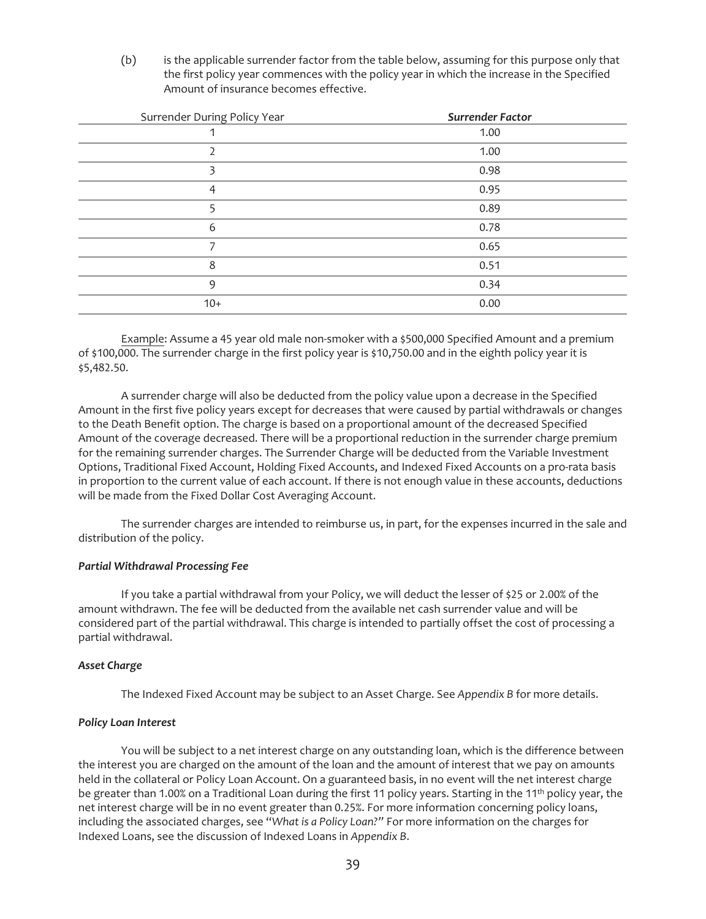(b) is the applicable surrender factor from the table below, assuming for this purpose only that the first policy year commences with the policy year in which the increase in the Specified Amount of insurance becomes effective.

| Surrender During Policy Year | ***Surrender Factor*** |
|---|---|
| 1 | 1.00 |
| 2 | 1.00 |
| 3 | 0.98 |
| 4 | 0.95 |
| 5 | 0.89 |
| 6 | 0.78 |
| 7 | 0.65 |
| 8 | 0.51 |
| 9 | 0.34 |
| 10+ | 0.00 |

Example: Assume a 45 year old male non-smoker with a $500,000 Specified Amount and a premium of $100,000. The surrender charge in the first policy year is $10,750.00 and in the eighth policy year it is $5,482.50.

A surrender charge will also be deducted from the policy value upon a decrease in the Specified Amount in the first five policy years except for decreases that were caused by partial withdrawals or changes to the Death Benefit option. The charge is based on a proportional amount of the decreased Specified Amount of the coverage decreased. There will be a proportional reduction in the surrender charge premium for the remaining surrender charges. The Surrender Charge will be deducted from the Variable Investment Options, Traditional Fixed Account, Holding Fixed Accounts, and Indexed Fixed Accounts on a pro-rata basis in proportion to the current value of each account. If there is not enough value in these accounts, deductions will be made from the Fixed Dollar Cost Averaging Account.

The surrender charges are intended to reimburse us, in part, for the expenses incurred in the sale and distribution of the policy.

***Partial Withdrawal Processing Fee***

If you take a partial withdrawal from your Policy, we will deduct the lesser of $25 or 2.00% of the amount withdrawn. The fee will be deducted from the available net cash surrender value and will be considered part of the partial withdrawal. This charge is intended to partially offset the cost of processing a partial withdrawal.

***Asset Charge***

The Indexed Fixed Account may be subject to an Asset Charge. See *Appendix B* for more details.

***Policy Loan Interest***

You will be subject to a net interest charge on any outstanding loan, which is the difference between the interest you are charged on the amount of the loan and the amount of interest that we pay on amounts held in the collateral or Policy Loan Account. On a guaranteed basis, in no event will the net interest charge be greater than 1.00% on a Traditional Loan during the first 11 policy years. Starting in the 11th policy year, the net interest charge will be in no event greater than 0.25%. For more information concerning policy loans, including the associated charges, see "*What is a Policy Loan?*" For more information on the charges for Indexed Loans, see the discussion of Indexed Loans in *Appendix B*.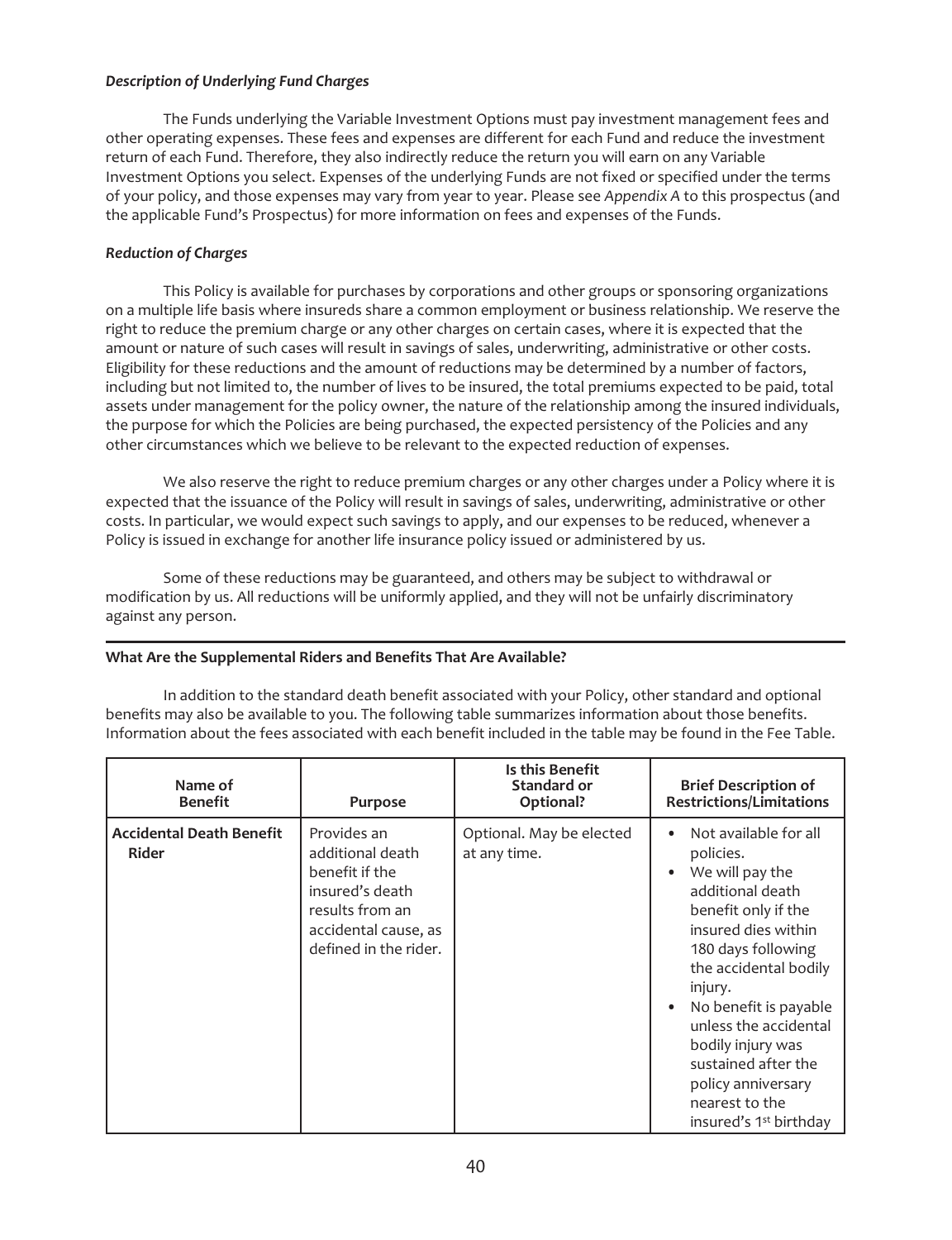### *Description of Underlying Fund Charges*

The Funds underlying the Variable Investment Options must pay investment management fees and other operating expenses. These fees and expenses are different for each Fund and reduce the investment return of each Fund. Therefore, they also indirectly reduce the return you will earn on any Variable Investment Options you select. Expenses of the underlying Funds are not fixed or specified under the terms of your policy, and those expenses may vary from year to year. Please see *Appendix A* to this prospectus (and the applicable Fund's Prospectus) for more information on fees and expenses of the Funds.

### *Reduction of Charges*

This Policy is available for purchases by corporations and other groups or sponsoring organizations on a multiple life basis where insureds share a common employment or business relationship. We reserve the right to reduce the premium charge or any other charges on certain cases, where it is expected that the amount or nature of such cases will result in savings of sales, underwriting, administrative or other costs. Eligibility for these reductions and the amount of reductions may be determined by a number of factors, including but not limited to, the number of lives to be insured, the total premiums expected to be paid, total assets under management for the policy owner, the nature of the relationship among the insured individuals, the purpose for which the Policies are being purchased, the expected persistency of the Policies and any other circumstances which we believe to be relevant to the expected reduction of expenses.

We also reserve the right to reduce premium charges or any other charges under a Policy where it is expected that the issuance of the Policy will result in savings of sales, underwriting, administrative or other costs. In particular, we would expect such savings to apply, and our expenses to be reduced, whenever a Policy is issued in exchange for another life insurance policy issued or administered by us.

Some of these reductions may be guaranteed, and others may be subject to withdrawal or modification by us. All reductions will be uniformly applied, and they will not be unfairly discriminatory against any person.

## What Are the Supplemental Riders and Benefits That Are Available?

In addition to the standard death benefit associated with your Policy, other standard and optional benefits may also be available to you. The following table summarizes information about those benefits. Information about the fees associated with each benefit included in the table may be found in the Fee Table.

| Name of Benefit | Purpose | Is this Benefit Standard or Optional? | Brief Description of Restrictions/Limitations |
|---|---|---|---|
| **Accidental Death Benefit Rider** | Provides an additional death benefit if the insured's death results from an accidental cause, as defined in the rider. | Optional. May be elected at any time. | • Not available for all policies.<br>• We will pay the additional death benefit only if the insured dies within 180 days following the accidental bodily injury.<br>• No benefit is payable unless the accidental bodily injury was sustained after the policy anniversary nearest to the insured's 1st birthday |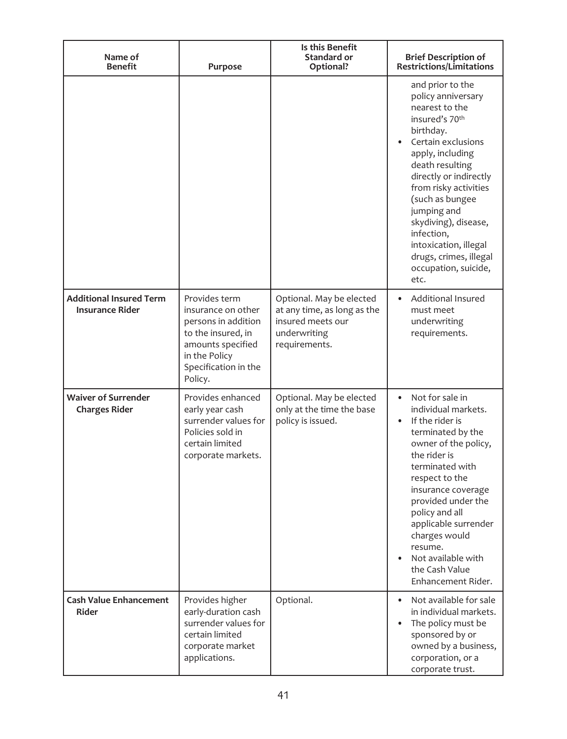| Name of Benefit | Purpose | Is this Benefit Standard or Optional? | Brief Description of Restrictions/Limitations |
|---|---|---|---|
| | | | and prior to the policy anniversary nearest to the insured's 70th birthday.<br>• Certain exclusions apply, including death resulting directly or indirectly from risky activities (such as bungee jumping and skydiving), disease, infection, intoxication, illegal drugs, crimes, illegal occupation, suicide, etc. |
| **Additional Insured Term Insurance Rider** | Provides term insurance on other persons in addition to the insured, in amounts specified in the Policy Specification in the Policy. | Optional. May be elected at any time, as long as the insured meets our underwriting requirements. | • Additional Insured must meet underwriting requirements. |
| **Waiver of Surrender Charges Rider** | Provides enhanced early year cash surrender values for Policies sold in certain limited corporate markets. | Optional. May be elected only at the time the base policy is issued. | • Not for sale in individual markets.<br>• If the rider is terminated by the owner of the policy, the rider is terminated with respect to the insurance coverage provided under the policy and all applicable surrender charges would resume.<br>• Not available with the Cash Value Enhancement Rider. |
| **Cash Value Enhancement Rider** | Provides higher early-duration cash surrender values for certain limited corporate market applications. | Optional. | • Not available for sale in individual markets.<br>• The policy must be sponsored by or owned by a business, corporation, or a corporate trust. |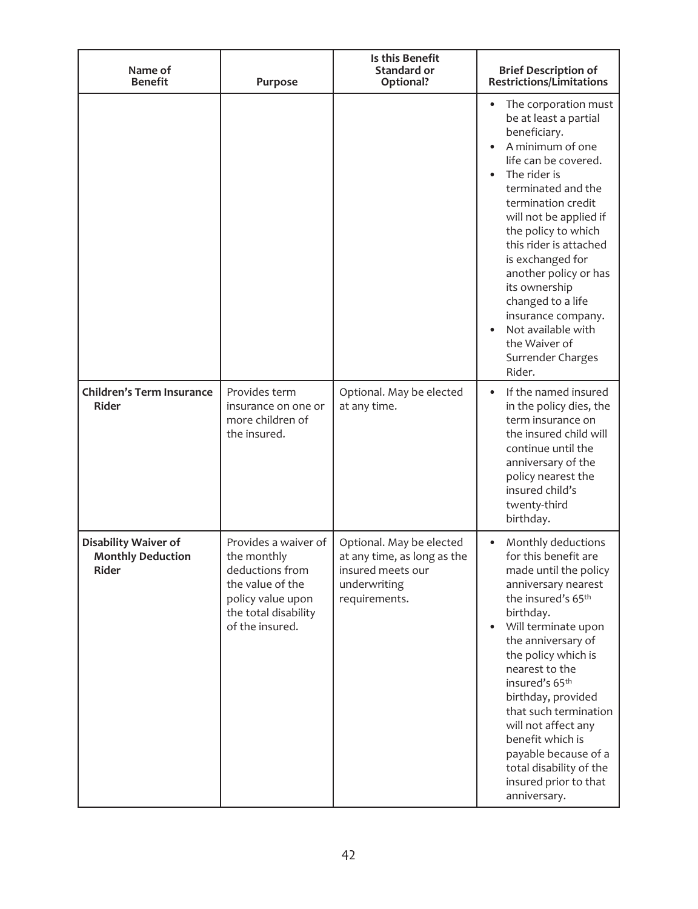| Name of Benefit | Purpose | Is this Benefit Standard or Optional? | Brief Description of Restrictions/Limitations |
|---|---|---|---|
| | | | • The corporation must be at least a partial beneficiary.<br>• A minimum of one life can be covered.<br>• The rider is terminated and the termination credit will not be applied if the policy to which this rider is attached is exchanged for another policy or has its ownership changed to a life insurance company.<br>• Not available with the Waiver of Surrender Charges Rider. |
| **Children's Term Insurance Rider** | Provides term insurance on one or more children of the insured. | Optional. May be elected at any time. | • If the named insured in the policy dies, the term insurance on the insured child will continue until the anniversary of the policy nearest the insured child's twenty-third birthday. |
| **Disability Waiver of Monthly Deduction Rider** | Provides a waiver of the monthly deductions from the value of the policy value upon the total disability of the insured. | Optional. May be elected at any time, as long as the insured meets our underwriting requirements. | • Monthly deductions for this benefit are made until the policy anniversary nearest the insured's 65th birthday.<br>• Will terminate upon the anniversary of the policy which is nearest to the insured's 65th birthday, provided that such termination will not affect any benefit which is payable because of a total disability of the insured prior to that anniversary. |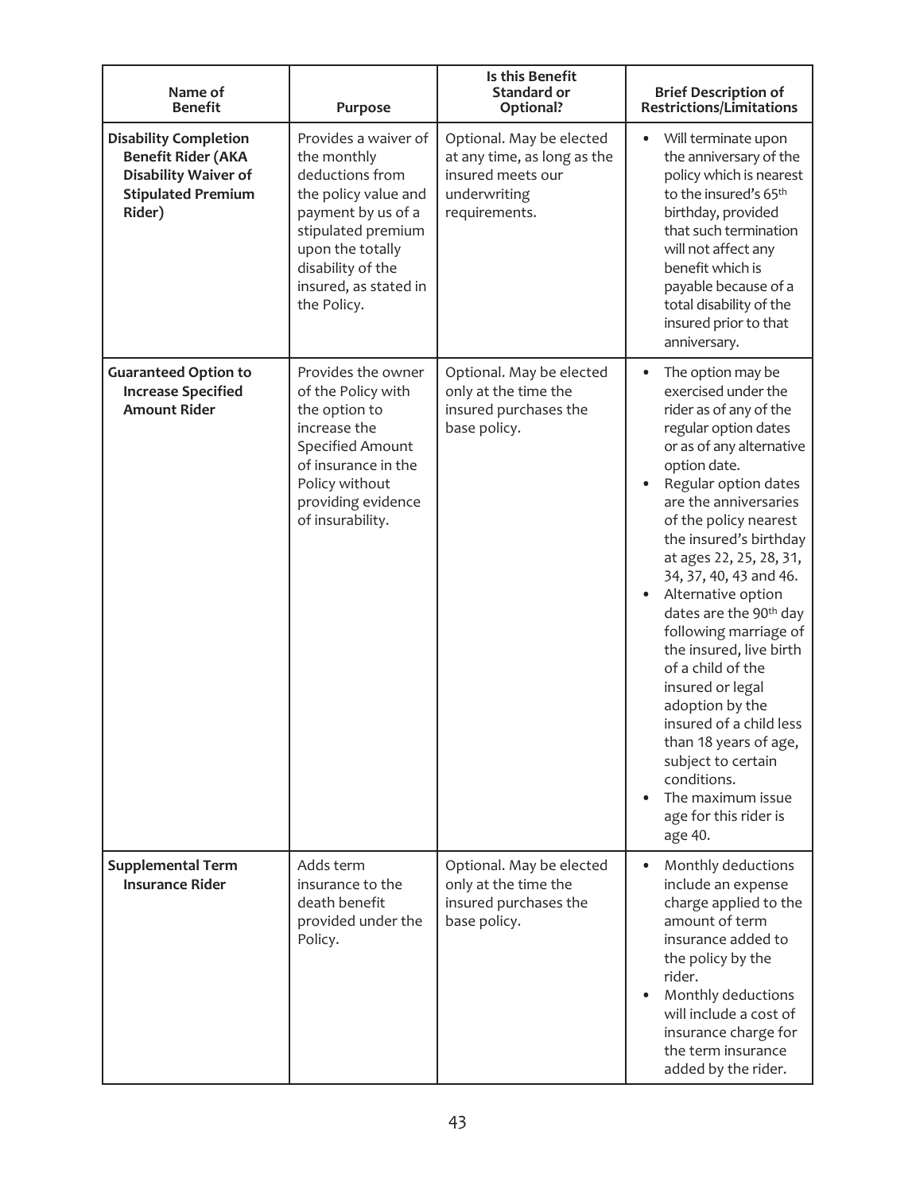| Name of Benefit | Purpose | Is this Benefit Standard or Optional? | Brief Description of Restrictions/Limitations |
|---|---|---|---|
| **Disability Completion Benefit Rider (AKA Disability Waiver of Stipulated Premium Rider)** | Provides a waiver of the monthly deductions from the policy value and payment by us of a stipulated premium upon the totally disability of the insured, as stated in the Policy. | Optional. May be elected at any time, as long as the insured meets our underwriting requirements. | • Will terminate upon the anniversary of the policy which is nearest to the insured's 65th birthday, provided that such termination will not affect any benefit which is payable because of a total disability of the insured prior to that anniversary. |
| **Guaranteed Option to Increase Specified Amount Rider** | Provides the owner of the Policy with the option to increase the Specified Amount of insurance in the Policy without providing evidence of insurability. | Optional. May be elected only at the time the insured purchases the base policy. | • The option may be exercised under the rider as of any of the regular option dates or as of any alternative option date.<br>• Regular option dates are the anniversaries of the policy nearest the insured's birthday at ages 22, 25, 28, 31, 34, 37, 40, 43 and 46.<br>• Alternative option dates are the 90th day following marriage of the insured, live birth of a child of the insured or legal adoption by the insured of a child less than 18 years of age, subject to certain conditions.<br>• The maximum issue age for this rider is age 40. |
| **Supplemental Term Insurance Rider** | Adds term insurance to the death benefit provided under the Policy. | Optional. May be elected only at the time the insured purchases the base policy. | • Monthly deductions include an expense charge applied to the amount of term insurance added to the policy by the rider.<br>• Monthly deductions will include a cost of insurance charge for the term insurance added by the rider. |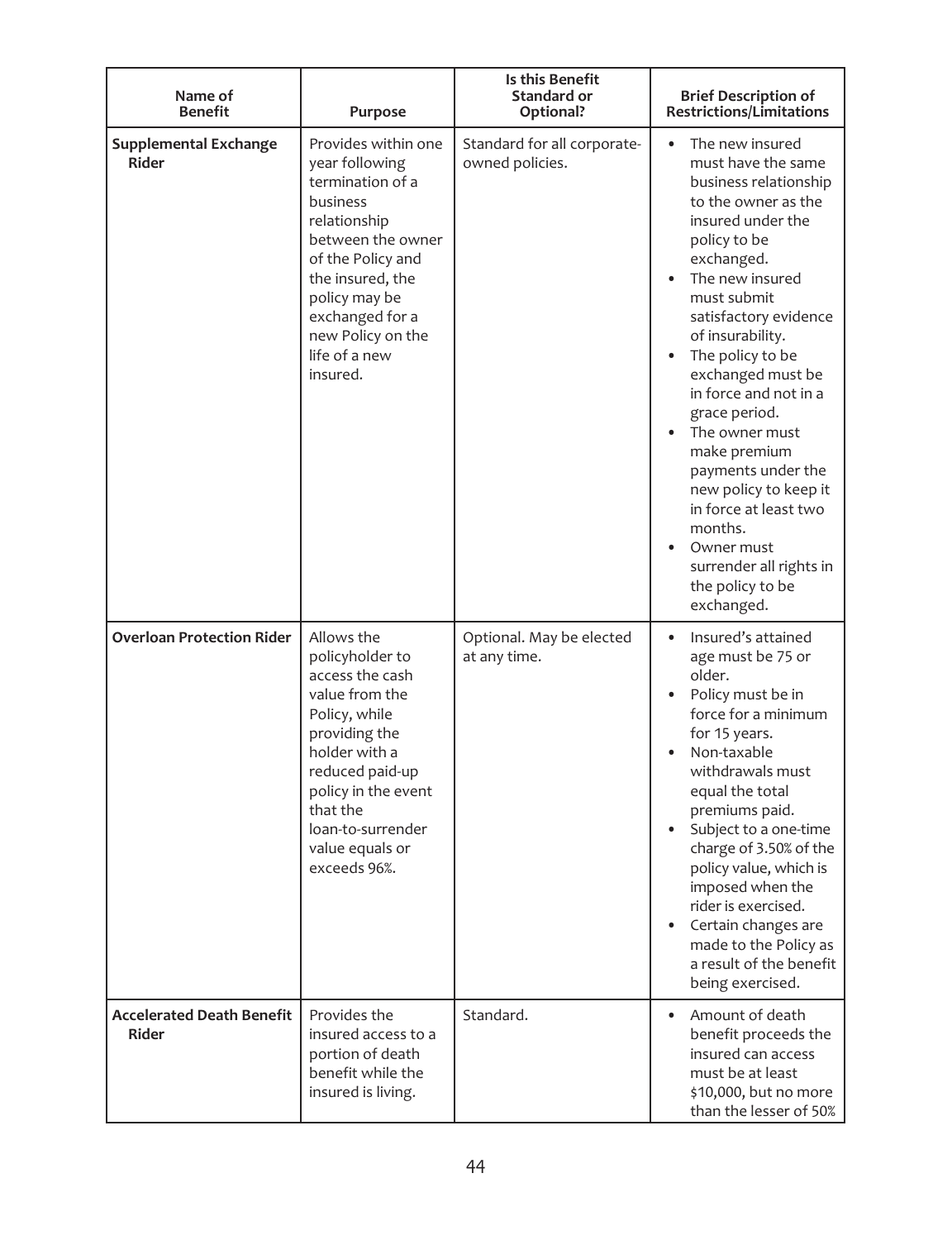| Name of Benefit | Purpose | Is this Benefit Standard or Optional? | Brief Description of Restrictions/Limitations |
|---|---|---|---|
| **Supplemental Exchange Rider** | Provides within one year following termination of a business relationship between the owner of the Policy and the insured, the policy may be exchanged for a new Policy on the life of a new insured. | Standard for all corporate-owned policies. | • The new insured must have the same business relationship to the owner as the insured under the policy to be exchanged.<br>• The new insured must submit satisfactory evidence of insurability.<br>• The policy to be exchanged must be in force and not in a grace period.<br>• The owner must make premium payments under the new policy to keep it in force at least two months.<br>• Owner must surrender all rights in the policy to be exchanged. |
| **Overloan Protection Rider** | Allows the policyholder to access the cash value from the Policy, while providing the holder with a reduced paid-up policy in the event that the loan-to-surrender value equals or exceeds 96%. | Optional. May be elected at any time. | • Insured's attained age must be 75 or older.<br>• Policy must be in force for a minimum for 15 years.<br>• Non-taxable withdrawals must equal the total premiums paid.<br>• Subject to a one-time charge of 3.50% of the policy value, which is imposed when the rider is exercised.<br>• Certain changes are made to the Policy as a result of the benefit being exercised. |
| **Accelerated Death Benefit Rider** | Provides the insured access to a portion of death benefit while the insured is living. | Standard. | • Amount of death benefit proceeds the insured can access must be at least $10,000, but no more than the lesser of 50% |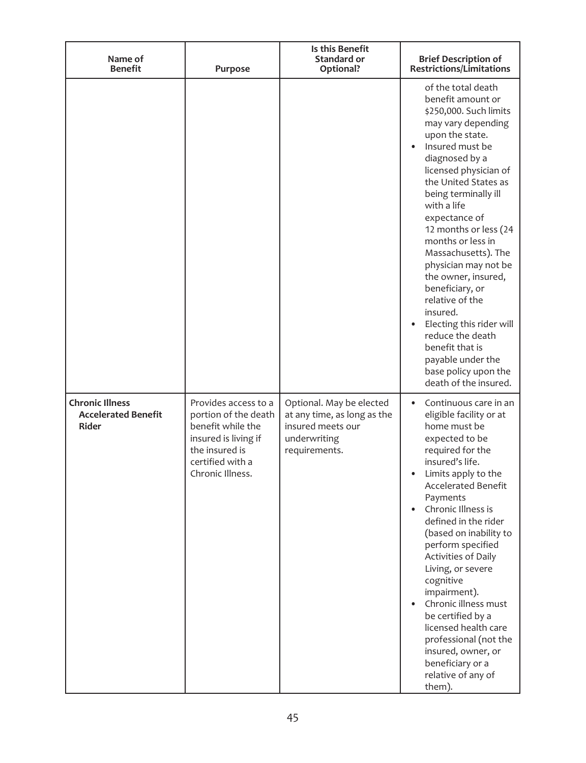| Name of Benefit | Purpose | Is this Benefit Standard or Optional? | Brief Description of Restrictions/Limitations |
|---|---|---|---|
| | | | of the total death benefit amount or \$250,000. Such limits may vary depending upon the state.<br>• Insured must be diagnosed by a licensed physician of the United States as being terminally ill with a life expectancy of 12 months or less (24 months or less in Massachusetts). The physician may not be the owner, insured, beneficiary, or relative of the insured.<br>• Electing this rider will reduce the death benefit that is payable under the base policy upon the death of the insured. |
| **Chronic Illness Accelerated Benefit Rider** | Provides access to a portion of the death benefit while the insured is living if the insured is certified with a Chronic Illness. | Optional. May be elected at any time, as long as the insured meets our underwriting requirements. | • Continuous care in an eligible facility or at home must be expected to be required for the insured's life.<br>• Limits apply to the Accelerated Benefit Payments<br>• Chronic Illness is defined in the rider (based on inability to perform specified Activities of Daily Living, or severe cognitive impairment).<br>• Chronic illness must be certified by a licensed health care professional (not the insured, owner, or beneficiary or a relative of any of them). |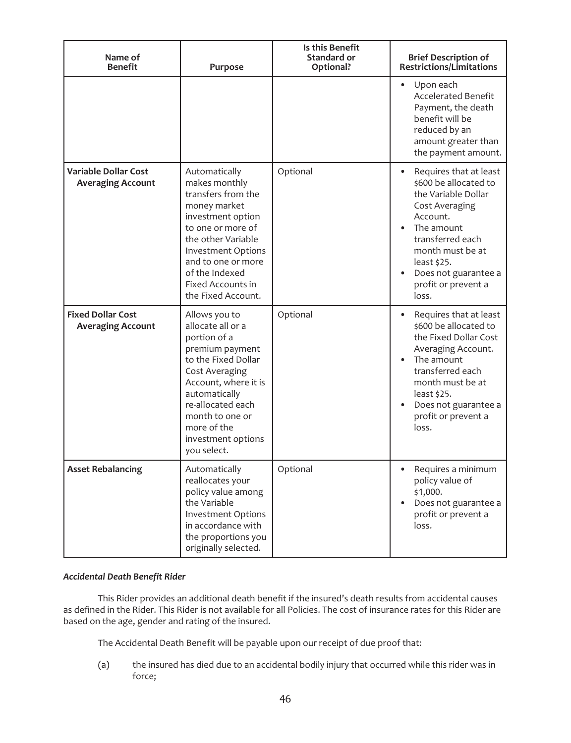| Name of Benefit | Purpose | Is this Benefit Standard or Optional? | Brief Description of Restrictions/Limitations |
|---|---|---|---|
| | | | • Upon each Accelerated Benefit Payment, the death benefit will be reduced by an amount greater than the payment amount. |
| **Variable Dollar Cost Averaging Account** | Automatically makes monthly transfers from the money market investment option to one or more of the other Variable Investment Options and to one or more of the Indexed Fixed Accounts in the Fixed Account. | Optional | • Requires that at least \$600 be allocated to the Variable Dollar Cost Averaging Account.<br>• The amount transferred each month must be at least \$25.<br>• Does not guarantee a profit or prevent a loss. |
| **Fixed Dollar Cost Averaging Account** | Allows you to allocate all or a portion of a premium payment to the Fixed Dollar Cost Averaging Account, where it is automatically re-allocated each month to one or more of the investment options you select. | Optional | • Requires that at least \$600 be allocated to the Fixed Dollar Cost Averaging Account.<br>• The amount transferred each month must be at least \$25.<br>• Does not guarantee a profit or prevent a loss. |
| **Asset Rebalancing** | Automatically reallocates your policy value among the Variable Investment Options in accordance with the proportions you originally selected. | Optional | • Requires a minimum policy value of \$1,000.<br>• Does not guarantee a profit or prevent a loss. |

***Accidental Death Benefit Rider***

This Rider provides an additional death benefit if the insured's death results from accidental causes as defined in the Rider. This Rider is not available for all Policies. The cost of insurance rates for this Rider are based on the age, gender and rating of the insured.

The Accidental Death Benefit will be payable upon our receipt of due proof that:

(a) the insured has died due to an accidental bodily injury that occurred while this rider was in force;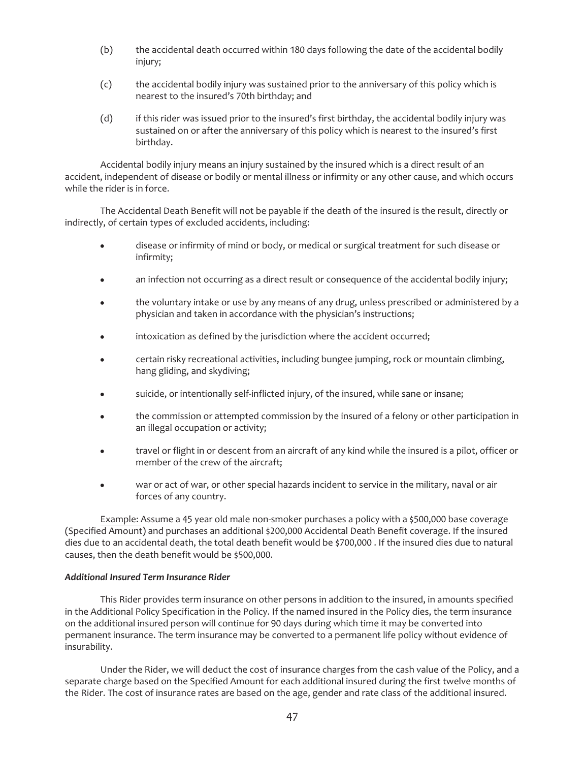(b) the accidental death occurred within 180 days following the date of the accidental bodily injury;

(c) the accidental bodily injury was sustained prior to the anniversary of this policy which is nearest to the insured's 70th birthday; and

(d) if this rider was issued prior to the insured's first birthday, the accidental bodily injury was sustained on or after the anniversary of this policy which is nearest to the insured's first birthday.

Accidental bodily injury means an injury sustained by the insured which is a direct result of an accident, independent of disease or bodily or mental illness or infirmity or any other cause, and which occurs while the rider is in force.

The Accidental Death Benefit will not be payable if the death of the insured is the result, directly or indirectly, of certain types of excluded accidents, including:

- disease or infirmity of mind or body, or medical or surgical treatment for such disease or infirmity;
- an infection not occurring as a direct result or consequence of the accidental bodily injury;
- the voluntary intake or use by any means of any drug, unless prescribed or administered by a physician and taken in accordance with the physician's instructions;
- intoxication as defined by the jurisdiction where the accident occurred;
- certain risky recreational activities, including bungee jumping, rock or mountain climbing, hang gliding, and skydiving;
- suicide, or intentionally self-inflicted injury, of the insured, while sane or insane;
- the commission or attempted commission by the insured of a felony or other participation in an illegal occupation or activity;
- travel or flight in or descent from an aircraft of any kind while the insured is a pilot, officer or member of the crew of the aircraft;
- war or act of war, or other special hazards incident to service in the military, naval or air forces of any country.

Example: Assume a 45 year old male non-smoker purchases a policy with a $500,000 base coverage (Specified Amount) and purchases an additional $200,000 Accidental Death Benefit coverage. If the insured dies due to an accidental death, the total death benefit would be $700,000 . If the insured dies due to natural causes, then the death benefit would be $500,000.

***Additional Insured Term Insurance Rider***

This Rider provides term insurance on other persons in addition to the insured, in amounts specified in the Additional Policy Specification in the Policy. If the named insured in the Policy dies, the term insurance on the additional insured person will continue for 90 days during which time it may be converted into permanent insurance. The term insurance may be converted to a permanent life policy without evidence of insurability.

Under the Rider, we will deduct the cost of insurance charges from the cash value of the Policy, and a separate charge based on the Specified Amount for each additional insured during the first twelve months of the Rider. The cost of insurance rates are based on the age, gender and rate class of the additional insured.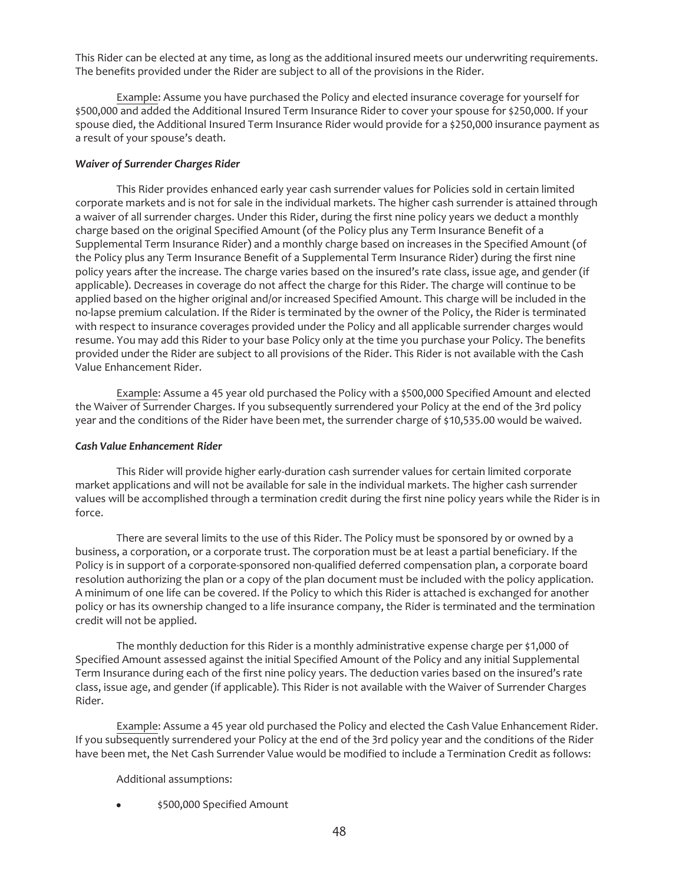This Rider can be elected at any time, as long as the additional insured meets our underwriting requirements. The benefits provided under the Rider are subject to all of the provisions in the Rider.

Example: Assume you have purchased the Policy and elected insurance coverage for yourself for $500,000 and added the Additional Insured Term Insurance Rider to cover your spouse for $250,000. If your spouse died, the Additional Insured Term Insurance Rider would provide for a $250,000 insurance payment as a result of your spouse's death.

***Waiver of Surrender Charges Rider***

This Rider provides enhanced early year cash surrender values for Policies sold in certain limited corporate markets and is not for sale in the individual markets. The higher cash surrender is attained through a waiver of all surrender charges. Under this Rider, during the first nine policy years we deduct a monthly charge based on the original Specified Amount (of the Policy plus any Term Insurance Benefit of a Supplemental Term Insurance Rider) and a monthly charge based on increases in the Specified Amount (of the Policy plus any Term Insurance Benefit of a Supplemental Term Insurance Rider) during the first nine policy years after the increase. The charge varies based on the insured's rate class, issue age, and gender (if applicable). Decreases in coverage do not affect the charge for this Rider. The charge will continue to be applied based on the higher original and/or increased Specified Amount. This charge will be included in the no-lapse premium calculation. If the Rider is terminated by the owner of the Policy, the Rider is terminated with respect to insurance coverages provided under the Policy and all applicable surrender charges would resume. You may add this Rider to your base Policy only at the time you purchase your Policy. The benefits provided under the Rider are subject to all provisions of the Rider. This Rider is not available with the Cash Value Enhancement Rider.

Example: Assume a 45 year old purchased the Policy with a $500,000 Specified Amount and elected the Waiver of Surrender Charges. If you subsequently surrendered your Policy at the end of the 3rd policy year and the conditions of the Rider have been met, the surrender charge of $10,535.00 would be waived.

***Cash Value Enhancement Rider***

This Rider will provide higher early-duration cash surrender values for certain limited corporate market applications and will not be available for sale in the individual markets. The higher cash surrender values will be accomplished through a termination credit during the first nine policy years while the Rider is in force.

There are several limits to the use of this Rider. The Policy must be sponsored by or owned by a business, a corporation, or a corporate trust. The corporation must be at least a partial beneficiary. If the Policy is in support of a corporate-sponsored non-qualified deferred compensation plan, a corporate board resolution authorizing the plan or a copy of the plan document must be included with the policy application. A minimum of one life can be covered. If the Policy to which this Rider is attached is exchanged for another policy or has its ownership changed to a life insurance company, the Rider is terminated and the termination credit will not be applied.

The monthly deduction for this Rider is a monthly administrative expense charge per $1,000 of Specified Amount assessed against the initial Specified Amount of the Policy and any initial Supplemental Term Insurance during each of the first nine policy years. The deduction varies based on the insured's rate class, issue age, and gender (if applicable). This Rider is not available with the Waiver of Surrender Charges Rider.

Example: Assume a 45 year old purchased the Policy and elected the Cash Value Enhancement Rider. If you subsequently surrendered your Policy at the end of the 3rd policy year and the conditions of the Rider have been met, the Net Cash Surrender Value would be modified to include a Termination Credit as follows:

Additional assumptions:

- $500,000 Specified Amount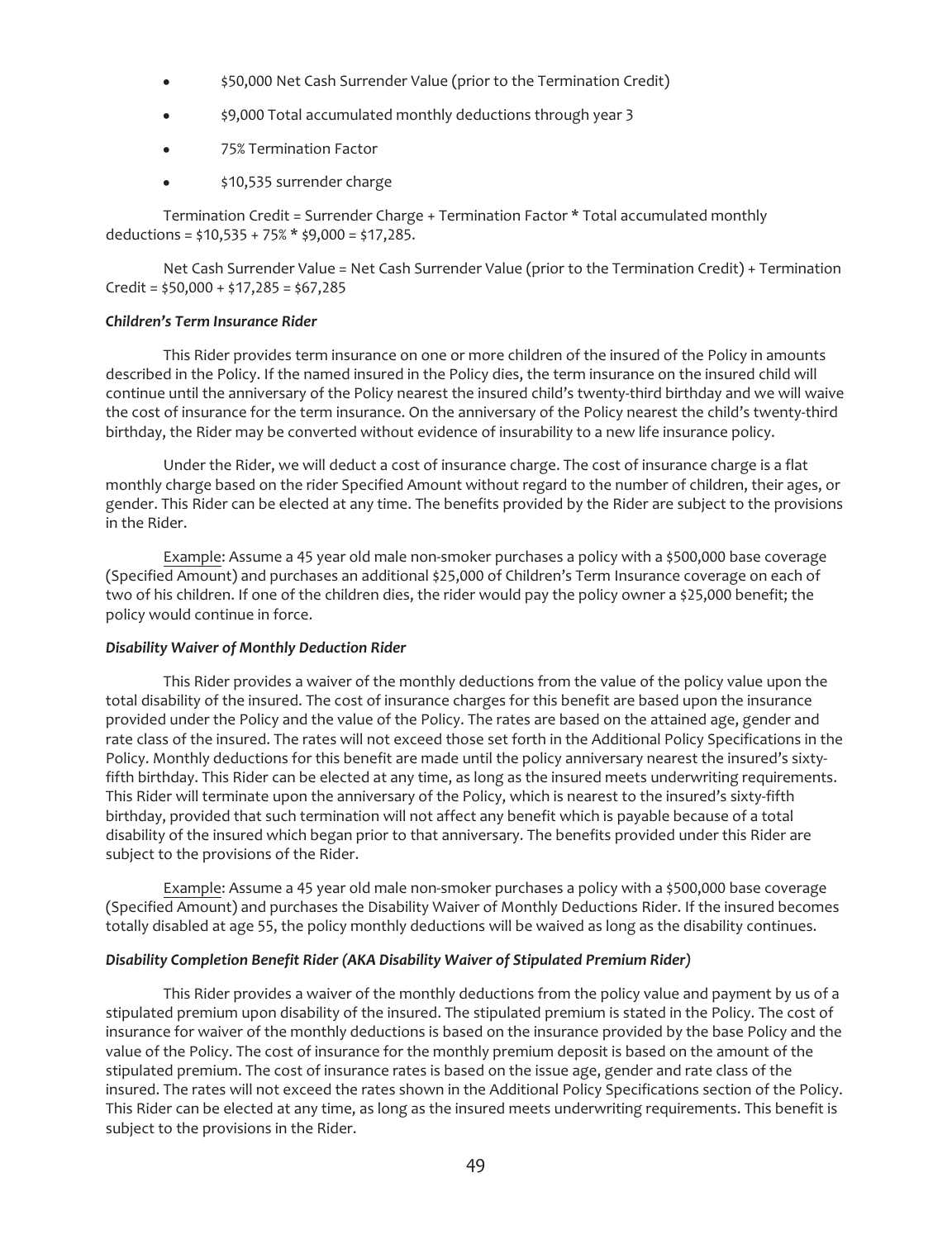- $50,000 Net Cash Surrender Value (prior to the Termination Credit)
- $9,000 Total accumulated monthly deductions through year 3
- 75% Termination Factor
- $10,535 surrender charge

Termination Credit = Surrender Charge + Termination Factor * Total accumulated monthly deductions = $10,535 + 75% * $9,000 = $17,285.

Net Cash Surrender Value = Net Cash Surrender Value (prior to the Termination Credit) + Termination Credit = $50,000 + $17,285 = $67,285

***Children's Term Insurance Rider***

This Rider provides term insurance on one or more children of the insured of the Policy in amounts described in the Policy. If the named insured in the Policy dies, the term insurance on the insured child will continue until the anniversary of the Policy nearest the insured child's twenty-third birthday and we will waive the cost of insurance for the term insurance. On the anniversary of the Policy nearest the child's twenty-third birthday, the Rider may be converted without evidence of insurability to a new life insurance policy.

Under the Rider, we will deduct a cost of insurance charge. The cost of insurance charge is a flat monthly charge based on the rider Specified Amount without regard to the number of children, their ages, or gender. This Rider can be elected at any time. The benefits provided by the Rider are subject to the provisions in the Rider.

Example: Assume a 45 year old male non-smoker purchases a policy with a $500,000 base coverage (Specified Amount) and purchases an additional $25,000 of Children's Term Insurance coverage on each of two of his children. If one of the children dies, the rider would pay the policy owner a $25,000 benefit; the policy would continue in force.

***Disability Waiver of Monthly Deduction Rider***

This Rider provides a waiver of the monthly deductions from the value of the policy value upon the total disability of the insured. The cost of insurance charges for this benefit are based upon the insurance provided under the Policy and the value of the Policy. The rates are based on the attained age, gender and rate class of the insured. The rates will not exceed those set forth in the Additional Policy Specifications in the Policy. Monthly deductions for this benefit are made until the policy anniversary nearest the insured's sixty-fifth birthday. This Rider can be elected at any time, as long as the insured meets underwriting requirements. This Rider will terminate upon the anniversary of the Policy, which is nearest to the insured's sixty-fifth birthday, provided that such termination will not affect any benefit which is payable because of a total disability of the insured which began prior to that anniversary. The benefits provided under this Rider are subject to the provisions of the Rider.

Example: Assume a 45 year old male non-smoker purchases a policy with a $500,000 base coverage (Specified Amount) and purchases the Disability Waiver of Monthly Deductions Rider. If the insured becomes totally disabled at age 55, the policy monthly deductions will be waived as long as the disability continues.

***Disability Completion Benefit Rider (AKA Disability Waiver of Stipulated Premium Rider)***

This Rider provides a waiver of the monthly deductions from the policy value and payment by us of a stipulated premium upon disability of the insured. The stipulated premium is stated in the Policy. The cost of insurance for waiver of the monthly deductions is based on the insurance provided by the base Policy and the value of the Policy. The cost of insurance for the monthly premium deposit is based on the amount of the stipulated premium. The cost of insurance rates is based on the issue age, gender and rate class of the insured. The rates will not exceed the rates shown in the Additional Policy Specifications section of the Policy. This Rider can be elected at any time, as long as the insured meets underwriting requirements. This benefit is subject to the provisions in the Rider.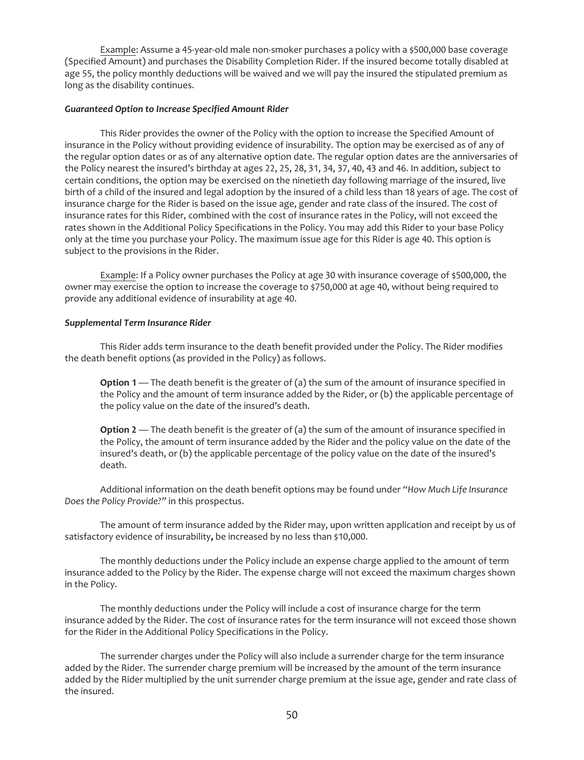Example: Assume a 45-year-old male non-smoker purchases a policy with a $500,000 base coverage (Specified Amount) and purchases the Disability Completion Rider. If the insured become totally disabled at age 55, the policy monthly deductions will be waived and we will pay the insured the stipulated premium as long as the disability continues.

***Guaranteed Option to Increase Specified Amount Rider***

This Rider provides the owner of the Policy with the option to increase the Specified Amount of insurance in the Policy without providing evidence of insurability. The option may be exercised as of any of the regular option dates or as of any alternative option date. The regular option dates are the anniversaries of the Policy nearest the insured's birthday at ages 22, 25, 28, 31, 34, 37, 40, 43 and 46. In addition, subject to certain conditions, the option may be exercised on the ninetieth day following marriage of the insured, live birth of a child of the insured and legal adoption by the insured of a child less than 18 years of age. The cost of insurance charge for the Rider is based on the issue age, gender and rate class of the insured. The cost of insurance rates for this Rider, combined with the cost of insurance rates in the Policy, will not exceed the rates shown in the Additional Policy Specifications in the Policy. You may add this Rider to your base Policy only at the time you purchase your Policy. The maximum issue age for this Rider is age 40. This option is subject to the provisions in the Rider.

Example: If a Policy owner purchases the Policy at age 30 with insurance coverage of $500,000, the owner may exercise the option to increase the coverage to $750,000 at age 40, without being required to provide any additional evidence of insurability at age 40.

***Supplemental Term Insurance Rider***

This Rider adds term insurance to the death benefit provided under the Policy. The Rider modifies the death benefit options (as provided in the Policy) as follows.

**Option 1** — The death benefit is the greater of (a) the sum of the amount of insurance specified in the Policy and the amount of term insurance added by the Rider, or (b) the applicable percentage of the policy value on the date of the insured's death.

**Option 2** — The death benefit is the greater of (a) the sum of the amount of insurance specified in the Policy, the amount of term insurance added by the Rider and the policy value on the date of the insured's death, or (b) the applicable percentage of the policy value on the date of the insured's death.

Additional information on the death benefit options may be found under "*How Much Life Insurance Does the Policy Provide?*" in this prospectus.

The amount of term insurance added by the Rider may, upon written application and receipt by us of satisfactory evidence of insurability**,** be increased by no less than $10,000.

The monthly deductions under the Policy include an expense charge applied to the amount of term insurance added to the Policy by the Rider. The expense charge will not exceed the maximum charges shown in the Policy.

The monthly deductions under the Policy will include a cost of insurance charge for the term insurance added by the Rider. The cost of insurance rates for the term insurance will not exceed those shown for the Rider in the Additional Policy Specifications in the Policy.

The surrender charges under the Policy will also include a surrender charge for the term insurance added by the Rider. The surrender charge premium will be increased by the amount of the term insurance added by the Rider multiplied by the unit surrender charge premium at the issue age, gender and rate class of the insured.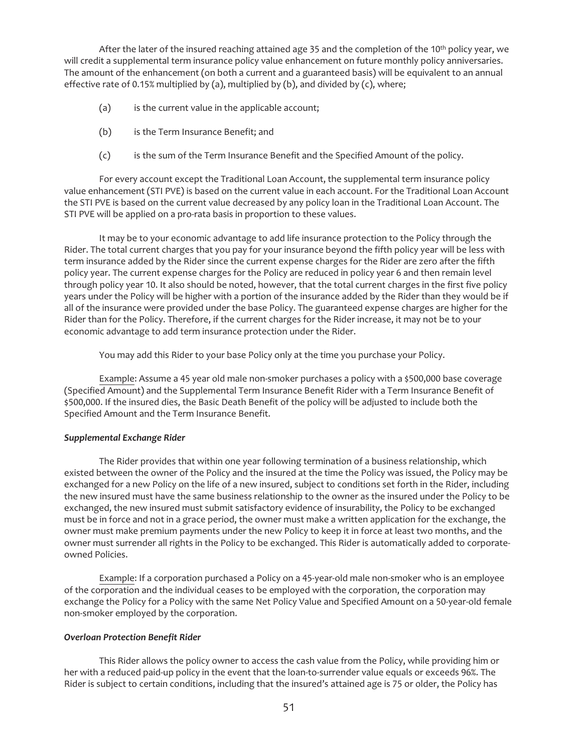After the later of the insured reaching attained age 35 and the completion of the 10th policy year, we will credit a supplemental term insurance policy value enhancement on future monthly policy anniversaries. The amount of the enhancement (on both a current and a guaranteed basis) will be equivalent to an annual effective rate of 0.15% multiplied by (a), multiplied by (b), and divided by (c), where;

(a) is the current value in the applicable account;

(b) is the Term Insurance Benefit; and

(c) is the sum of the Term Insurance Benefit and the Specified Amount of the policy.

For every account except the Traditional Loan Account, the supplemental term insurance policy value enhancement (STI PVE) is based on the current value in each account. For the Traditional Loan Account the STI PVE is based on the current value decreased by any policy loan in the Traditional Loan Account. The STI PVE will be applied on a pro-rata basis in proportion to these values.

It may be to your economic advantage to add life insurance protection to the Policy through the Rider. The total current charges that you pay for your insurance beyond the fifth policy year will be less with term insurance added by the Rider since the current expense charges for the Rider are zero after the fifth policy year. The current expense charges for the Policy are reduced in policy year 6 and then remain level through policy year 10. It also should be noted, however, that the total current charges in the first five policy years under the Policy will be higher with a portion of the insurance added by the Rider than they would be if all of the insurance were provided under the base Policy. The guaranteed expense charges are higher for the Rider than for the Policy. Therefore, if the current charges for the Rider increase, it may not be to your economic advantage to add term insurance protection under the Rider.

You may add this Rider to your base Policy only at the time you purchase your Policy.

Example: Assume a 45 year old male non-smoker purchases a policy with a $500,000 base coverage (Specified Amount) and the Supplemental Term Insurance Benefit Rider with a Term Insurance Benefit of $500,000. If the insured dies, the Basic Death Benefit of the policy will be adjusted to include both the Specified Amount and the Term Insurance Benefit.

***Supplemental Exchange Rider***

The Rider provides that within one year following termination of a business relationship, which existed between the owner of the Policy and the insured at the time the Policy was issued, the Policy may be exchanged for a new Policy on the life of a new insured, subject to conditions set forth in the Rider, including the new insured must have the same business relationship to the owner as the insured under the Policy to be exchanged, the new insured must submit satisfactory evidence of insurability, the Policy to be exchanged must be in force and not in a grace period, the owner must make a written application for the exchange, the owner must make premium payments under the new Policy to keep it in force at least two months, and the owner must surrender all rights in the Policy to be exchanged. This Rider is automatically added to corporate-owned Policies.

Example: If a corporation purchased a Policy on a 45-year-old male non-smoker who is an employee of the corporation and the individual ceases to be employed with the corporation, the corporation may exchange the Policy for a Policy with the same Net Policy Value and Specified Amount on a 50-year-old female non-smoker employed by the corporation.

***Overloan Protection Benefit Rider***

This Rider allows the policy owner to access the cash value from the Policy, while providing him or her with a reduced paid-up policy in the event that the loan-to-surrender value equals or exceeds 96%. The Rider is subject to certain conditions, including that the insured's attained age is 75 or older, the Policy has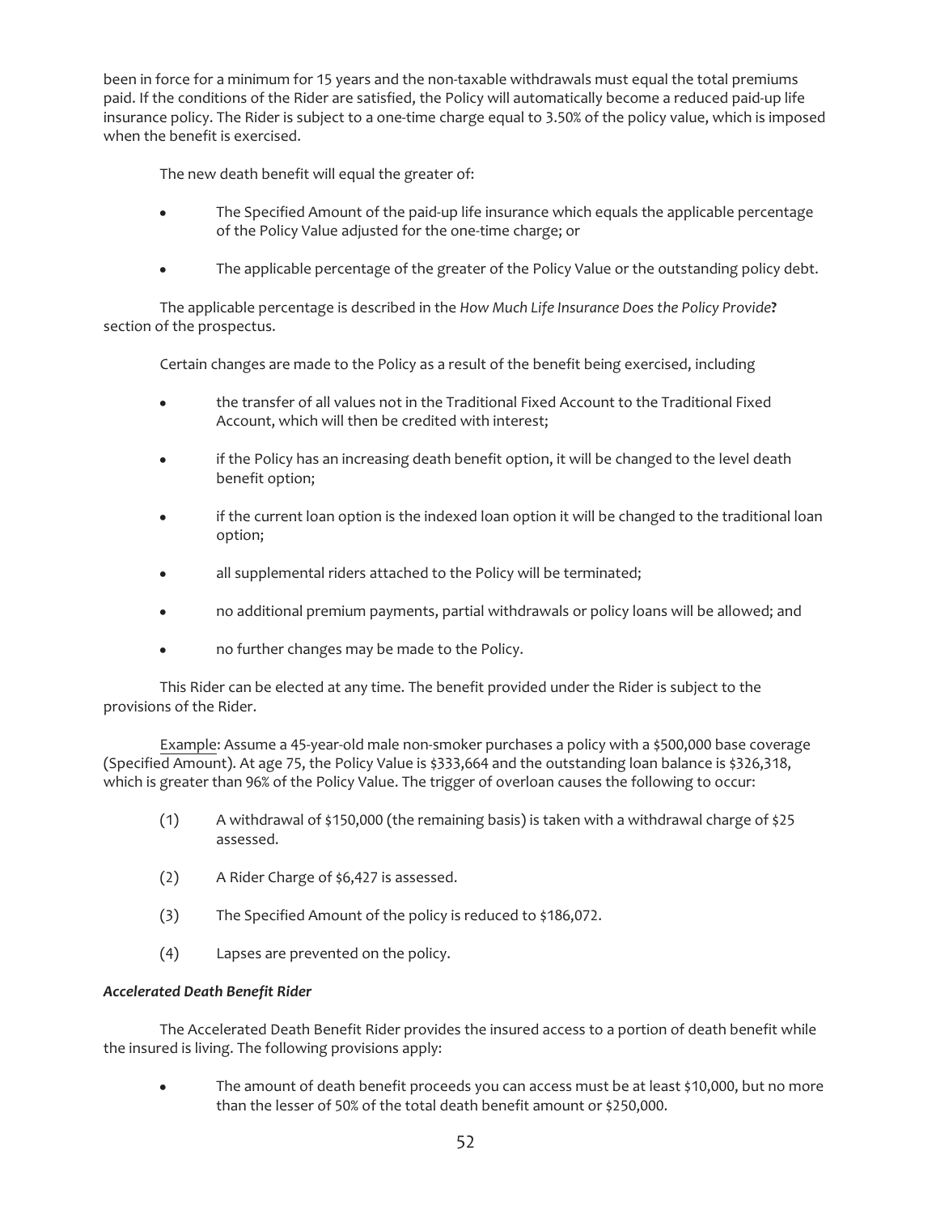been in force for a minimum for 15 years and the non-taxable withdrawals must equal the total premiums paid. If the conditions of the Rider are satisfied, the Policy will automatically become a reduced paid-up life insurance policy. The Rider is subject to a one-time charge equal to 3.50% of the policy value, which is imposed when the benefit is exercised.

The new death benefit will equal the greater of:

- The Specified Amount of the paid-up life insurance which equals the applicable percentage of the Policy Value adjusted for the one-time charge; or
- The applicable percentage of the greater of the Policy Value or the outstanding policy debt.

The applicable percentage is described in the *How Much Life Insurance Does the Policy Provide***?** section of the prospectus.

Certain changes are made to the Policy as a result of the benefit being exercised, including

- the transfer of all values not in the Traditional Fixed Account to the Traditional Fixed Account, which will then be credited with interest;
- if the Policy has an increasing death benefit option, it will be changed to the level death benefit option;
- if the current loan option is the indexed loan option it will be changed to the traditional loan option;
- all supplemental riders attached to the Policy will be terminated;
- no additional premium payments, partial withdrawals or policy loans will be allowed; and
- no further changes may be made to the Policy.

This Rider can be elected at any time. The benefit provided under the Rider is subject to the provisions of the Rider.

<u>Example</u>: Assume a 45-year-old male non-smoker purchases a policy with a $500,000 base coverage (Specified Amount). At age 75, the Policy Value is $333,664 and the outstanding loan balance is $326,318, which is greater than 96% of the Policy Value. The trigger of overloan causes the following to occur:

(1) A withdrawal of $150,000 (the remaining basis) is taken with a withdrawal charge of $25 assessed.

(2) A Rider Charge of $6,427 is assessed.

(3) The Specified Amount of the policy is reduced to $186,072.

(4) Lapses are prevented on the policy.

***Accelerated Death Benefit Rider***

The Accelerated Death Benefit Rider provides the insured access to a portion of death benefit while the insured is living. The following provisions apply:

- The amount of death benefit proceeds you can access must be at least $10,000, but no more than the lesser of 50% of the total death benefit amount or $250,000.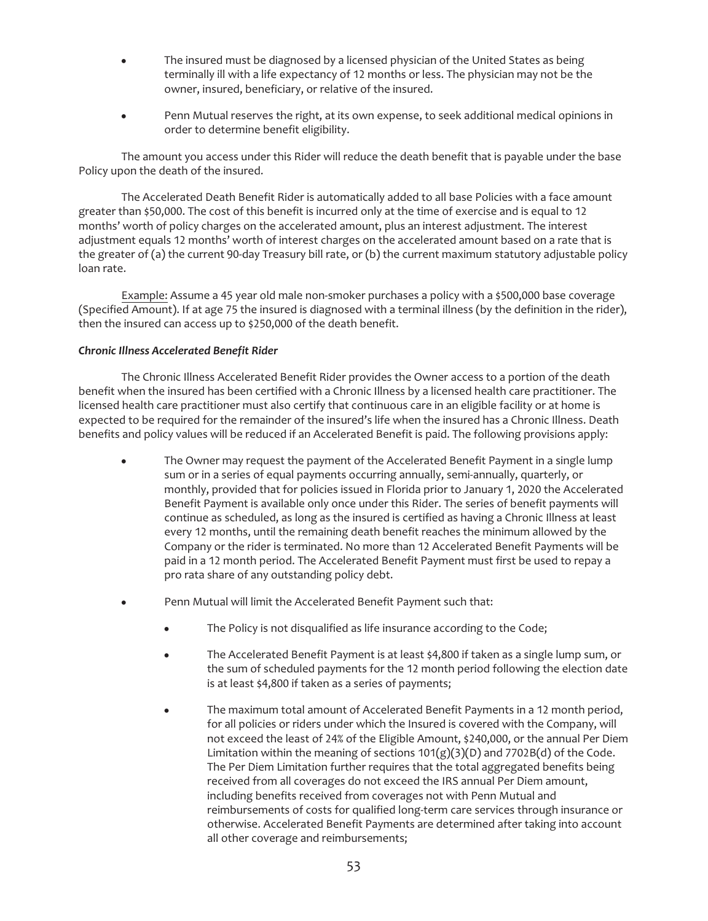- The insured must be diagnosed by a licensed physician of the United States as being terminally ill with a life expectancy of 12 months or less. The physician may not be the owner, insured, beneficiary, or relative of the insured.
- Penn Mutual reserves the right, at its own expense, to seek additional medical opinions in order to determine benefit eligibility.

The amount you access under this Rider will reduce the death benefit that is payable under the base Policy upon the death of the insured.

The Accelerated Death Benefit Rider is automatically added to all base Policies with a face amount greater than $50,000. The cost of this benefit is incurred only at the time of exercise and is equal to 12 months' worth of policy charges on the accelerated amount, plus an interest adjustment. The interest adjustment equals 12 months' worth of interest charges on the accelerated amount based on a rate that is the greater of (a) the current 90-day Treasury bill rate, or (b) the current maximum statutory adjustable policy loan rate.

Example: Assume a 45 year old male non-smoker purchases a policy with a $500,000 base coverage (Specified Amount). If at age 75 the insured is diagnosed with a terminal illness (by the definition in the rider), then the insured can access up to $250,000 of the death benefit.

***Chronic Illness Accelerated Benefit Rider***

The Chronic Illness Accelerated Benefit Rider provides the Owner access to a portion of the death benefit when the insured has been certified with a Chronic Illness by a licensed health care practitioner. The licensed health care practitioner must also certify that continuous care in an eligible facility or at home is expected to be required for the remainder of the insured's life when the insured has a Chronic Illness. Death benefits and policy values will be reduced if an Accelerated Benefit is paid. The following provisions apply:

- The Owner may request the payment of the Accelerated Benefit Payment in a single lump sum or in a series of equal payments occurring annually, semi-annually, quarterly, or monthly, provided that for policies issued in Florida prior to January 1, 2020 the Accelerated Benefit Payment is available only once under this Rider. The series of benefit payments will continue as scheduled, as long as the insured is certified as having a Chronic Illness at least every 12 months, until the remaining death benefit reaches the minimum allowed by the Company or the rider is terminated. No more than 12 Accelerated Benefit Payments will be paid in a 12 month period. The Accelerated Benefit Payment must first be used to repay a pro rata share of any outstanding policy debt.
- Penn Mutual will limit the Accelerated Benefit Payment such that:
  - The Policy is not disqualified as life insurance according to the Code;
  - The Accelerated Benefit Payment is at least $4,800 if taken as a single lump sum, or the sum of scheduled payments for the 12 month period following the election date is at least $4,800 if taken as a series of payments;
  - The maximum total amount of Accelerated Benefit Payments in a 12 month period, for all policies or riders under which the Insured is covered with the Company, will not exceed the least of 24% of the Eligible Amount, $240,000, or the annual Per Diem Limitation within the meaning of sections 101(g)(3)(D) and 7702B(d) of the Code. The Per Diem Limitation further requires that the total aggregated benefits being received from all coverages do not exceed the IRS annual Per Diem amount, including benefits received from coverages not with Penn Mutual and reimbursements of costs for qualified long-term care services through insurance or otherwise. Accelerated Benefit Payments are determined after taking into account all other coverage and reimbursements;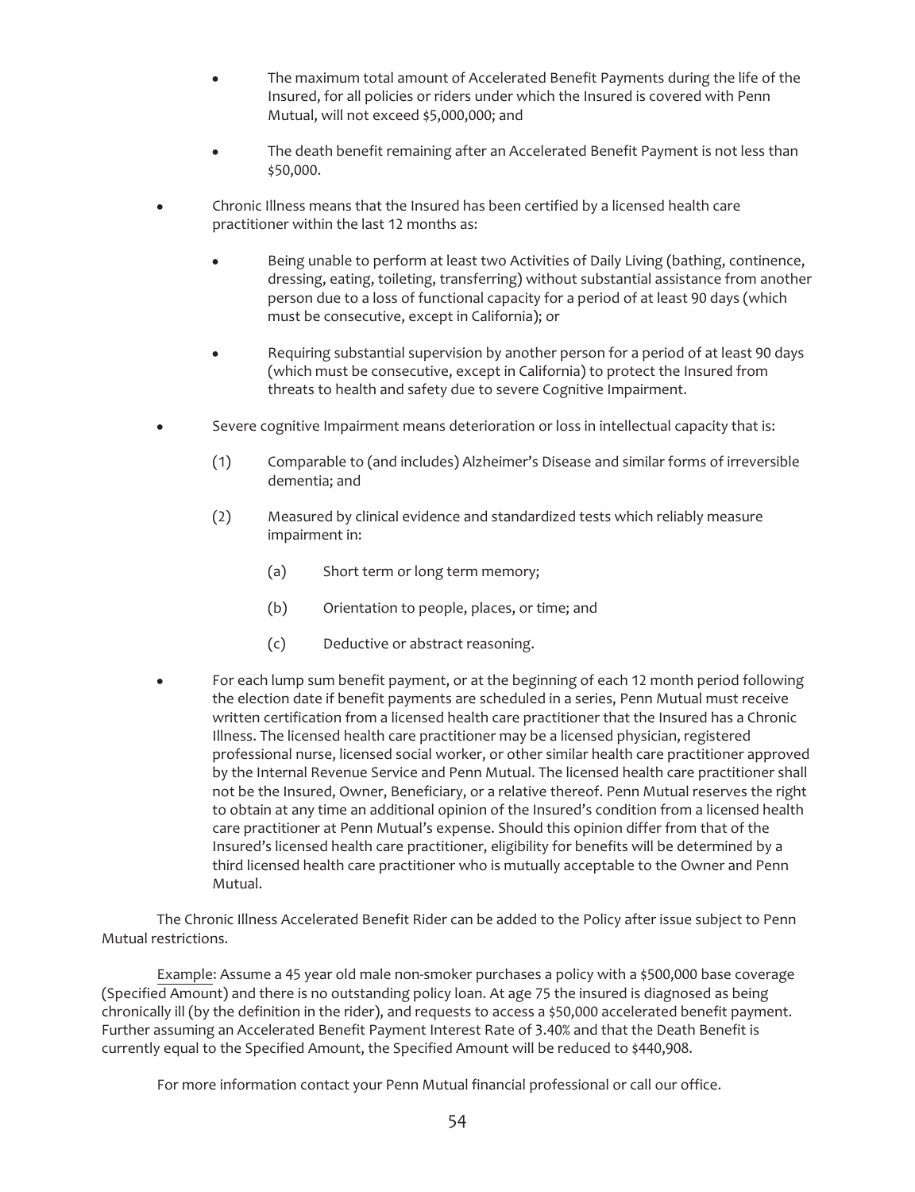- The maximum total amount of Accelerated Benefit Payments during the life of the Insured, for all policies or riders under which the Insured is covered with Penn Mutual, will not exceed $5,000,000; and
- The death benefit remaining after an Accelerated Benefit Payment is not less than $50,000.

- Chronic Illness means that the Insured has been certified by a licensed health care practitioner within the last 12 months as:
  - Being unable to perform at least two Activities of Daily Living (bathing, continence, dressing, eating, toileting, transferring) without substantial assistance from another person due to a loss of functional capacity for a period of at least 90 days (which must be consecutive, except in California); or
  - Requiring substantial supervision by another person for a period of at least 90 days (which must be consecutive, except in California) to protect the Insured from threats to health and safety due to severe Cognitive Impairment.
- Severe cognitive Impairment means deterioration or loss in intellectual capacity that is:
  - (1) Comparable to (and includes) Alzheimer's Disease and similar forms of irreversible dementia; and
  - (2) Measured by clinical evidence and standardized tests which reliably measure impairment in:
    - (a) Short term or long term memory;
    - (b) Orientation to people, places, or time; and
    - (c) Deductive or abstract reasoning.
- For each lump sum benefit payment, or at the beginning of each 12 month period following the election date if benefit payments are scheduled in a series, Penn Mutual must receive written certification from a licensed health care practitioner that the Insured has a Chronic Illness. The licensed health care practitioner may be a licensed physician, registered professional nurse, licensed social worker, or other similar health care practitioner approved by the Internal Revenue Service and Penn Mutual. The licensed health care practitioner shall not be the Insured, Owner, Beneficiary, or a relative thereof. Penn Mutual reserves the right to obtain at any time an additional opinion of the Insured's condition from a licensed health care practitioner at Penn Mutual's expense. Should this opinion differ from that of the Insured's licensed health care practitioner, eligibility for benefits will be determined by a third licensed health care practitioner who is mutually acceptable to the Owner and Penn Mutual.

The Chronic Illness Accelerated Benefit Rider can be added to the Policy after issue subject to Penn Mutual restrictions.

Example: Assume a 45 year old male non-smoker purchases a policy with a $500,000 base coverage (Specified Amount) and there is no outstanding policy loan. At age 75 the insured is diagnosed as being chronically ill (by the definition in the rider), and requests to access a $50,000 accelerated benefit payment. Further assuming an Accelerated Benefit Payment Interest Rate of 3.40% and that the Death Benefit is currently equal to the Specified Amount, the Specified Amount will be reduced to $440,908.

For more information contact your Penn Mutual financial professional or call our office.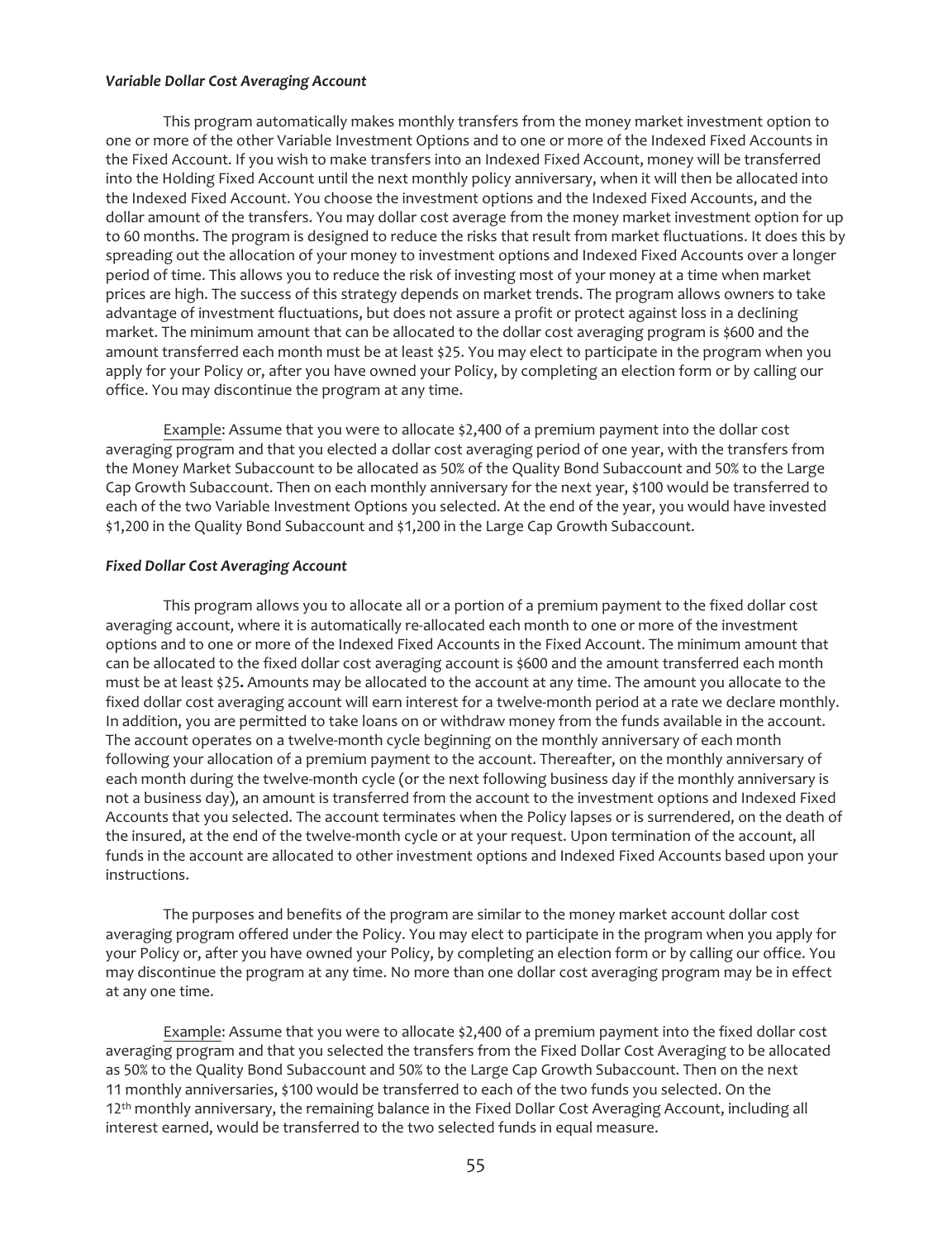***Variable Dollar Cost Averaging Account***

This program automatically makes monthly transfers from the money market investment option to one or more of the other Variable Investment Options and to one or more of the Indexed Fixed Accounts in the Fixed Account. If you wish to make transfers into an Indexed Fixed Account, money will be transferred into the Holding Fixed Account until the next monthly policy anniversary, when it will then be allocated into the Indexed Fixed Account. You choose the investment options and the Indexed Fixed Accounts, and the dollar amount of the transfers. You may dollar cost average from the money market investment option for up to 60 months. The program is designed to reduce the risks that result from market fluctuations. It does this by spreading out the allocation of your money to investment options and Indexed Fixed Accounts over a longer period of time. This allows you to reduce the risk of investing most of your money at a time when market prices are high. The success of this strategy depends on market trends. The program allows owners to take advantage of investment fluctuations, but does not assure a profit or protect against loss in a declining market. The minimum amount that can be allocated to the dollar cost averaging program is $600 and the amount transferred each month must be at least $25. You may elect to participate in the program when you apply for your Policy or, after you have owned your Policy, by completing an election form or by calling our office. You may discontinue the program at any time.

Example: Assume that you were to allocate $2,400 of a premium payment into the dollar cost averaging program and that you elected a dollar cost averaging period of one year, with the transfers from the Money Market Subaccount to be allocated as 50% of the Quality Bond Subaccount and 50% to the Large Cap Growth Subaccount. Then on each monthly anniversary for the next year, $100 would be transferred to each of the two Variable Investment Options you selected. At the end of the year, you would have invested $1,200 in the Quality Bond Subaccount and $1,200 in the Large Cap Growth Subaccount.

***Fixed Dollar Cost Averaging Account***

This program allows you to allocate all or a portion of a premium payment to the fixed dollar cost averaging account, where it is automatically re-allocated each month to one or more of the investment options and to one or more of the Indexed Fixed Accounts in the Fixed Account. The minimum amount that can be allocated to the fixed dollar cost averaging account is $600 and the amount transferred each month must be at least $25**.** Amounts may be allocated to the account at any time. The amount you allocate to the fixed dollar cost averaging account will earn interest for a twelve-month period at a rate we declare monthly. In addition, you are permitted to take loans on or withdraw money from the funds available in the account. The account operates on a twelve-month cycle beginning on the monthly anniversary of each month following your allocation of a premium payment to the account. Thereafter, on the monthly anniversary of each month during the twelve-month cycle (or the next following business day if the monthly anniversary is not a business day), an amount is transferred from the account to the investment options and Indexed Fixed Accounts that you selected. The account terminates when the Policy lapses or is surrendered, on the death of the insured, at the end of the twelve-month cycle or at your request. Upon termination of the account, all funds in the account are allocated to other investment options and Indexed Fixed Accounts based upon your instructions.

The purposes and benefits of the program are similar to the money market account dollar cost averaging program offered under the Policy. You may elect to participate in the program when you apply for your Policy or, after you have owned your Policy, by completing an election form or by calling our office. You may discontinue the program at any time. No more than one dollar cost averaging program may be in effect at any one time.

Example: Assume that you were to allocate $2,400 of a premium payment into the fixed dollar cost averaging program and that you selected the transfers from the Fixed Dollar Cost Averaging to be allocated as 50% to the Quality Bond Subaccount and 50% to the Large Cap Growth Subaccount. Then on the next 11 monthly anniversaries, $100 would be transferred to each of the two funds you selected. On the 12th monthly anniversary, the remaining balance in the Fixed Dollar Cost Averaging Account, including all interest earned, would be transferred to the two selected funds in equal measure.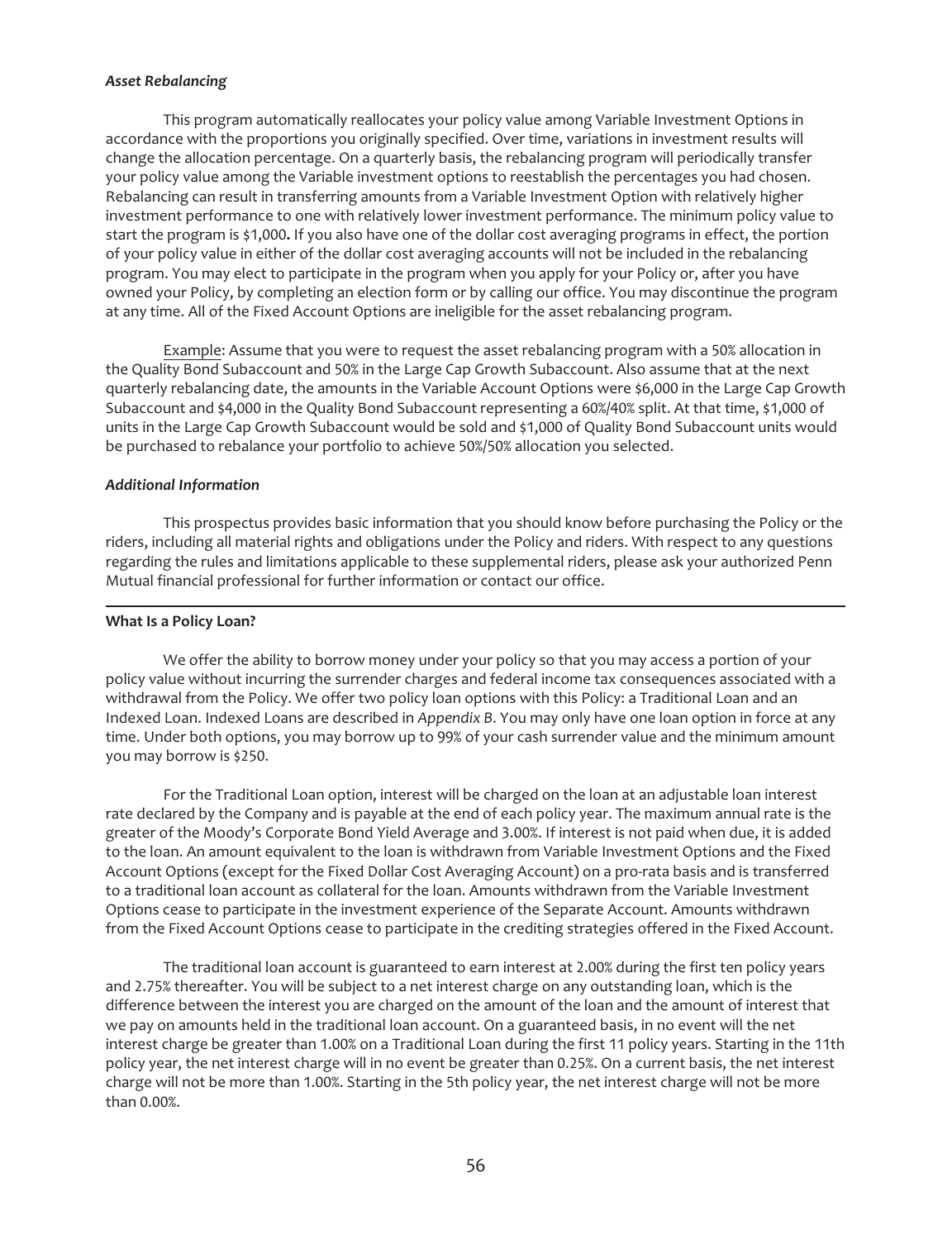### *Asset Rebalancing*

This program automatically reallocates your policy value among Variable Investment Options in accordance with the proportions you originally specified. Over time, variations in investment results will change the allocation percentage. On a quarterly basis, the rebalancing program will periodically transfer your policy value among the Variable investment options to reestablish the percentages you had chosen. Rebalancing can result in transferring amounts from a Variable Investment Option with relatively higher investment performance to one with relatively lower investment performance. The minimum policy value to start the program is $1,000**.** If you also have one of the dollar cost averaging programs in effect, the portion of your policy value in either of the dollar cost averaging accounts will not be included in the rebalancing program. You may elect to participate in the program when you apply for your Policy or, after you have owned your Policy, by completing an election form or by calling our office. You may discontinue the program at any time. All of the Fixed Account Options are ineligible for the asset rebalancing program.

Example: Assume that you were to request the asset rebalancing program with a 50% allocation in the Quality Bond Subaccount and 50% in the Large Cap Growth Subaccount. Also assume that at the next quarterly rebalancing date, the amounts in the Variable Account Options were $6,000 in the Large Cap Growth Subaccount and $4,000 in the Quality Bond Subaccount representing a 60%/40% split. At that time, $1,000 of units in the Large Cap Growth Subaccount would be sold and $1,000 of Quality Bond Subaccount units would be purchased to rebalance your portfolio to achieve 50%/50% allocation you selected.

### *Additional Information*

This prospectus provides basic information that you should know before purchasing the Policy or the riders, including all material rights and obligations under the Policy and riders. With respect to any questions regarding the rules and limitations applicable to these supplemental riders, please ask your authorized Penn Mutual financial professional for further information or contact our office.

---

### **What Is a Policy Loan?**

We offer the ability to borrow money under your policy so that you may access a portion of your policy value without incurring the surrender charges and federal income tax consequences associated with a withdrawal from the Policy. We offer two policy loan options with this Policy: a Traditional Loan and an Indexed Loan. Indexed Loans are described in *Appendix B*. You may only have one loan option in force at any time. Under both options, you may borrow up to 99% of your cash surrender value and the minimum amount you may borrow is $250.

For the Traditional Loan option, interest will be charged on the loan at an adjustable loan interest rate declared by the Company and is payable at the end of each policy year. The maximum annual rate is the greater of the Moody's Corporate Bond Yield Average and 3.00%. If interest is not paid when due, it is added to the loan. An amount equivalent to the loan is withdrawn from Variable Investment Options and the Fixed Account Options (except for the Fixed Dollar Cost Averaging Account) on a pro-rata basis and is transferred to a traditional loan account as collateral for the loan. Amounts withdrawn from the Variable Investment Options cease to participate in the investment experience of the Separate Account. Amounts withdrawn from the Fixed Account Options cease to participate in the crediting strategies offered in the Fixed Account.

The traditional loan account is guaranteed to earn interest at 2.00% during the first ten policy years and 2.75% thereafter. You will be subject to a net interest charge on any outstanding loan, which is the difference between the interest you are charged on the amount of the loan and the amount of interest that we pay on amounts held in the traditional loan account. On a guaranteed basis, in no event will the net interest charge be greater than 1.00% on a Traditional Loan during the first 11 policy years. Starting in the 11th policy year, the net interest charge will in no event be greater than 0.25%. On a current basis, the net interest charge will not be more than 1.00%. Starting in the 5th policy year, the net interest charge will not be more than 0.00%.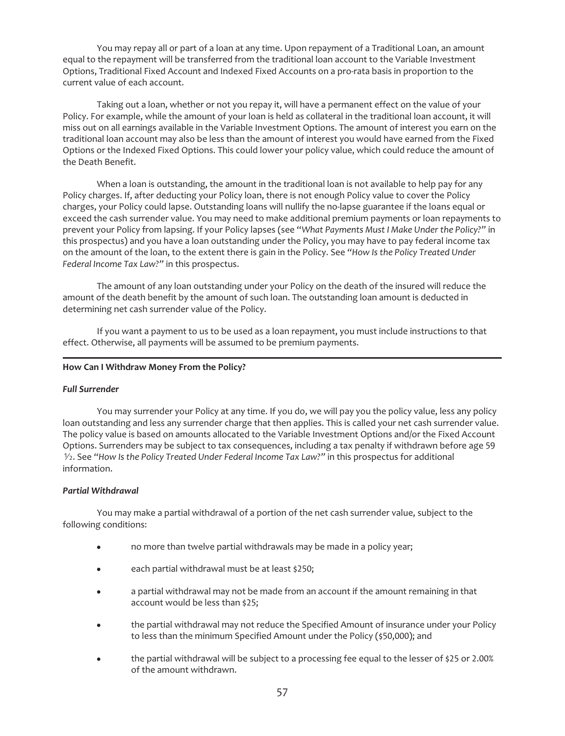You may repay all or part of a loan at any time. Upon repayment of a Traditional Loan, an amount equal to the repayment will be transferred from the traditional loan account to the Variable Investment Options, Traditional Fixed Account and Indexed Fixed Accounts on a pro-rata basis in proportion to the current value of each account.

Taking out a loan, whether or not you repay it, will have a permanent effect on the value of your Policy. For example, while the amount of your loan is held as collateral in the traditional loan account, it will miss out on all earnings available in the Variable Investment Options. The amount of interest you earn on the traditional loan account may also be less than the amount of interest you would have earned from the Fixed Options or the Indexed Fixed Options. This could lower your policy value, which could reduce the amount of the Death Benefit.

When a loan is outstanding, the amount in the traditional loan is not available to help pay for any Policy charges. If, after deducting your Policy loan, there is not enough Policy value to cover the Policy charges, your Policy could lapse. Outstanding loans will nullify the no-lapse guarantee if the loans equal or exceed the cash surrender value. You may need to make additional premium payments or loan repayments to prevent your Policy from lapsing. If your Policy lapses (see *"What Payments Must I Make Under the Policy?"* in this prospectus) and you have a loan outstanding under the Policy, you may have to pay federal income tax on the amount of the loan, to the extent there is gain in the Policy. See *"How Is the Policy Treated Under Federal Income Tax Law?"* in this prospectus.

The amount of any loan outstanding under your Policy on the death of the insured will reduce the amount of the death benefit by the amount of such loan. The outstanding loan amount is deducted in determining net cash surrender value of the Policy.

If you want a payment to us to be used as a loan repayment, you must include instructions to that effect. Otherwise, all payments will be assumed to be premium payments.

---

**How Can I Withdraw Money From the Policy?**

***Full Surrender***

You may surrender your Policy at any time. If you do, we will pay you the policy value, less any policy loan outstanding and less any surrender charge that then applies. This is called your net cash surrender value. The policy value is based on amounts allocated to the Variable Investment Options and/or the Fixed Account Options. Surrenders may be subject to tax consequences, including a tax penalty if withdrawn before age 59 ½. See *"How Is the Policy Treated Under Federal Income Tax Law?"* in this prospectus for additional information.

***Partial Withdrawal***

You may make a partial withdrawal of a portion of the net cash surrender value, subject to the following conditions:

- no more than twelve partial withdrawals may be made in a policy year;
- each partial withdrawal must be at least $250;
- a partial withdrawal may not be made from an account if the amount remaining in that account would be less than $25;
- the partial withdrawal may not reduce the Specified Amount of insurance under your Policy to less than the minimum Specified Amount under the Policy ($50,000); and
- the partial withdrawal will be subject to a processing fee equal to the lesser of $25 or 2.00% of the amount withdrawn.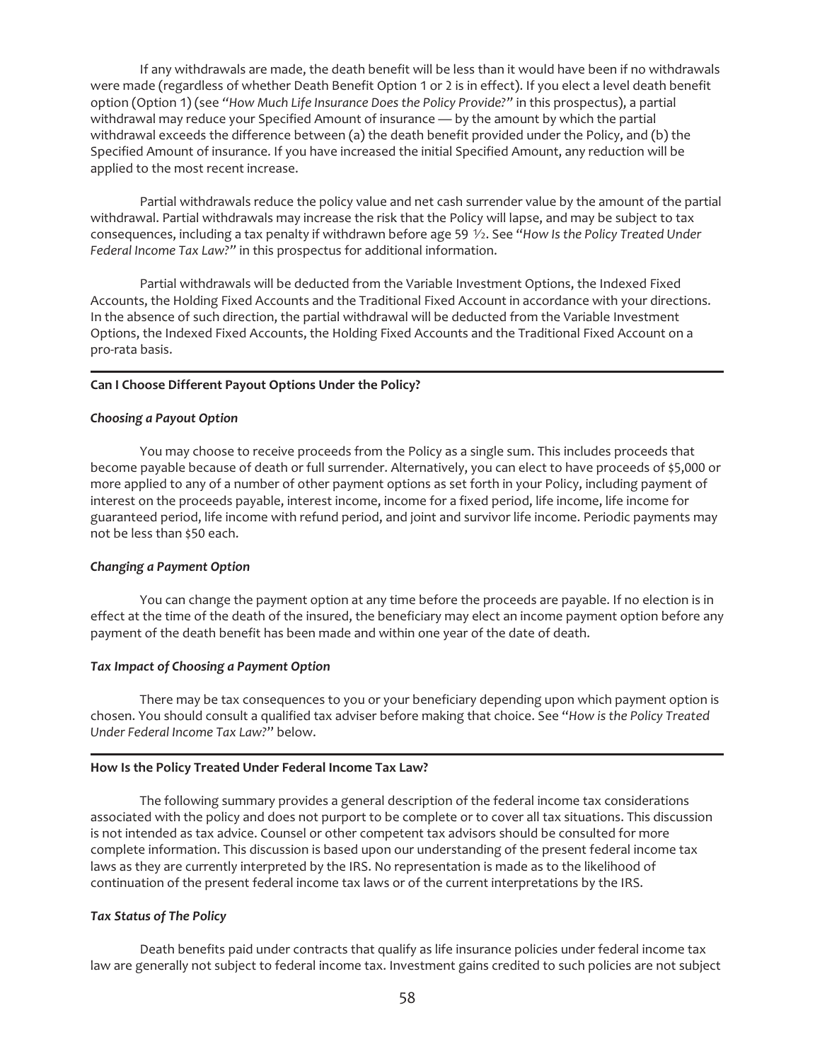If any withdrawals are made, the death benefit will be less than it would have been if no withdrawals were made (regardless of whether Death Benefit Option 1 or 2 is in effect). If you elect a level death benefit option (Option 1) (see *"How Much Life Insurance Does the Policy Provide?"* in this prospectus), a partial withdrawal may reduce your Specified Amount of insurance — by the amount by which the partial withdrawal exceeds the difference between (a) the death benefit provided under the Policy, and (b) the Specified Amount of insurance. If you have increased the initial Specified Amount, any reduction will be applied to the most recent increase.

Partial withdrawals reduce the policy value and net cash surrender value by the amount of the partial withdrawal. Partial withdrawals may increase the risk that the Policy will lapse, and may be subject to tax consequences, including a tax penalty if withdrawn before age 59 ½. See *"How Is the Policy Treated Under Federal Income Tax Law?"* in this prospectus for additional information.

Partial withdrawals will be deducted from the Variable Investment Options, the Indexed Fixed Accounts, the Holding Fixed Accounts and the Traditional Fixed Account in accordance with your directions. In the absence of such direction, the partial withdrawal will be deducted from the Variable Investment Options, the Indexed Fixed Accounts, the Holding Fixed Accounts and the Traditional Fixed Account on a pro-rata basis.

---

## Can I Choose Different Payout Options Under the Policy?

### *Choosing a Payout Option*

You may choose to receive proceeds from the Policy as a single sum. This includes proceeds that become payable because of death or full surrender. Alternatively, you can elect to have proceeds of $5,000 or more applied to any of a number of other payment options as set forth in your Policy, including payment of interest on the proceeds payable, interest income, income for a fixed period, life income, life income for guaranteed period, life income with refund period, and joint and survivor life income. Periodic payments may not be less than $50 each.

### *Changing a Payment Option*

You can change the payment option at any time before the proceeds are payable. If no election is in effect at the time of the death of the insured, the beneficiary may elect an income payment option before any payment of the death benefit has been made and within one year of the date of death.

### *Tax Impact of Choosing a Payment Option*

There may be tax consequences to you or your beneficiary depending upon which payment option is chosen. You should consult a qualified tax adviser before making that choice. See "*How is the Policy Treated Under Federal Income Tax Law?*" below.

---

## How Is the Policy Treated Under Federal Income Tax Law?

The following summary provides a general description of the federal income tax considerations associated with the policy and does not purport to be complete or to cover all tax situations. This discussion is not intended as tax advice. Counsel or other competent tax advisors should be consulted for more complete information. This discussion is based upon our understanding of the present federal income tax laws as they are currently interpreted by the IRS. No representation is made as to the likelihood of continuation of the present federal income tax laws or of the current interpretations by the IRS.

### *Tax Status of The Policy*

Death benefits paid under contracts that qualify as life insurance policies under federal income tax law are generally not subject to federal income tax. Investment gains credited to such policies are not subject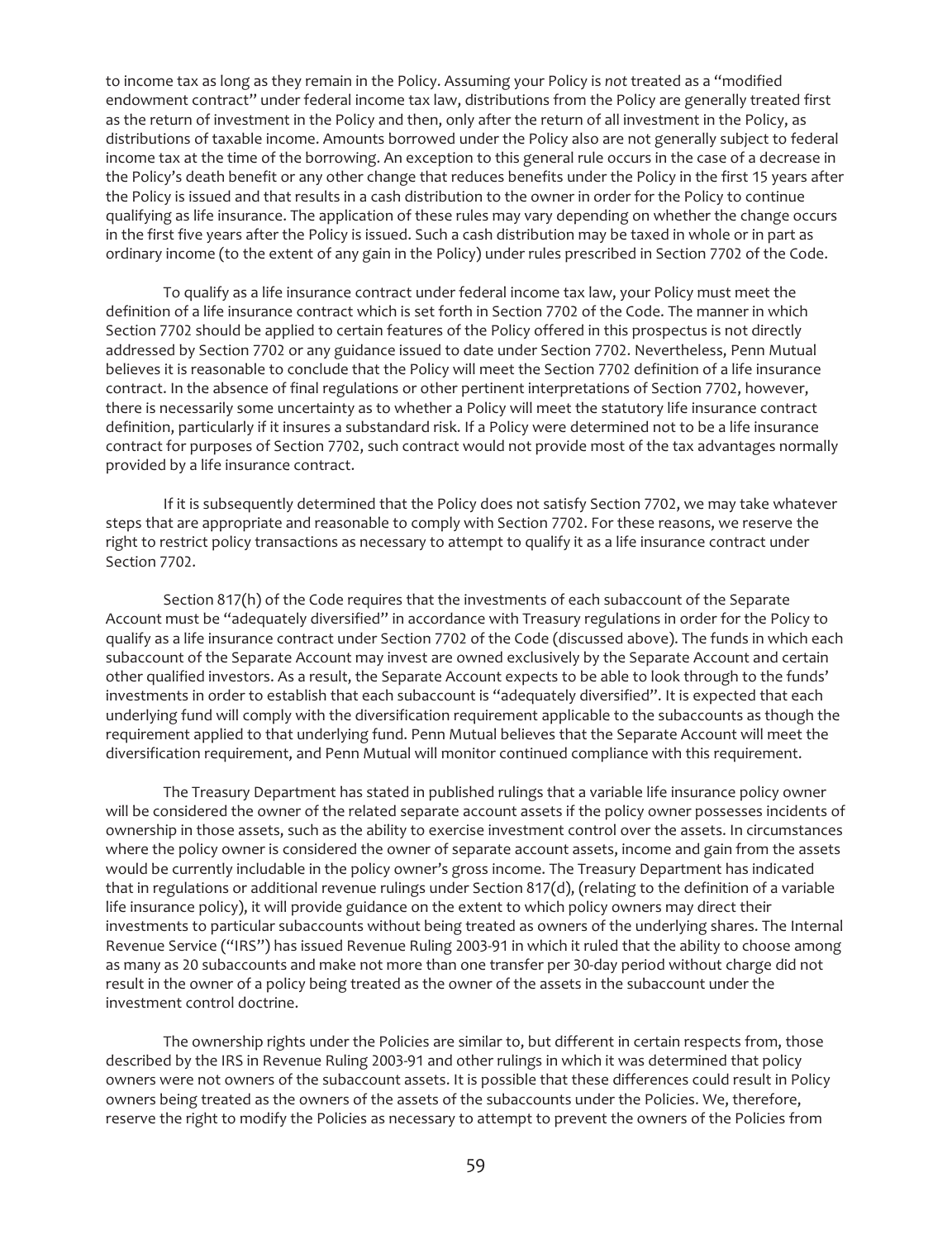to income tax as long as they remain in the Policy. Assuming your Policy is *not* treated as a "modified endowment contract" under federal income tax law, distributions from the Policy are generally treated first as the return of investment in the Policy and then, only after the return of all investment in the Policy, as distributions of taxable income. Amounts borrowed under the Policy also are not generally subject to federal income tax at the time of the borrowing. An exception to this general rule occurs in the case of a decrease in the Policy's death benefit or any other change that reduces benefits under the Policy in the first 15 years after the Policy is issued and that results in a cash distribution to the owner in order for the Policy to continue qualifying as life insurance. The application of these rules may vary depending on whether the change occurs in the first five years after the Policy is issued. Such a cash distribution may be taxed in whole or in part as ordinary income (to the extent of any gain in the Policy) under rules prescribed in Section 7702 of the Code.

To qualify as a life insurance contract under federal income tax law, your Policy must meet the definition of a life insurance contract which is set forth in Section 7702 of the Code. The manner in which Section 7702 should be applied to certain features of the Policy offered in this prospectus is not directly addressed by Section 7702 or any guidance issued to date under Section 7702. Nevertheless, Penn Mutual believes it is reasonable to conclude that the Policy will meet the Section 7702 definition of a life insurance contract. In the absence of final regulations or other pertinent interpretations of Section 7702, however, there is necessarily some uncertainty as to whether a Policy will meet the statutory life insurance contract definition, particularly if it insures a substandard risk. If a Policy were determined not to be a life insurance contract for purposes of Section 7702, such contract would not provide most of the tax advantages normally provided by a life insurance contract.

If it is subsequently determined that the Policy does not satisfy Section 7702, we may take whatever steps that are appropriate and reasonable to comply with Section 7702. For these reasons, we reserve the right to restrict policy transactions as necessary to attempt to qualify it as a life insurance contract under Section 7702.

Section 817(h) of the Code requires that the investments of each subaccount of the Separate Account must be "adequately diversified" in accordance with Treasury regulations in order for the Policy to qualify as a life insurance contract under Section 7702 of the Code (discussed above). The funds in which each subaccount of the Separate Account may invest are owned exclusively by the Separate Account and certain other qualified investors. As a result, the Separate Account expects to be able to look through to the funds' investments in order to establish that each subaccount is "adequately diversified". It is expected that each underlying fund will comply with the diversification requirement applicable to the subaccounts as though the requirement applied to that underlying fund. Penn Mutual believes that the Separate Account will meet the diversification requirement, and Penn Mutual will monitor continued compliance with this requirement.

The Treasury Department has stated in published rulings that a variable life insurance policy owner will be considered the owner of the related separate account assets if the policy owner possesses incidents of ownership in those assets, such as the ability to exercise investment control over the assets. In circumstances where the policy owner is considered the owner of separate account assets, income and gain from the assets would be currently includable in the policy owner's gross income. The Treasury Department has indicated that in regulations or additional revenue rulings under Section 817(d), (relating to the definition of a variable life insurance policy), it will provide guidance on the extent to which policy owners may direct their investments to particular subaccounts without being treated as owners of the underlying shares. The Internal Revenue Service ("IRS") has issued Revenue Ruling 2003-91 in which it ruled that the ability to choose among as many as 20 subaccounts and make not more than one transfer per 30-day period without charge did not result in the owner of a policy being treated as the owner of the assets in the subaccount under the investment control doctrine.

The ownership rights under the Policies are similar to, but different in certain respects from, those described by the IRS in Revenue Ruling 2003-91 and other rulings in which it was determined that policy owners were not owners of the subaccount assets. It is possible that these differences could result in Policy owners being treated as the owners of the assets of the subaccounts under the Policies. We, therefore, reserve the right to modify the Policies as necessary to attempt to prevent the owners of the Policies from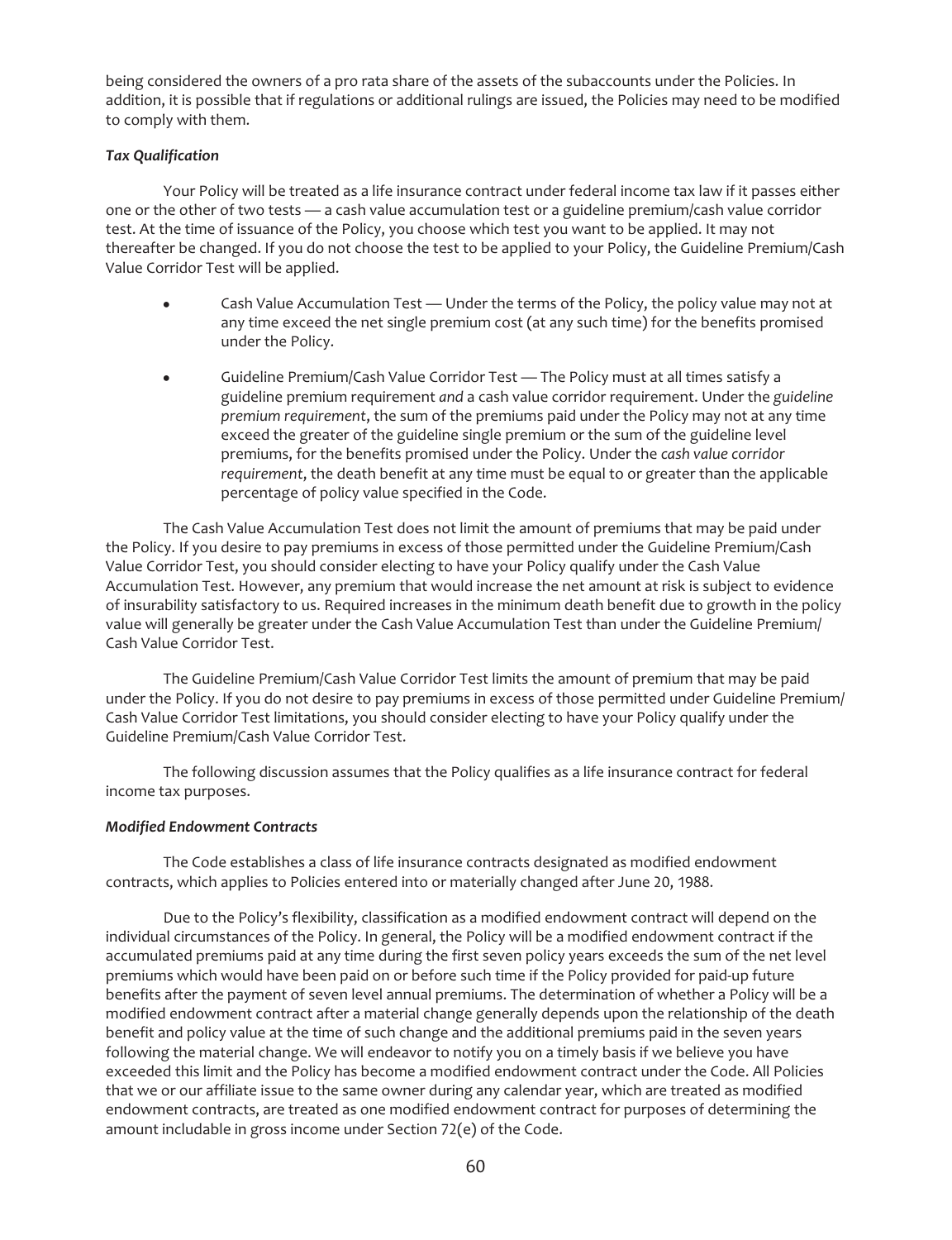being considered the owners of a pro rata share of the assets of the subaccounts under the Policies. In addition, it is possible that if regulations or additional rulings are issued, the Policies may need to be modified to comply with them.

***Tax Qualification***

Your Policy will be treated as a life insurance contract under federal income tax law if it passes either one or the other of two tests — a cash value accumulation test or a guideline premium/cash value corridor test. At the time of issuance of the Policy, you choose which test you want to be applied. It may not thereafter be changed. If you do not choose the test to be applied to your Policy, the Guideline Premium/Cash Value Corridor Test will be applied.

- Cash Value Accumulation Test — Under the terms of the Policy, the policy value may not at any time exceed the net single premium cost (at any such time) for the benefits promised under the Policy.
- Guideline Premium/Cash Value Corridor Test — The Policy must at all times satisfy a guideline premium requirement *and* a cash value corridor requirement. Under the *guideline premium requirement*, the sum of the premiums paid under the Policy may not at any time exceed the greater of the guideline single premium or the sum of the guideline level premiums, for the benefits promised under the Policy. Under the *cash value corridor requirement*, the death benefit at any time must be equal to or greater than the applicable percentage of policy value specified in the Code.

The Cash Value Accumulation Test does not limit the amount of premiums that may be paid under the Policy. If you desire to pay premiums in excess of those permitted under the Guideline Premium/Cash Value Corridor Test, you should consider electing to have your Policy qualify under the Cash Value Accumulation Test. However, any premium that would increase the net amount at risk is subject to evidence of insurability satisfactory to us. Required increases in the minimum death benefit due to growth in the policy value will generally be greater under the Cash Value Accumulation Test than under the Guideline Premium/Cash Value Corridor Test.

The Guideline Premium/Cash Value Corridor Test limits the amount of premium that may be paid under the Policy. If you do not desire to pay premiums in excess of those permitted under Guideline Premium/Cash Value Corridor Test limitations, you should consider electing to have your Policy qualify under the Guideline Premium/Cash Value Corridor Test.

The following discussion assumes that the Policy qualifies as a life insurance contract for federal income tax purposes.

***Modified Endowment Contracts***

The Code establishes a class of life insurance contracts designated as modified endowment contracts, which applies to Policies entered into or materially changed after June 20, 1988.

Due to the Policy's flexibility, classification as a modified endowment contract will depend on the individual circumstances of the Policy. In general, the Policy will be a modified endowment contract if the accumulated premiums paid at any time during the first seven policy years exceeds the sum of the net level premiums which would have been paid on or before such time if the Policy provided for paid-up future benefits after the payment of seven level annual premiums. The determination of whether a Policy will be a modified endowment contract after a material change generally depends upon the relationship of the death benefit and policy value at the time of such change and the additional premiums paid in the seven years following the material change. We will endeavor to notify you on a timely basis if we believe you have exceeded this limit and the Policy has become a modified endowment contract under the Code. All Policies that we or our affiliate issue to the same owner during any calendar year, which are treated as modified endowment contracts, are treated as one modified endowment contract for purposes of determining the amount includable in gross income under Section 72(e) of the Code.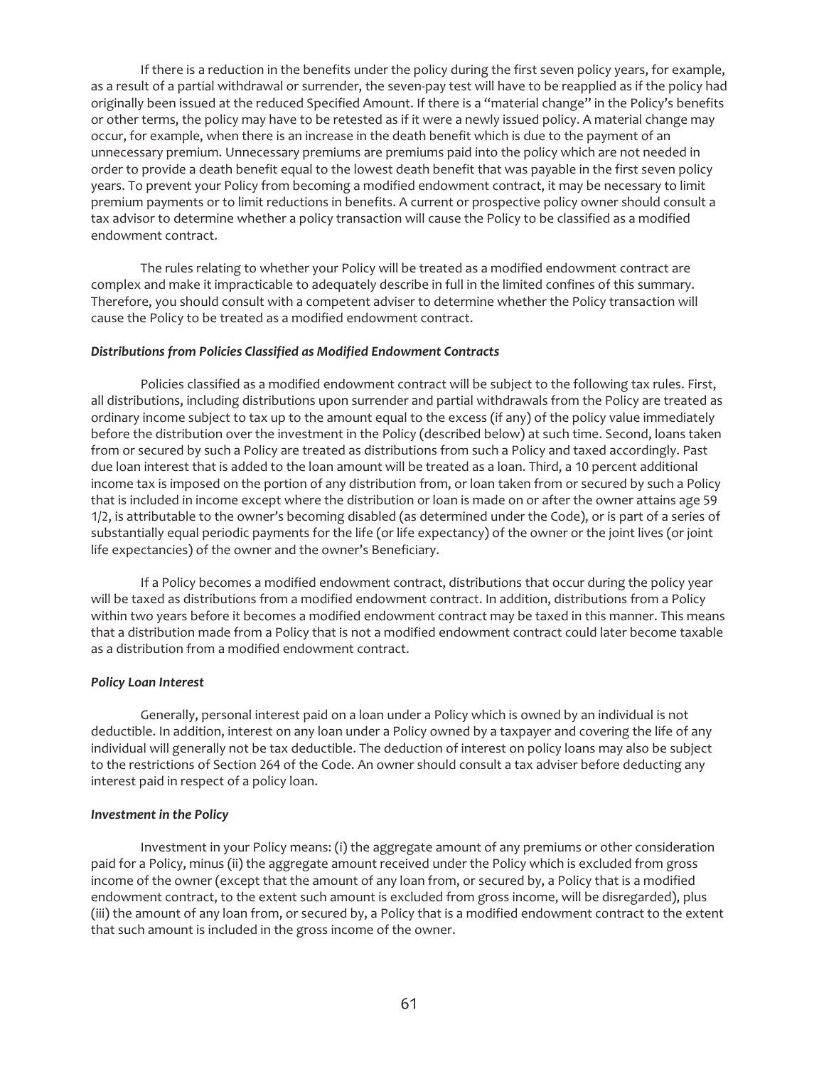If there is a reduction in the benefits under the policy during the first seven policy years, for example, as a result of a partial withdrawal or surrender, the seven-pay test will have to be reapplied as if the policy had originally been issued at the reduced Specified Amount. If there is a "material change" in the Policy's benefits or other terms, the policy may have to be retested as if it were a newly issued policy. A material change may occur, for example, when there is an increase in the death benefit which is due to the payment of an unnecessary premium. Unnecessary premiums are premiums paid into the policy which are not needed in order to provide a death benefit equal to the lowest death benefit that was payable in the first seven policy years. To prevent your Policy from becoming a modified endowment contract, it may be necessary to limit premium payments or to limit reductions in benefits. A current or prospective policy owner should consult a tax advisor to determine whether a policy transaction will cause the Policy to be classified as a modified endowment contract.

The rules relating to whether your Policy will be treated as a modified endowment contract are complex and make it impracticable to adequately describe in full in the limited confines of this summary. Therefore, you should consult with a competent adviser to determine whether the Policy transaction will cause the Policy to be treated as a modified endowment contract.

***Distributions from Policies Classified as Modified Endowment Contracts***

Policies classified as a modified endowment contract will be subject to the following tax rules. First, all distributions, including distributions upon surrender and partial withdrawals from the Policy are treated as ordinary income subject to tax up to the amount equal to the excess (if any) of the policy value immediately before the distribution over the investment in the Policy (described below) at such time. Second, loans taken from or secured by such a Policy are treated as distributions from such a Policy and taxed accordingly. Past due loan interest that is added to the loan amount will be treated as a loan. Third, a 10 percent additional income tax is imposed on the portion of any distribution from, or loan taken from or secured by such a Policy that is included in income except where the distribution or loan is made on or after the owner attains age 59 1/2, is attributable to the owner's becoming disabled (as determined under the Code), or is part of a series of substantially equal periodic payments for the life (or life expectancy) of the owner or the joint lives (or joint life expectancies) of the owner and the owner's Beneficiary.

If a Policy becomes a modified endowment contract, distributions that occur during the policy year will be taxed as distributions from a modified endowment contract. In addition, distributions from a Policy within two years before it becomes a modified endowment contract may be taxed in this manner. This means that a distribution made from a Policy that is not a modified endowment contract could later become taxable as a distribution from a modified endowment contract.

***Policy Loan Interest***

Generally, personal interest paid on a loan under a Policy which is owned by an individual is not deductible. In addition, interest on any loan under a Policy owned by a taxpayer and covering the life of any individual will generally not be tax deductible. The deduction of interest on policy loans may also be subject to the restrictions of Section 264 of the Code. An owner should consult a tax adviser before deducting any interest paid in respect of a policy loan.

***Investment in the Policy***

Investment in your Policy means: (i) the aggregate amount of any premiums or other consideration paid for a Policy, minus (ii) the aggregate amount received under the Policy which is excluded from gross income of the owner (except that the amount of any loan from, or secured by, a Policy that is a modified endowment contract, to the extent such amount is excluded from gross income, will be disregarded), plus (iii) the amount of any loan from, or secured by, a Policy that is a modified endowment contract to the extent that such amount is included in the gross income of the owner.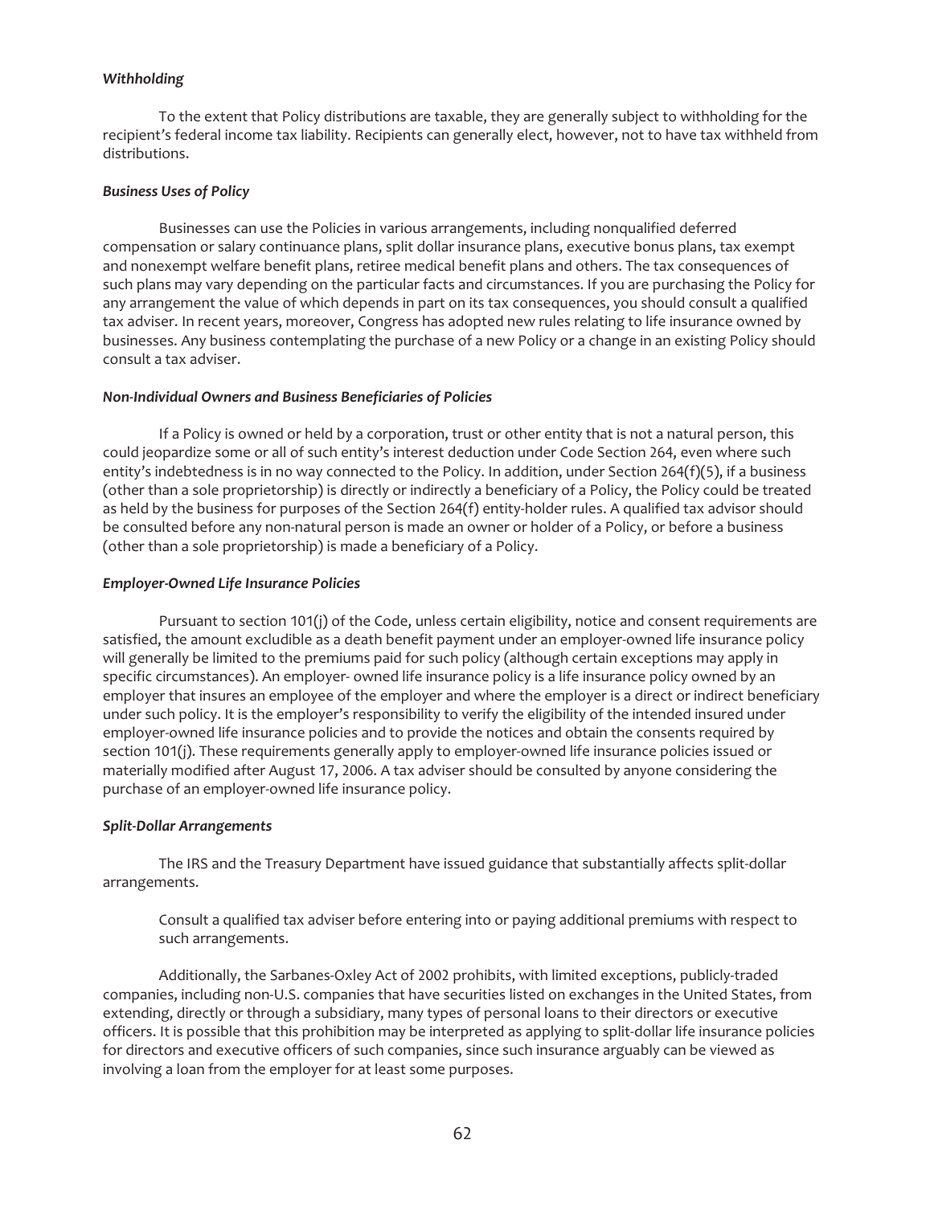*Withholding*

To the extent that Policy distributions are taxable, they are generally subject to withholding for the recipient's federal income tax liability. Recipients can generally elect, however, not to have tax withheld from distributions.

***Business Uses of Policy***

Businesses can use the Policies in various arrangements, including nonqualified deferred compensation or salary continuance plans, split dollar insurance plans, executive bonus plans, tax exempt and nonexempt welfare benefit plans, retiree medical benefit plans and others. The tax consequences of such plans may vary depending on the particular facts and circumstances. If you are purchasing the Policy for any arrangement the value of which depends in part on its tax consequences, you should consult a qualified tax adviser. In recent years, moreover, Congress has adopted new rules relating to life insurance owned by businesses. Any business contemplating the purchase of a new Policy or a change in an existing Policy should consult a tax adviser.

***Non-Individual Owners and Business Beneficiaries of Policies***

If a Policy is owned or held by a corporation, trust or other entity that is not a natural person, this could jeopardize some or all of such entity's interest deduction under Code Section 264, even where such entity's indebtedness is in no way connected to the Policy. In addition, under Section 264(f)(5), if a business (other than a sole proprietorship) is directly or indirectly a beneficiary of a Policy, the Policy could be treated as held by the business for purposes of the Section 264(f) entity-holder rules. A qualified tax advisor should be consulted before any non-natural person is made an owner or holder of a Policy, or before a business (other than a sole proprietorship) is made a beneficiary of a Policy.

***Employer-Owned Life Insurance Policies***

Pursuant to section 101(j) of the Code, unless certain eligibility, notice and consent requirements are satisfied, the amount excludible as a death benefit payment under an employer-owned life insurance policy will generally be limited to the premiums paid for such policy (although certain exceptions may apply in specific circumstances). An employer- owned life insurance policy is a life insurance policy owned by an employer that insures an employee of the employer and where the employer is a direct or indirect beneficiary under such policy. It is the employer's responsibility to verify the eligibility of the intended insured under employer-owned life insurance policies and to provide the notices and obtain the consents required by section 101(j). These requirements generally apply to employer-owned life insurance policies issued or materially modified after August 17, 2006. A tax adviser should be consulted by anyone considering the purchase of an employer-owned life insurance policy.

***Split-Dollar Arrangements***

The IRS and the Treasury Department have issued guidance that substantially affects split-dollar arrangements.

> Consult a qualified tax adviser before entering into or paying additional premiums with respect to such arrangements.

Additionally, the Sarbanes-Oxley Act of 2002 prohibits, with limited exceptions, publicly-traded companies, including non-U.S. companies that have securities listed on exchanges in the United States, from extending, directly or through a subsidiary, many types of personal loans to their directors or executive officers. It is possible that this prohibition may be interpreted as applying to split-dollar life insurance policies for directors and executive officers of such companies, since such insurance arguably can be viewed as involving a loan from the employer for at least some purposes.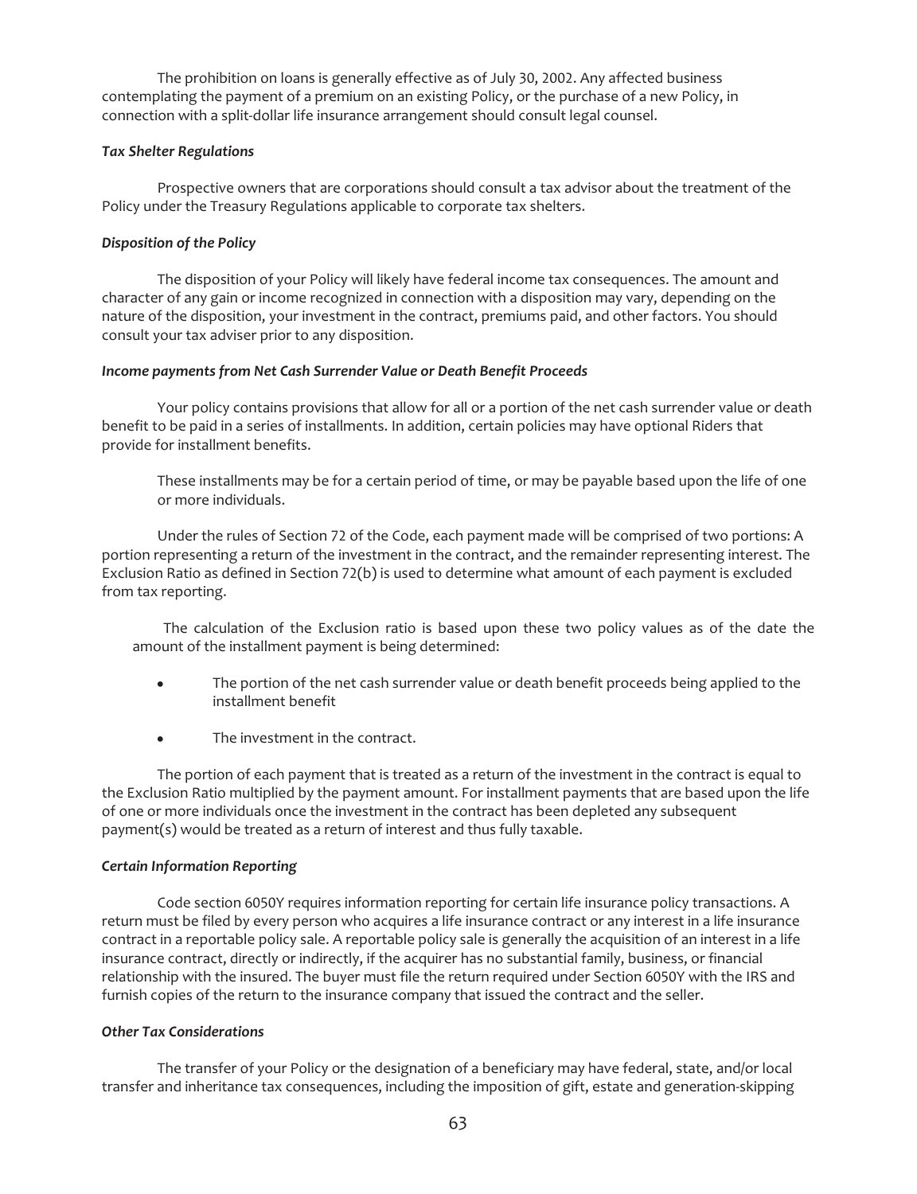The prohibition on loans is generally effective as of July 30, 2002. Any affected business contemplating the payment of a premium on an existing Policy, or the purchase of a new Policy, in connection with a split-dollar life insurance arrangement should consult legal counsel.

***Tax Shelter Regulations***

Prospective owners that are corporations should consult a tax advisor about the treatment of the Policy under the Treasury Regulations applicable to corporate tax shelters.

***Disposition of the Policy***

The disposition of your Policy will likely have federal income tax consequences. The amount and character of any gain or income recognized in connection with a disposition may vary, depending on the nature of the disposition, your investment in the contract, premiums paid, and other factors. You should consult your tax adviser prior to any disposition.

***Income payments from Net Cash Surrender Value or Death Benefit Proceeds***

Your policy contains provisions that allow for all or a portion of the net cash surrender value or death benefit to be paid in a series of installments. In addition, certain policies may have optional Riders that provide for installment benefits.

These installments may be for a certain period of time, or may be payable based upon the life of one or more individuals.

Under the rules of Section 72 of the Code, each payment made will be comprised of two portions: A portion representing a return of the investment in the contract, and the remainder representing interest. The Exclusion Ratio as defined in Section 72(b) is used to determine what amount of each payment is excluded from tax reporting.

The calculation of the Exclusion ratio is based upon these two policy values as of the date the amount of the installment payment is being determined:

- The portion of the net cash surrender value or death benefit proceeds being applied to the installment benefit
- The investment in the contract.

The portion of each payment that is treated as a return of the investment in the contract is equal to the Exclusion Ratio multiplied by the payment amount. For installment payments that are based upon the life of one or more individuals once the investment in the contract has been depleted any subsequent payment(s) would be treated as a return of interest and thus fully taxable.

***Certain Information Reporting***

Code section 6050Y requires information reporting for certain life insurance policy transactions. A return must be filed by every person who acquires a life insurance contract or any interest in a life insurance contract in a reportable policy sale. A reportable policy sale is generally the acquisition of an interest in a life insurance contract, directly or indirectly, if the acquirer has no substantial family, business, or financial relationship with the insured. The buyer must file the return required under Section 6050Y with the IRS and furnish copies of the return to the insurance company that issued the contract and the seller.

***Other Tax Considerations***

The transfer of your Policy or the designation of a beneficiary may have federal, state, and/or local transfer and inheritance tax consequences, including the imposition of gift, estate and generation-skipping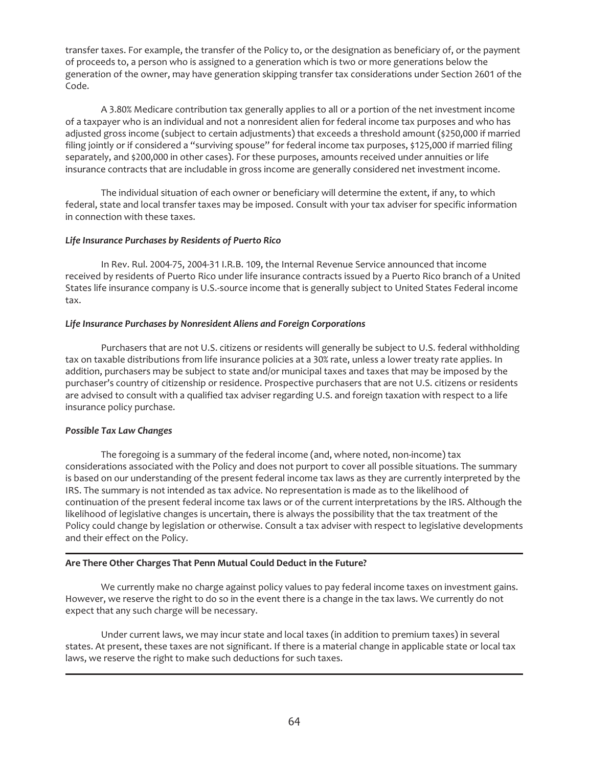transfer taxes. For example, the transfer of the Policy to, or the designation as beneficiary of, or the payment of proceeds to, a person who is assigned to a generation which is two or more generations below the generation of the owner, may have generation skipping transfer tax considerations under Section 2601 of the Code.

A 3.80% Medicare contribution tax generally applies to all or a portion of the net investment income of a taxpayer who is an individual and not a nonresident alien for federal income tax purposes and who has adjusted gross income (subject to certain adjustments) that exceeds a threshold amount ($250,000 if married filing jointly or if considered a "surviving spouse" for federal income tax purposes, $125,000 if married filing separately, and $200,000 in other cases). For these purposes, amounts received under annuities or life insurance contracts that are includable in gross income are generally considered net investment income.

The individual situation of each owner or beneficiary will determine the extent, if any, to which federal, state and local transfer taxes may be imposed. Consult with your tax adviser for specific information in connection with these taxes.

***Life Insurance Purchases by Residents of Puerto Rico***

In Rev. Rul. 2004-75, 2004-31 I.R.B. 109, the Internal Revenue Service announced that income received by residents of Puerto Rico under life insurance contracts issued by a Puerto Rico branch of a United States life insurance company is U.S.-source income that is generally subject to United States Federal income tax.

***Life Insurance Purchases by Nonresident Aliens and Foreign Corporations***

Purchasers that are not U.S. citizens or residents will generally be subject to U.S. federal withholding tax on taxable distributions from life insurance policies at a 30% rate, unless a lower treaty rate applies. In addition, purchasers may be subject to state and/or municipal taxes and taxes that may be imposed by the purchaser's country of citizenship or residence. Prospective purchasers that are not U.S. citizens or residents are advised to consult with a qualified tax adviser regarding U.S. and foreign taxation with respect to a life insurance policy purchase.

***Possible Tax Law Changes***

The foregoing is a summary of the federal income (and, where noted, non-income) tax considerations associated with the Policy and does not purport to cover all possible situations. The summary is based on our understanding of the present federal income tax laws as they are currently interpreted by the IRS. The summary is not intended as tax advice. No representation is made as to the likelihood of continuation of the present federal income tax laws or of the current interpretations by the IRS. Although the likelihood of legislative changes is uncertain, there is always the possibility that the tax treatment of the Policy could change by legislation or otherwise. Consult a tax adviser with respect to legislative developments and their effect on the Policy.

---

**Are There Other Charges That Penn Mutual Could Deduct in the Future?**

We currently make no charge against policy values to pay federal income taxes on investment gains. However, we reserve the right to do so in the event there is a change in the tax laws. We currently do not expect that any such charge will be necessary.

Under current laws, we may incur state and local taxes (in addition to premium taxes) in several states. At present, these taxes are not significant. If there is a material change in applicable state or local tax laws, we reserve the right to make such deductions for such taxes.

---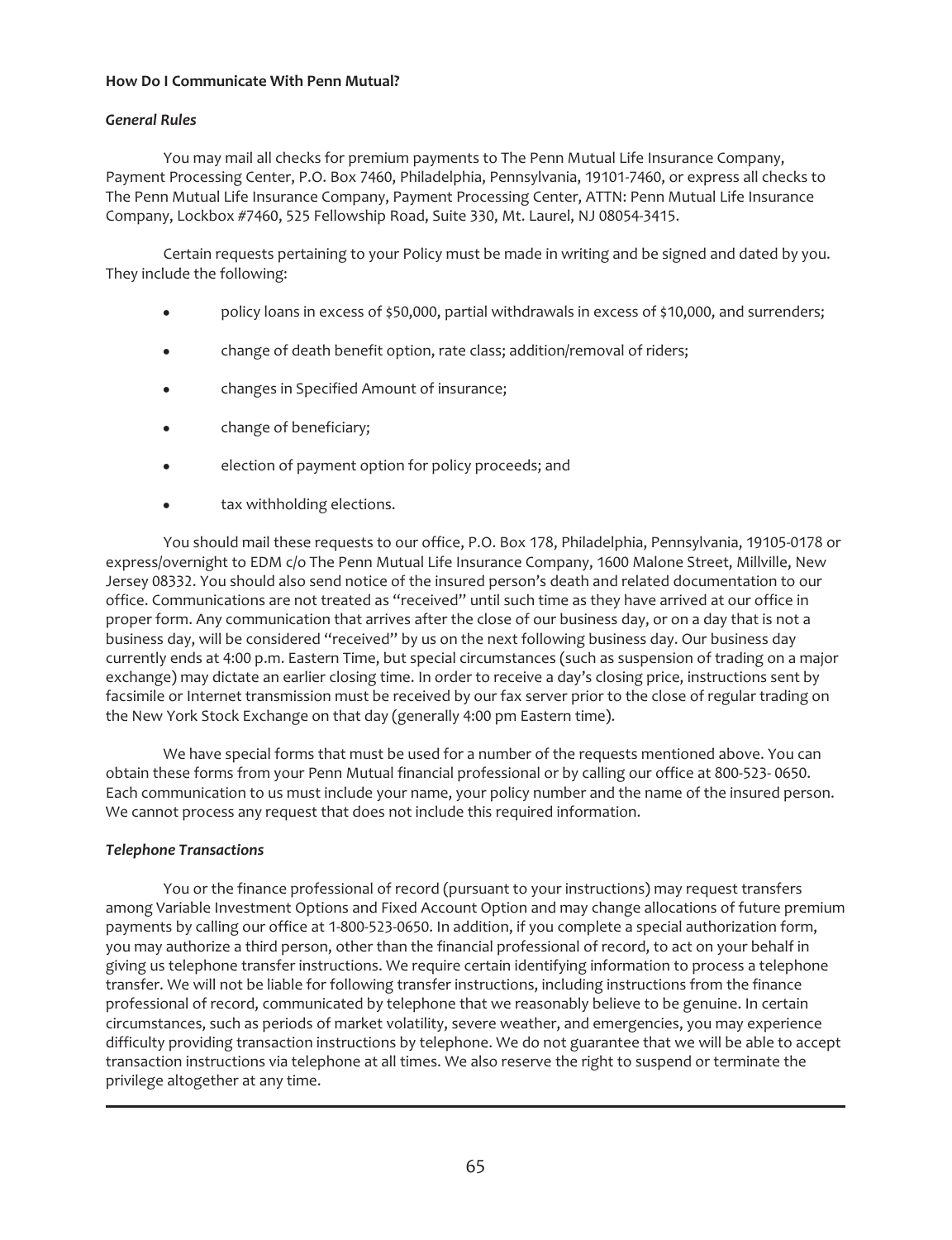**How Do I Communicate With Penn Mutual?**

***General Rules***

You may mail all checks for premium payments to The Penn Mutual Life Insurance Company, Payment Processing Center, P.O. Box 7460, Philadelphia, Pennsylvania, 19101-7460, or express all checks to The Penn Mutual Life Insurance Company, Payment Processing Center, ATTN: Penn Mutual Life Insurance Company, Lockbox #7460, 525 Fellowship Road, Suite 330, Mt. Laurel, NJ 08054-3415.

Certain requests pertaining to your Policy must be made in writing and be signed and dated by you. They include the following:

- policy loans in excess of $50,000, partial withdrawals in excess of $10,000, and surrenders;
- change of death benefit option, rate class; addition/removal of riders;
- changes in Specified Amount of insurance;
- change of beneficiary;
- election of payment option for policy proceeds; and
- tax withholding elections.

You should mail these requests to our office, P.O. Box 178, Philadelphia, Pennsylvania, 19105-0178 or express/overnight to EDM c/o The Penn Mutual Life Insurance Company, 1600 Malone Street, Millville, New Jersey 08332. You should also send notice of the insured person's death and related documentation to our office. Communications are not treated as "received" until such time as they have arrived at our office in proper form. Any communication that arrives after the close of our business day, or on a day that is not a business day, will be considered "received" by us on the next following business day. Our business day currently ends at 4:00 p.m. Eastern Time, but special circumstances (such as suspension of trading on a major exchange) may dictate an earlier closing time. In order to receive a day's closing price, instructions sent by facsimile or Internet transmission must be received by our fax server prior to the close of regular trading on the New York Stock Exchange on that day (generally 4:00 pm Eastern time).

We have special forms that must be used for a number of the requests mentioned above. You can obtain these forms from your Penn Mutual financial professional or by calling our office at 800-523- 0650. Each communication to us must include your name, your policy number and the name of the insured person. We cannot process any request that does not include this required information.

***Telephone Transactions***

You or the finance professional of record (pursuant to your instructions) may request transfers among Variable Investment Options and Fixed Account Option and may change allocations of future premium payments by calling our office at 1-800-523-0650. In addition, if you complete a special authorization form, you may authorize a third person, other than the financial professional of record, to act on your behalf in giving us telephone transfer instructions. We require certain identifying information to process a telephone transfer. We will not be liable for following transfer instructions, including instructions from the finance professional of record, communicated by telephone that we reasonably believe to be genuine. In certain circumstances, such as periods of market volatility, severe weather, and emergencies, you may experience difficulty providing transaction instructions by telephone. We do not guarantee that we will be able to accept transaction instructions via telephone at all times. We also reserve the right to suspend or terminate the privilege altogether at any time.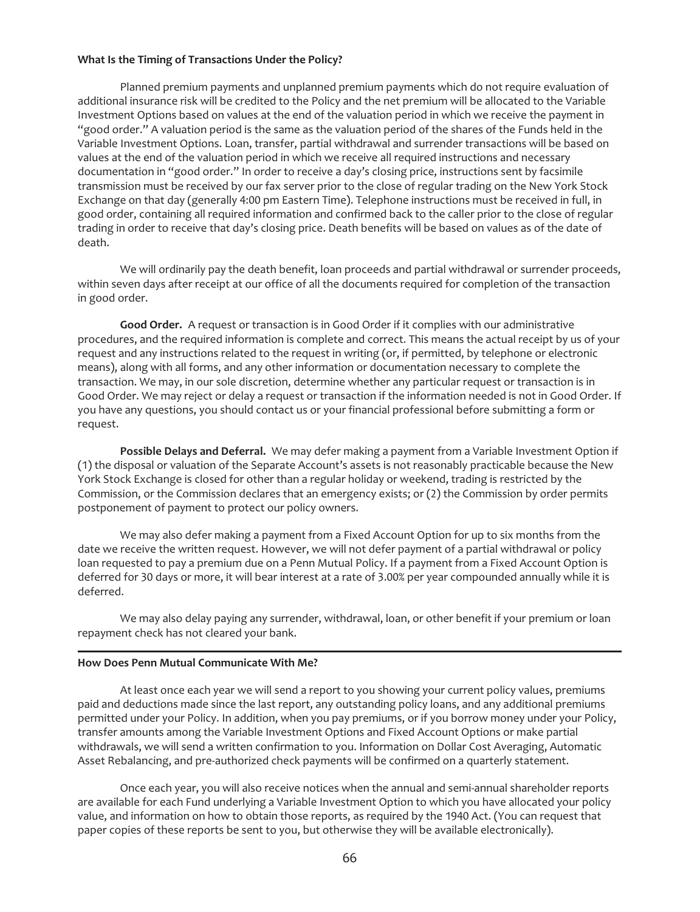**What Is the Timing of Transactions Under the Policy?**

Planned premium payments and unplanned premium payments which do not require evaluation of additional insurance risk will be credited to the Policy and the net premium will be allocated to the Variable Investment Options based on values at the end of the valuation period in which we receive the payment in "good order." A valuation period is the same as the valuation period of the shares of the Funds held in the Variable Investment Options. Loan, transfer, partial withdrawal and surrender transactions will be based on values at the end of the valuation period in which we receive all required instructions and necessary documentation in "good order." In order to receive a day's closing price, instructions sent by facsimile transmission must be received by our fax server prior to the close of regular trading on the New York Stock Exchange on that day (generally 4:00 pm Eastern Time). Telephone instructions must be received in full, in good order, containing all required information and confirmed back to the caller prior to the close of regular trading in order to receive that day's closing price. Death benefits will be based on values as of the date of death.

We will ordinarily pay the death benefit, loan proceeds and partial withdrawal or surrender proceeds, within seven days after receipt at our office of all the documents required for completion of the transaction in good order.

**Good Order.** A request or transaction is in Good Order if it complies with our administrative procedures, and the required information is complete and correct. This means the actual receipt by us of your request and any instructions related to the request in writing (or, if permitted, by telephone or electronic means), along with all forms, and any other information or documentation necessary to complete the transaction. We may, in our sole discretion, determine whether any particular request or transaction is in Good Order. We may reject or delay a request or transaction if the information needed is not in Good Order. If you have any questions, you should contact us or your financial professional before submitting a form or request.

**Possible Delays and Deferral.** We may defer making a payment from a Variable Investment Option if (1) the disposal or valuation of the Separate Account's assets is not reasonably practicable because the New York Stock Exchange is closed for other than a regular holiday or weekend, trading is restricted by the Commission, or the Commission declares that an emergency exists; or (2) the Commission by order permits postponement of payment to protect our policy owners.

We may also defer making a payment from a Fixed Account Option for up to six months from the date we receive the written request. However, we will not defer payment of a partial withdrawal or policy loan requested to pay a premium due on a Penn Mutual Policy. If a payment from a Fixed Account Option is deferred for 30 days or more, it will bear interest at a rate of 3.00% per year compounded annually while it is deferred.

We may also delay paying any surrender, withdrawal, loan, or other benefit if your premium or loan repayment check has not cleared your bank.

**How Does Penn Mutual Communicate With Me?**

At least once each year we will send a report to you showing your current policy values, premiums paid and deductions made since the last report, any outstanding policy loans, and any additional premiums permitted under your Policy. In addition, when you pay premiums, or if you borrow money under your Policy, transfer amounts among the Variable Investment Options and Fixed Account Options or make partial withdrawals, we will send a written confirmation to you. Information on Dollar Cost Averaging, Automatic Asset Rebalancing, and pre-authorized check payments will be confirmed on a quarterly statement.

Once each year, you will also receive notices when the annual and semi-annual shareholder reports are available for each Fund underlying a Variable Investment Option to which you have allocated your policy value, and information on how to obtain those reports, as required by the 1940 Act. (You can request that paper copies of these reports be sent to you, but otherwise they will be available electronically).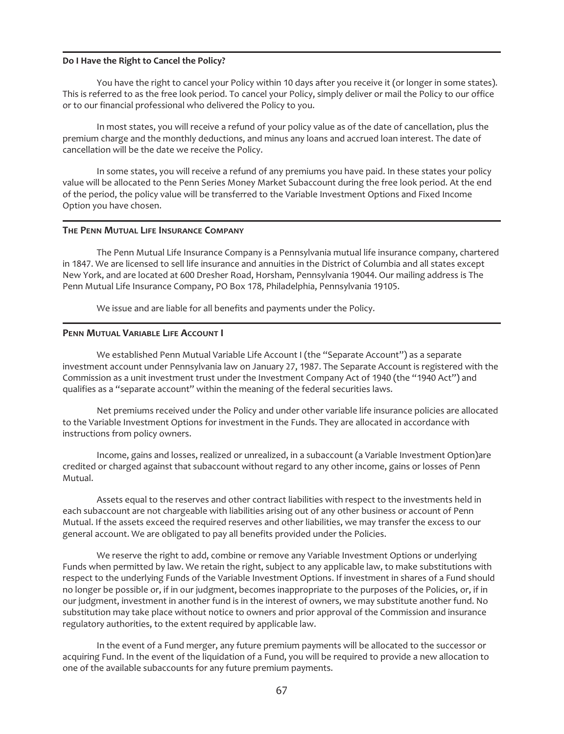**Do I Have the Right to Cancel the Policy?**

You have the right to cancel your Policy within 10 days after you receive it (or longer in some states). This is referred to as the free look period. To cancel your Policy, simply deliver or mail the Policy to our office or to our financial professional who delivered the Policy to you.

In most states, you will receive a refund of your policy value as of the date of cancellation, plus the premium charge and the monthly deductions, and minus any loans and accrued loan interest. The date of cancellation will be the date we receive the Policy.

In some states, you will receive a refund of any premiums you have paid. In these states your policy value will be allocated to the Penn Series Money Market Subaccount during the free look period. At the end of the period, the policy value will be transferred to the Variable Investment Options and Fixed Income Option you have chosen.

## THE PENN MUTUAL LIFE INSURANCE COMPANY

The Penn Mutual Life Insurance Company is a Pennsylvania mutual life insurance company, chartered in 1847. We are licensed to sell life insurance and annuities in the District of Columbia and all states except New York, and are located at 600 Dresher Road, Horsham, Pennsylvania 19044. Our mailing address is The Penn Mutual Life Insurance Company, PO Box 178, Philadelphia, Pennsylvania 19105.

We issue and are liable for all benefits and payments under the Policy.

## PENN MUTUAL VARIABLE LIFE ACCOUNT I

We established Penn Mutual Variable Life Account I (the "Separate Account") as a separate investment account under Pennsylvania law on January 27, 1987. The Separate Account is registered with the Commission as a unit investment trust under the Investment Company Act of 1940 (the "1940 Act") and qualifies as a "separate account" within the meaning of the federal securities laws.

Net premiums received under the Policy and under other variable life insurance policies are allocated to the Variable Investment Options for investment in the Funds. They are allocated in accordance with instructions from policy owners.

Income, gains and losses, realized or unrealized, in a subaccount (a Variable Investment Option)are credited or charged against that subaccount without regard to any other income, gains or losses of Penn Mutual.

Assets equal to the reserves and other contract liabilities with respect to the investments held in each subaccount are not chargeable with liabilities arising out of any other business or account of Penn Mutual. If the assets exceed the required reserves and other liabilities, we may transfer the excess to our general account. We are obligated to pay all benefits provided under the Policies.

We reserve the right to add, combine or remove any Variable Investment Options or underlying Funds when permitted by law. We retain the right, subject to any applicable law, to make substitutions with respect to the underlying Funds of the Variable Investment Options. If investment in shares of a Fund should no longer be possible or, if in our judgment, becomes inappropriate to the purposes of the Policies, or, if in our judgment, investment in another fund is in the interest of owners, we may substitute another fund. No substitution may take place without notice to owners and prior approval of the Commission and insurance regulatory authorities, to the extent required by applicable law.

In the event of a Fund merger, any future premium payments will be allocated to the successor or acquiring Fund. In the event of the liquidation of a Fund, you will be required to provide a new allocation to one of the available subaccounts for any future premium payments.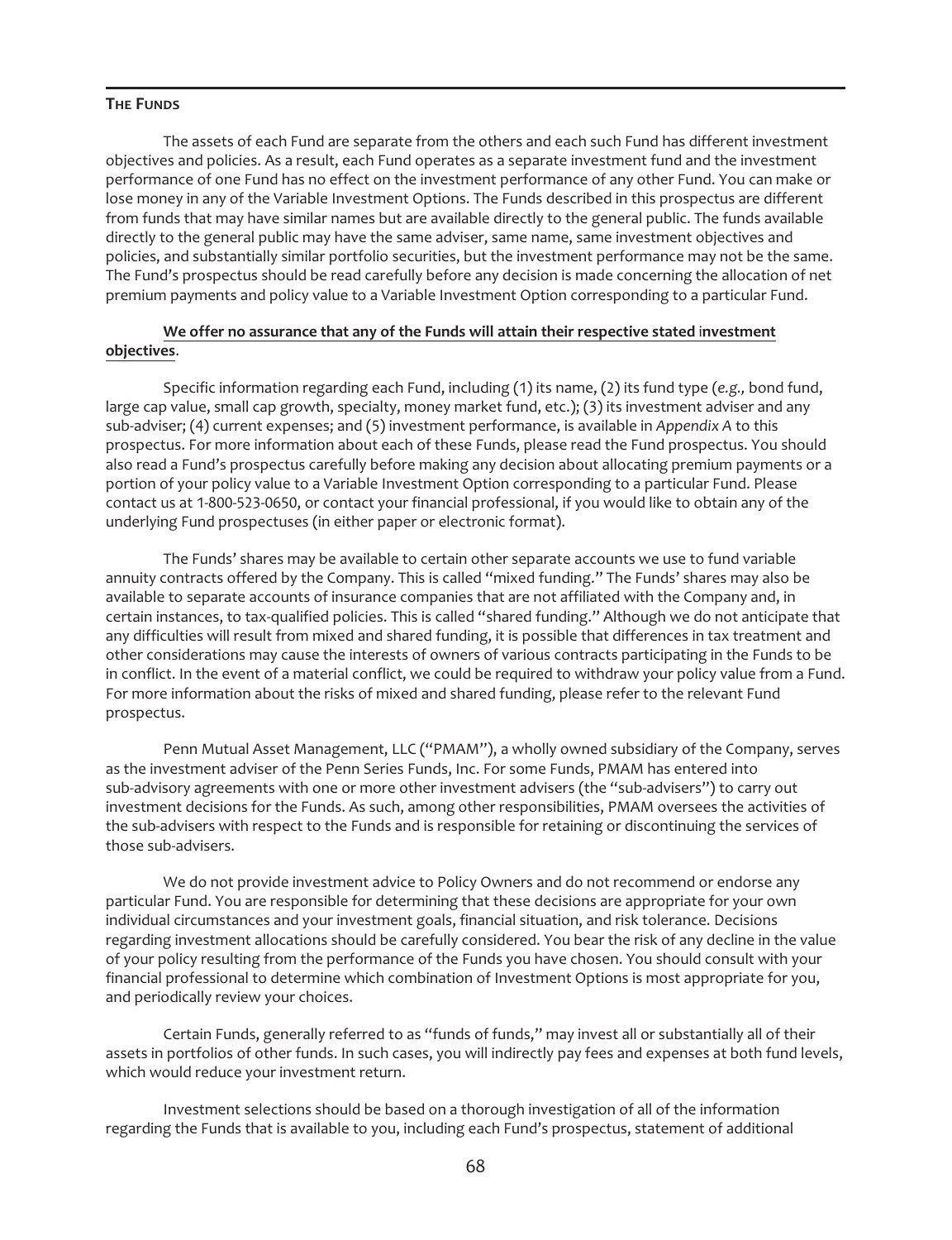## The Funds

The assets of each Fund are separate from the others and each such Fund has different investment objectives and policies. As a result, each Fund operates as a separate investment fund and the investment performance of one Fund has no effect on the investment performance of any other Fund. You can make or lose money in any of the Variable Investment Options. The Funds described in this prospectus are different from funds that may have similar names but are available directly to the general public. The funds available directly to the general public may have the same adviser, same name, same investment objectives and policies, and substantially similar portfolio securities, but the investment performance may not be the same. The Fund's prospectus should be read carefully before any decision is made concerning the allocation of net premium payments and policy value to a Variable Investment Option corresponding to a particular Fund.

**We offer no assurance that any of the Funds will attain their respective stated investment objectives**.

Specific information regarding each Fund, including (1) its name, (2) its fund type (*e.g.,* bond fund, large cap value, small cap growth, specialty, money market fund, etc.); (3) its investment adviser and any sub-adviser; (4) current expenses; and (5) investment performance, is available in *Appendix A* to this prospectus. For more information about each of these Funds, please read the Fund prospectus. You should also read a Fund's prospectus carefully before making any decision about allocating premium payments or a portion of your policy value to a Variable Investment Option corresponding to a particular Fund. Please contact us at 1-800-523-0650, or contact your financial professional, if you would like to obtain any of the underlying Fund prospectuses (in either paper or electronic format).

The Funds' shares may be available to certain other separate accounts we use to fund variable annuity contracts offered by the Company. This is called "mixed funding." The Funds' shares may also be available to separate accounts of insurance companies that are not affiliated with the Company and, in certain instances, to tax-qualified policies. This is called "shared funding." Although we do not anticipate that any difficulties will result from mixed and shared funding, it is possible that differences in tax treatment and other considerations may cause the interests of owners of various contracts participating in the Funds to be in conflict. In the event of a material conflict, we could be required to withdraw your policy value from a Fund. For more information about the risks of mixed and shared funding, please refer to the relevant Fund prospectus.

Penn Mutual Asset Management, LLC ("PMAM"), a wholly owned subsidiary of the Company, serves as the investment adviser of the Penn Series Funds, Inc. For some Funds, PMAM has entered into sub-advisory agreements with one or more other investment advisers (the "sub-advisers") to carry out investment decisions for the Funds. As such, among other responsibilities, PMAM oversees the activities of the sub-advisers with respect to the Funds and is responsible for retaining or discontinuing the services of those sub-advisers.

We do not provide investment advice to Policy Owners and do not recommend or endorse any particular Fund. You are responsible for determining that these decisions are appropriate for your own individual circumstances and your investment goals, financial situation, and risk tolerance. Decisions regarding investment allocations should be carefully considered. You bear the risk of any decline in the value of your policy resulting from the performance of the Funds you have chosen. You should consult with your financial professional to determine which combination of Investment Options is most appropriate for you, and periodically review your choices.

Certain Funds, generally referred to as "funds of funds," may invest all or substantially all of their assets in portfolios of other funds. In such cases, you will indirectly pay fees and expenses at both fund levels, which would reduce your investment return.

Investment selections should be based on a thorough investigation of all of the information regarding the Funds that is available to you, including each Fund's prospectus, statement of additional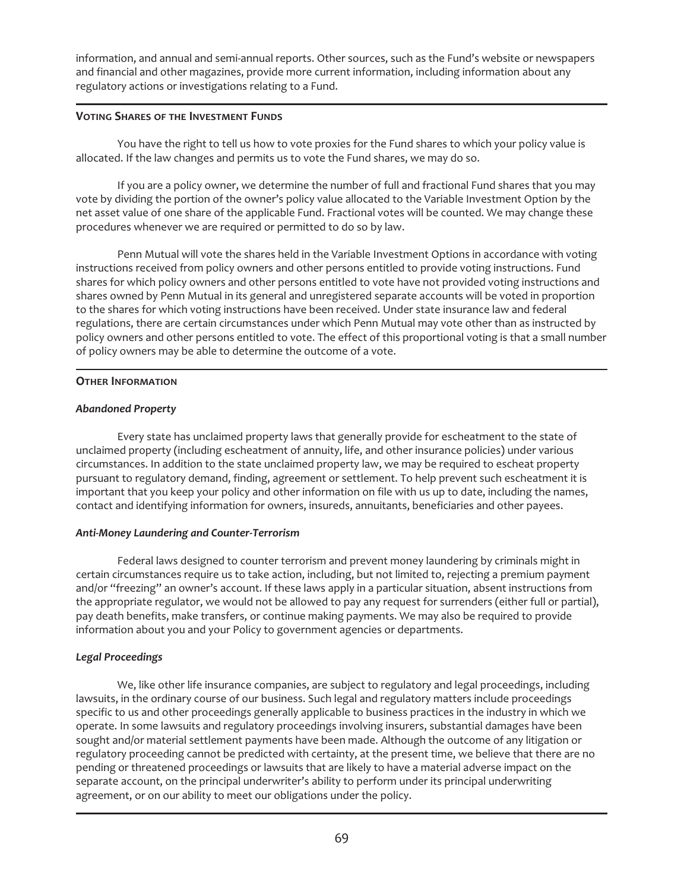information, and annual and semi-annual reports. Other sources, such as the Fund's website or newspapers and financial and other magazines, provide more current information, including information about any regulatory actions or investigations relating to a Fund.

## Voting Shares of the Investment Funds

You have the right to tell us how to vote proxies for the Fund shares to which your policy value is allocated. If the law changes and permits us to vote the Fund shares, we may do so.

If you are a policy owner, we determine the number of full and fractional Fund shares that you may vote by dividing the portion of the owner's policy value allocated to the Variable Investment Option by the net asset value of one share of the applicable Fund. Fractional votes will be counted. We may change these procedures whenever we are required or permitted to do so by law.

Penn Mutual will vote the shares held in the Variable Investment Options in accordance with voting instructions received from policy owners and other persons entitled to provide voting instructions. Fund shares for which policy owners and other persons entitled to vote have not provided voting instructions and shares owned by Penn Mutual in its general and unregistered separate accounts will be voted in proportion to the shares for which voting instructions have been received. Under state insurance law and federal regulations, there are certain circumstances under which Penn Mutual may vote other than as instructed by policy owners and other persons entitled to vote. The effect of this proportional voting is that a small number of policy owners may be able to determine the outcome of a vote.

## Other Information

### *Abandoned Property*

Every state has unclaimed property laws that generally provide for escheatment to the state of unclaimed property (including escheatment of annuity, life, and other insurance policies) under various circumstances. In addition to the state unclaimed property law, we may be required to escheat property pursuant to regulatory demand, finding, agreement or settlement. To help prevent such escheatment it is important that you keep your policy and other information on file with us up to date, including the names, contact and identifying information for owners, insureds, annuitants, beneficiaries and other payees.

### *Anti-Money Laundering and Counter-Terrorism*

Federal laws designed to counter terrorism and prevent money laundering by criminals might in certain circumstances require us to take action, including, but not limited to, rejecting a premium payment and/or "freezing" an owner's account. If these laws apply in a particular situation, absent instructions from the appropriate regulator, we would not be allowed to pay any request for surrenders (either full or partial), pay death benefits, make transfers, or continue making payments. We may also be required to provide information about you and your Policy to government agencies or departments.

### *Legal Proceedings*

We, like other life insurance companies, are subject to regulatory and legal proceedings, including lawsuits, in the ordinary course of our business. Such legal and regulatory matters include proceedings specific to us and other proceedings generally applicable to business practices in the industry in which we operate. In some lawsuits and regulatory proceedings involving insurers, substantial damages have been sought and/or material settlement payments have been made. Although the outcome of any litigation or regulatory proceeding cannot be predicted with certainty, at the present time, we believe that there are no pending or threatened proceedings or lawsuits that are likely to have a material adverse impact on the separate account, on the principal underwriter's ability to perform under its principal underwriting agreement, or on our ability to meet our obligations under the policy.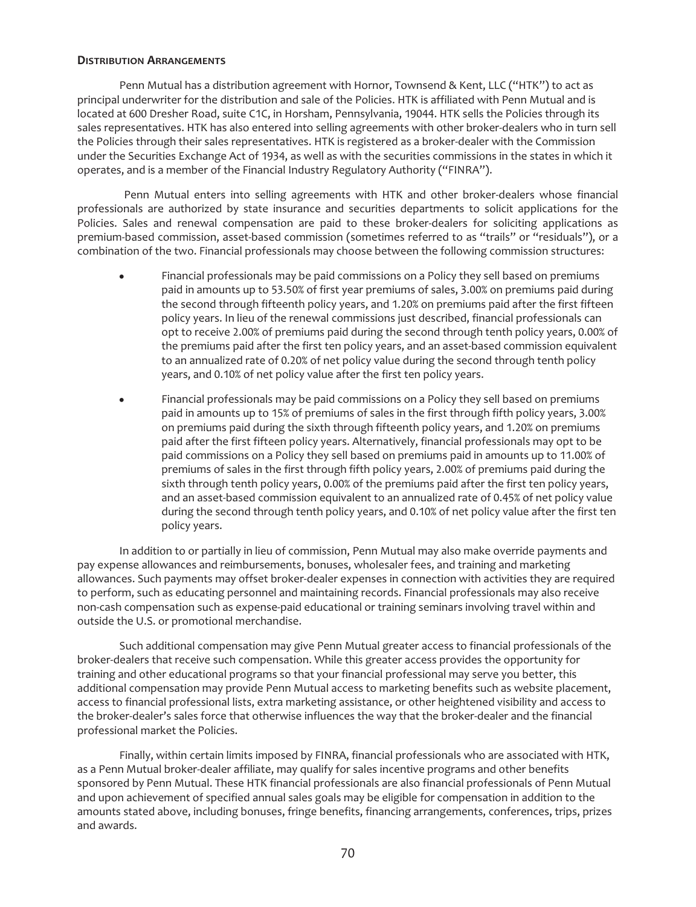## Distribution Arrangements

Penn Mutual has a distribution agreement with Hornor, Townsend & Kent, LLC ("HTK") to act as principal underwriter for the distribution and sale of the Policies. HTK is affiliated with Penn Mutual and is located at 600 Dresher Road, suite C1C, in Horsham, Pennsylvania, 19044. HTK sells the Policies through its sales representatives. HTK has also entered into selling agreements with other broker-dealers who in turn sell the Policies through their sales representatives. HTK is registered as a broker-dealer with the Commission under the Securities Exchange Act of 1934, as well as with the securities commissions in the states in which it operates, and is a member of the Financial Industry Regulatory Authority ("FINRA").

Penn Mutual enters into selling agreements with HTK and other broker-dealers whose financial professionals are authorized by state insurance and securities departments to solicit applications for the Policies. Sales and renewal compensation are paid to these broker-dealers for soliciting applications as premium-based commission, asset-based commission (sometimes referred to as "trails" or "residuals"), or a combination of the two. Financial professionals may choose between the following commission structures:

- Financial professionals may be paid commissions on a Policy they sell based on premiums paid in amounts up to 53.50% of first year premiums of sales, 3.00% on premiums paid during the second through fifteenth policy years, and 1.20% on premiums paid after the first fifteen policy years. In lieu of the renewal commissions just described, financial professionals can opt to receive 2.00% of premiums paid during the second through tenth policy years, 0.00% of the premiums paid after the first ten policy years, and an asset-based commission equivalent to an annualized rate of 0.20% of net policy value during the second through tenth policy years, and 0.10% of net policy value after the first ten policy years.
- Financial professionals may be paid commissions on a Policy they sell based on premiums paid in amounts up to 15% of premiums of sales in the first through fifth policy years, 3.00% on premiums paid during the sixth through fifteenth policy years, and 1.20% on premiums paid after the first fifteen policy years. Alternatively, financial professionals may opt to be paid commissions on a Policy they sell based on premiums paid in amounts up to 11.00% of premiums of sales in the first through fifth policy years, 2.00% of premiums paid during the sixth through tenth policy years, 0.00% of the premiums paid after the first ten policy years, and an asset-based commission equivalent to an annualized rate of 0.45% of net policy value during the second through tenth policy years, and 0.10% of net policy value after the first ten policy years.

In addition to or partially in lieu of commission, Penn Mutual may also make override payments and pay expense allowances and reimbursements, bonuses, wholesaler fees, and training and marketing allowances. Such payments may offset broker-dealer expenses in connection with activities they are required to perform, such as educating personnel and maintaining records. Financial professionals may also receive non-cash compensation such as expense-paid educational or training seminars involving travel within and outside the U.S. or promotional merchandise.

Such additional compensation may give Penn Mutual greater access to financial professionals of the broker-dealers that receive such compensation. While this greater access provides the opportunity for training and other educational programs so that your financial professional may serve you better, this additional compensation may provide Penn Mutual access to marketing benefits such as website placement, access to financial professional lists, extra marketing assistance, or other heightened visibility and access to the broker-dealer's sales force that otherwise influences the way that the broker-dealer and the financial professional market the Policies.

Finally, within certain limits imposed by FINRA, financial professionals who are associated with HTK, as a Penn Mutual broker-dealer affiliate, may qualify for sales incentive programs and other benefits sponsored by Penn Mutual. These HTK financial professionals are also financial professionals of Penn Mutual and upon achievement of specified annual sales goals may be eligible for compensation in addition to the amounts stated above, including bonuses, fringe benefits, financing arrangements, conferences, trips, prizes and awards.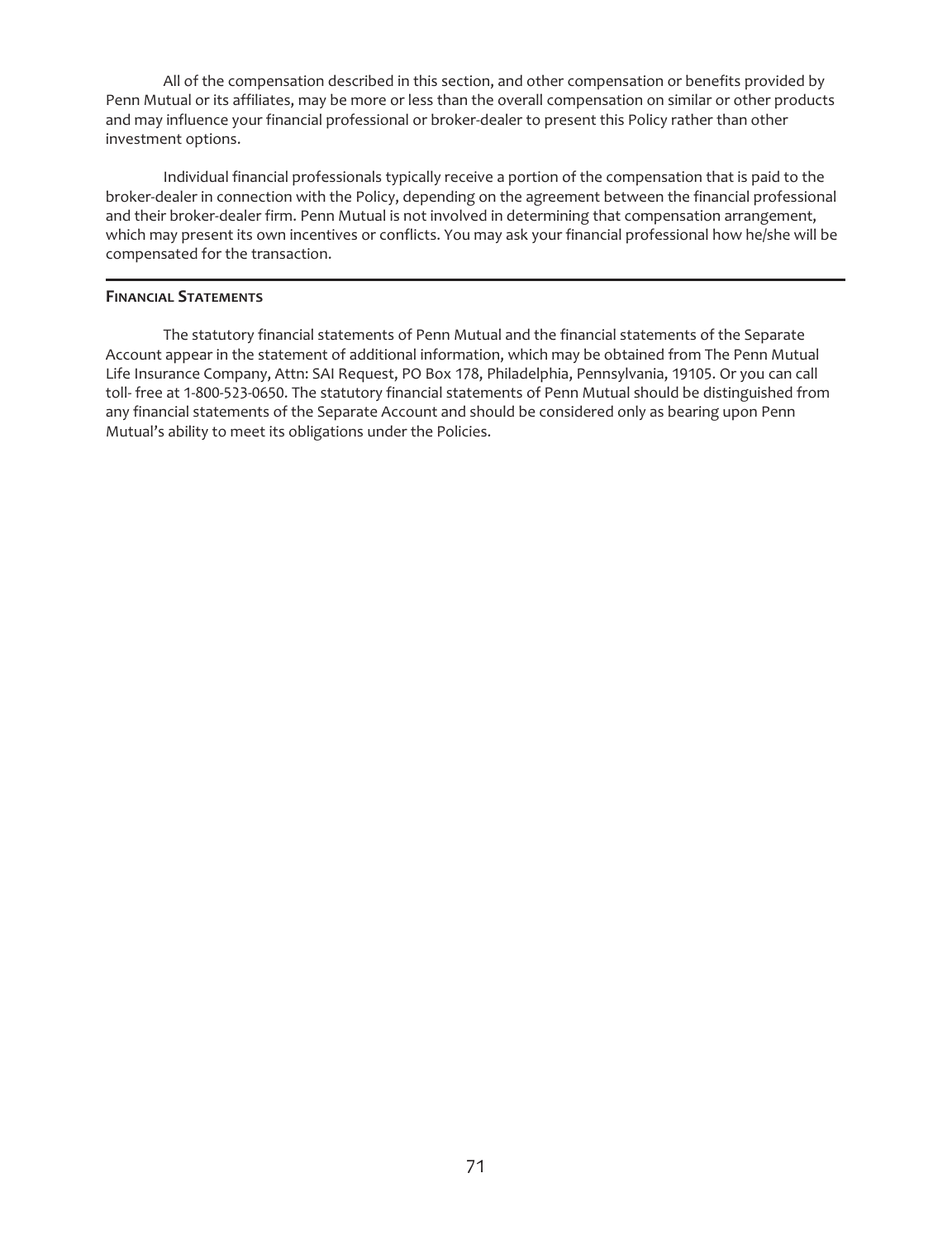All of the compensation described in this section, and other compensation or benefits provided by Penn Mutual or its affiliates, may be more or less than the overall compensation on similar or other products and may influence your financial professional or broker-dealer to present this Policy rather than other investment options.

Individual financial professionals typically receive a portion of the compensation that is paid to the broker-dealer in connection with the Policy, depending on the agreement between the financial professional and their broker-dealer firm. Penn Mutual is not involved in determining that compensation arrangement, which may present its own incentives or conflicts. You may ask your financial professional how he/she will be compensated for the transaction.

---

## Financial Statements

The statutory financial statements of Penn Mutual and the financial statements of the Separate Account appear in the statement of additional information, which may be obtained from The Penn Mutual Life Insurance Company, Attn: SAI Request, PO Box 178, Philadelphia, Pennsylvania, 19105. Or you can call toll- free at 1-800-523-0650. The statutory financial statements of Penn Mutual should be distinguished from any financial statements of the Separate Account and should be considered only as bearing upon Penn Mutual's ability to meet its obligations under the Policies.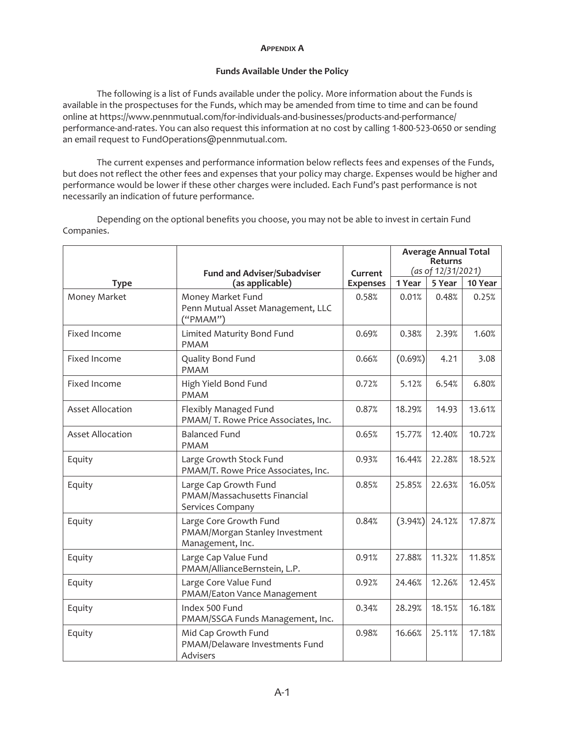## Appendix A

### Funds Available Under the Policy

The following is a list of Funds available under the policy. More information about the Funds is available in the prospectuses for the Funds, which may be amended from time to time and can be found online at https://www.pennmutual.com/for-individuals-and-businesses/products-and-performance/performance-and-rates. You can also request this information at no cost by calling 1-800-523-0650 or sending an email request to FundOperations@pennmutual.com.

The current expenses and performance information below reflects fees and expenses of the Funds, but does not reflect the other fees and expenses that your policy may charge. Expenses would be higher and performance would be lower if these other charges were included. Each Fund's past performance is not necessarily an indication of future performance.

Depending on the optional benefits you choose, you may not be able to invest in certain Fund Companies.

| Type | Fund and Adviser/Subadviser (as applicable) | Current Expenses | Average Annual Total Returns *(as of 12/31/2021)* | | |
|---|---|---|---|---|---|
| | | | 1 Year | 5 Year | 10 Year |
| Money Market | Money Market Fund<br>Penn Mutual Asset Management, LLC ("PMAM") | 0.58% | 0.01% | 0.48% | 0.25% |
| Fixed Income | Limited Maturity Bond Fund<br>PMAM | 0.69% | 0.38% | 2.39% | 1.60% |
| Fixed Income | Quality Bond Fund<br>PMAM | 0.66% | (0.69%) | 4.21 | 3.08 |
| Fixed Income | High Yield Bond Fund<br>PMAM | 0.72% | 5.12% | 6.54% | 6.80% |
| Asset Allocation | Flexibly Managed Fund<br>PMAM/ T. Rowe Price Associates, Inc. | 0.87% | 18.29% | 14.93 | 13.61% |
| Asset Allocation | Balanced Fund<br>PMAM | 0.65% | 15.77% | 12.40% | 10.72% |
| Equity | Large Growth Stock Fund<br>PMAM/T. Rowe Price Associates, Inc. | 0.93% | 16.44% | 22.28% | 18.52% |
| Equity | Large Cap Growth Fund<br>PMAM/Massachusetts Financial Services Company | 0.85% | 25.85% | 22.63% | 16.05% |
| Equity | Large Core Growth Fund<br>PMAM/Morgan Stanley Investment Management, Inc. | 0.84% | (3.94%) | 24.12% | 17.87% |
| Equity | Large Cap Value Fund<br>PMAM/AllianceBernstein, L.P. | 0.91% | 27.88% | 11.32% | 11.85% |
| Equity | Large Core Value Fund<br>PMAM/Eaton Vance Management | 0.92% | 24.46% | 12.26% | 12.45% |
| Equity | Index 500 Fund<br>PMAM/SSGA Funds Management, Inc. | 0.34% | 28.29% | 18.15% | 16.18% |
| Equity | Mid Cap Growth Fund<br>PMAM/Delaware Investments Fund Advisers | 0.98% | 16.66% | 25.11% | 17.18% |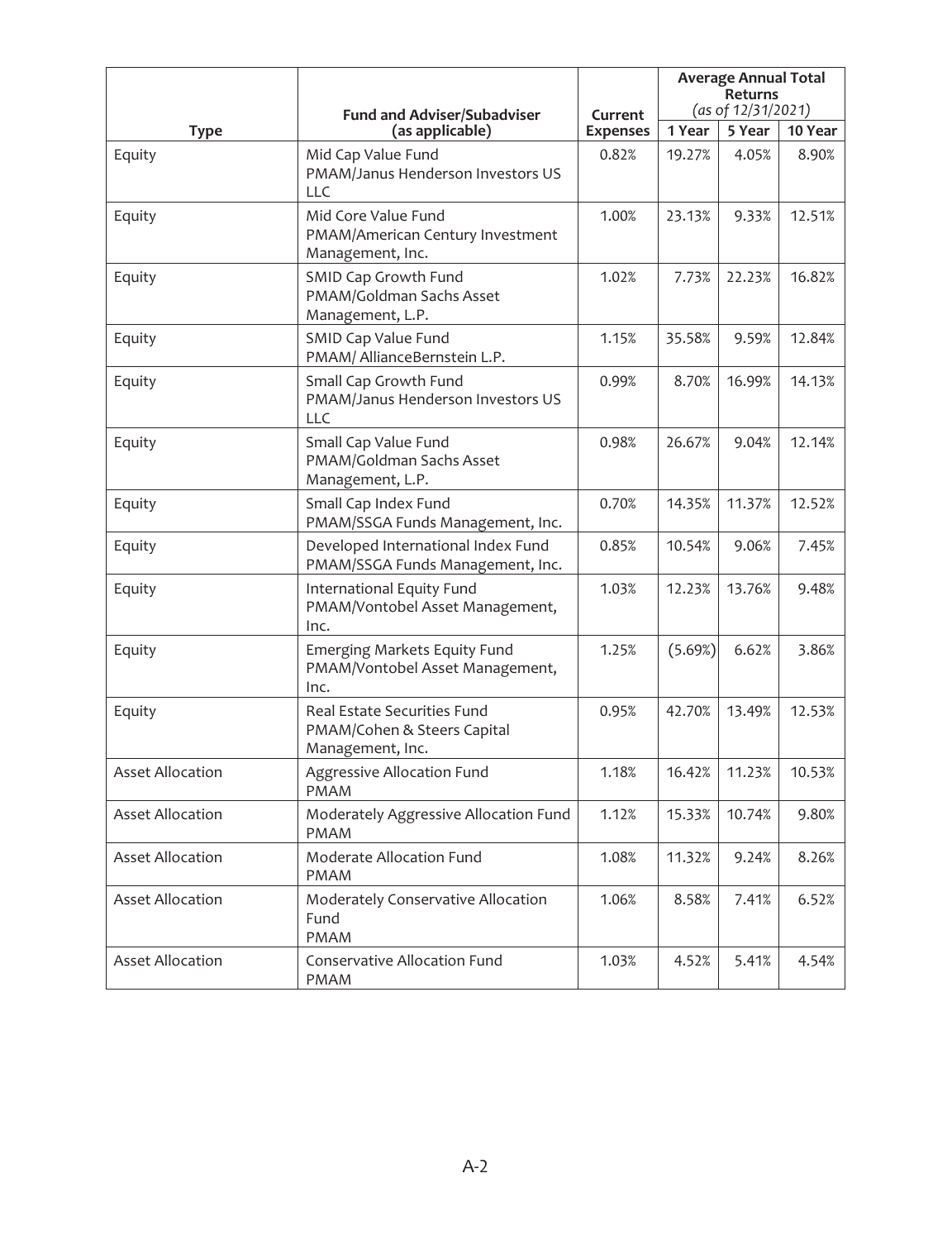| Type | Fund and Adviser/Subadviser (as applicable) | Current Expenses | Average Annual Total Returns (as of 12/31/2021) | | |
|---|---|---|---|---|---|
| | | | 1 Year | 5 Year | 10 Year |
| Equity | Mid Cap Value Fund<br>PMAM/Janus Henderson Investors US LLC | 0.82% | 19.27% | 4.05% | 8.90% |
| Equity | Mid Core Value Fund<br>PMAM/American Century Investment Management, Inc. | 1.00% | 23.13% | 9.33% | 12.51% |
| Equity | SMID Cap Growth Fund<br>PMAM/Goldman Sachs Asset Management, L.P. | 1.02% | 7.73% | 22.23% | 16.82% |
| Equity | SMID Cap Value Fund<br>PMAM/ AllianceBernstein L.P. | 1.15% | 35.58% | 9.59% | 12.84% |
| Equity | Small Cap Growth Fund<br>PMAM/Janus Henderson Investors US LLC | 0.99% | 8.70% | 16.99% | 14.13% |
| Equity | Small Cap Value Fund<br>PMAM/Goldman Sachs Asset Management, L.P. | 0.98% | 26.67% | 9.04% | 12.14% |
| Equity | Small Cap Index Fund<br>PMAM/SSGA Funds Management, Inc. | 0.70% | 14.35% | 11.37% | 12.52% |
| Equity | Developed International Index Fund<br>PMAM/SSGA Funds Management, Inc. | 0.85% | 10.54% | 9.06% | 7.45% |
| Equity | International Equity Fund<br>PMAM/Vontobel Asset Management, Inc. | 1.03% | 12.23% | 13.76% | 9.48% |
| Equity | Emerging Markets Equity Fund<br>PMAM/Vontobel Asset Management, Inc. | 1.25% | (5.69%) | 6.62% | 3.86% |
| Equity | Real Estate Securities Fund<br>PMAM/Cohen & Steers Capital Management, Inc. | 0.95% | 42.70% | 13.49% | 12.53% |
| Asset Allocation | Aggressive Allocation Fund<br>PMAM | 1.18% | 16.42% | 11.23% | 10.53% |
| Asset Allocation | Moderately Aggressive Allocation Fund<br>PMAM | 1.12% | 15.33% | 10.74% | 9.80% |
| Asset Allocation | Moderate Allocation Fund<br>PMAM | 1.08% | 11.32% | 9.24% | 8.26% |
| Asset Allocation | Moderately Conservative Allocation Fund<br>PMAM | 1.06% | 8.58% | 7.41% | 6.52% |
| Asset Allocation | Conservative Allocation Fund<br>PMAM | 1.03% | 4.52% | 5.41% | 4.54% |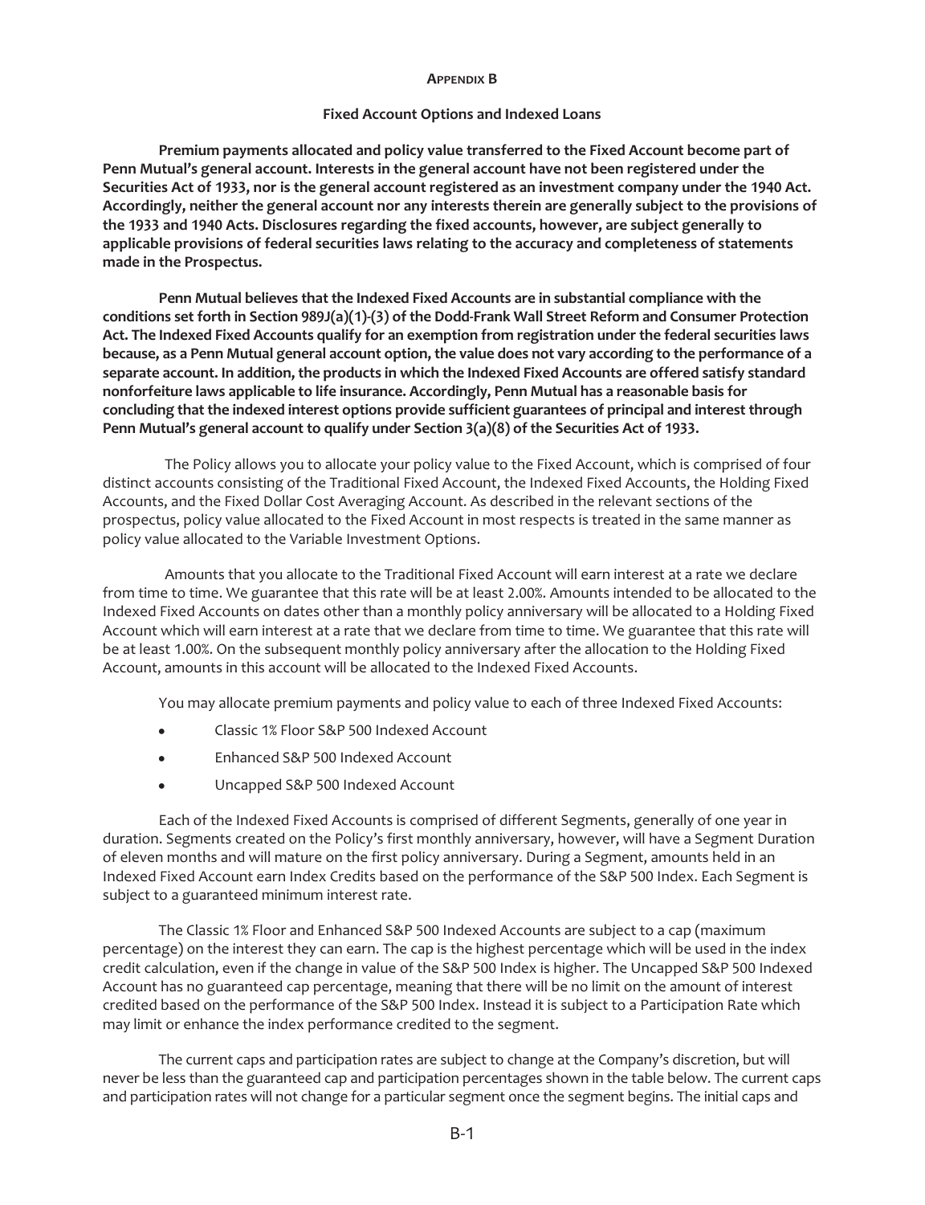## Appendix B

### Fixed Account Options and Indexed Loans

**Premium payments allocated and policy value transferred to the Fixed Account become part of Penn Mutual's general account. Interests in the general account have not been registered under the Securities Act of 1933, nor is the general account registered as an investment company under the 1940 Act. Accordingly, neither the general account nor any interests therein are generally subject to the provisions of the 1933 and 1940 Acts. Disclosures regarding the fixed accounts, however, are subject generally to applicable provisions of federal securities laws relating to the accuracy and completeness of statements made in the Prospectus.**

**Penn Mutual believes that the Indexed Fixed Accounts are in substantial compliance with the conditions set forth in Section 989J(a)(1)-(3) of the Dodd-Frank Wall Street Reform and Consumer Protection Act. The Indexed Fixed Accounts qualify for an exemption from registration under the federal securities laws because, as a Penn Mutual general account option, the value does not vary according to the performance of a separate account. In addition, the products in which the Indexed Fixed Accounts are offered satisfy standard nonforfeiture laws applicable to life insurance. Accordingly, Penn Mutual has a reasonable basis for concluding that the indexed interest options provide sufficient guarantees of principal and interest through Penn Mutual's general account to qualify under Section 3(a)(8) of the Securities Act of 1933.**

The Policy allows you to allocate your policy value to the Fixed Account, which is comprised of four distinct accounts consisting of the Traditional Fixed Account, the Indexed Fixed Accounts, the Holding Fixed Accounts, and the Fixed Dollar Cost Averaging Account. As described in the relevant sections of the prospectus, policy value allocated to the Fixed Account in most respects is treated in the same manner as policy value allocated to the Variable Investment Options.

Amounts that you allocate to the Traditional Fixed Account will earn interest at a rate we declare from time to time. We guarantee that this rate will be at least 2.00%. Amounts intended to be allocated to the Indexed Fixed Accounts on dates other than a monthly policy anniversary will be allocated to a Holding Fixed Account which will earn interest at a rate that we declare from time to time. We guarantee that this rate will be at least 1.00%. On the subsequent monthly policy anniversary after the allocation to the Holding Fixed Account, amounts in this account will be allocated to the Indexed Fixed Accounts.

You may allocate premium payments and policy value to each of three Indexed Fixed Accounts:

- Classic 1% Floor S&P 500 Indexed Account
- Enhanced S&P 500 Indexed Account
- Uncapped S&P 500 Indexed Account

Each of the Indexed Fixed Accounts is comprised of different Segments, generally of one year in duration. Segments created on the Policy's first monthly anniversary, however, will have a Segment Duration of eleven months and will mature on the first policy anniversary. During a Segment, amounts held in an Indexed Fixed Account earn Index Credits based on the performance of the S&P 500 Index. Each Segment is subject to a guaranteed minimum interest rate.

The Classic 1% Floor and Enhanced S&P 500 Indexed Accounts are subject to a cap (maximum percentage) on the interest they can earn. The cap is the highest percentage which will be used in the index credit calculation, even if the change in value of the S&P 500 Index is higher. The Uncapped S&P 500 Indexed Account has no guaranteed cap percentage, meaning that there will be no limit on the amount of interest credited based on the performance of the S&P 500 Index. Instead it is subject to a Participation Rate which may limit or enhance the index performance credited to the segment.

The current caps and participation rates are subject to change at the Company's discretion, but will never be less than the guaranteed cap and participation percentages shown in the table below. The current caps and participation rates will not change for a particular segment once the segment begins. The initial caps and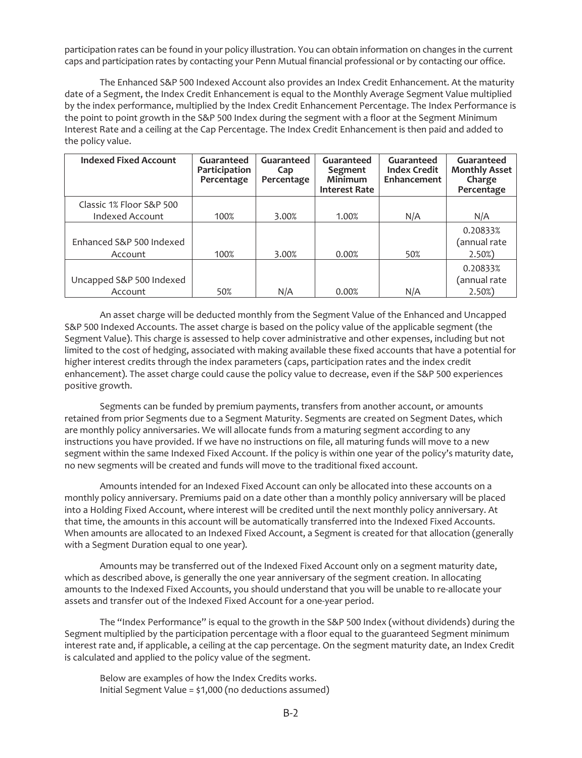participation rates can be found in your policy illustration. You can obtain information on changes in the current caps and participation rates by contacting your Penn Mutual financial professional or by contacting our office.

The Enhanced S&P 500 Indexed Account also provides an Index Credit Enhancement. At the maturity date of a Segment, the Index Credit Enhancement is equal to the Monthly Average Segment Value multiplied by the index performance, multiplied by the Index Credit Enhancement Percentage. The Index Performance is the point to point growth in the S&P 500 Index during the segment with a floor at the Segment Minimum Interest Rate and a ceiling at the Cap Percentage. The Index Credit Enhancement is then paid and added to the policy value.

| Indexed Fixed Account | Guaranteed Participation Percentage | Guaranteed Cap Percentage | Guaranteed Segment Minimum Interest Rate | Guaranteed Index Credit Enhancement | Guaranteed Monthly Asset Charge Percentage |
|---|---|---|---|---|---|
| Classic 1% Floor S&P 500 Indexed Account | 100% | 3.00% | 1.00% | N/A | N/A |
| Enhanced S&P 500 Indexed Account | 100% | 3.00% | 0.00% | 50% | 0.20833% (annual rate 2.50%) |
| Uncapped S&P 500 Indexed Account | 50% | N/A | 0.00% | N/A | 0.20833% (annual rate 2.50%) |

An asset charge will be deducted monthly from the Segment Value of the Enhanced and Uncapped S&P 500 Indexed Accounts. The asset charge is based on the policy value of the applicable segment (the Segment Value). This charge is assessed to help cover administrative and other expenses, including but not limited to the cost of hedging, associated with making available these fixed accounts that have a potential for higher interest credits through the index parameters (caps, participation rates and the index credit enhancement). The asset charge could cause the policy value to decrease, even if the S&P 500 experiences positive growth.

Segments can be funded by premium payments, transfers from another account, or amounts retained from prior Segments due to a Segment Maturity. Segments are created on Segment Dates, which are monthly policy anniversaries. We will allocate funds from a maturing segment according to any instructions you have provided. If we have no instructions on file, all maturing funds will move to a new segment within the same Indexed Fixed Account. If the policy is within one year of the policy's maturity date, no new segments will be created and funds will move to the traditional fixed account.

Amounts intended for an Indexed Fixed Account can only be allocated into these accounts on a monthly policy anniversary. Premiums paid on a date other than a monthly policy anniversary will be placed into a Holding Fixed Account, where interest will be credited until the next monthly policy anniversary. At that time, the amounts in this account will be automatically transferred into the Indexed Fixed Accounts. When amounts are allocated to an Indexed Fixed Account, a Segment is created for that allocation (generally with a Segment Duration equal to one year).

Amounts may be transferred out of the Indexed Fixed Account only on a segment maturity date, which as described above, is generally the one year anniversary of the segment creation. In allocating amounts to the Indexed Fixed Accounts, you should understand that you will be unable to re-allocate your assets and transfer out of the Indexed Fixed Account for a one-year period.

The "Index Performance" is equal to the growth in the S&P 500 Index (without dividends) during the Segment multiplied by the participation percentage with a floor equal to the guaranteed Segment minimum interest rate and, if applicable, a ceiling at the cap percentage. On the segment maturity date, an Index Credit is calculated and applied to the policy value of the segment.

Below are examples of how the Index Credits works.
Initial Segment Value = $1,000 (no deductions assumed)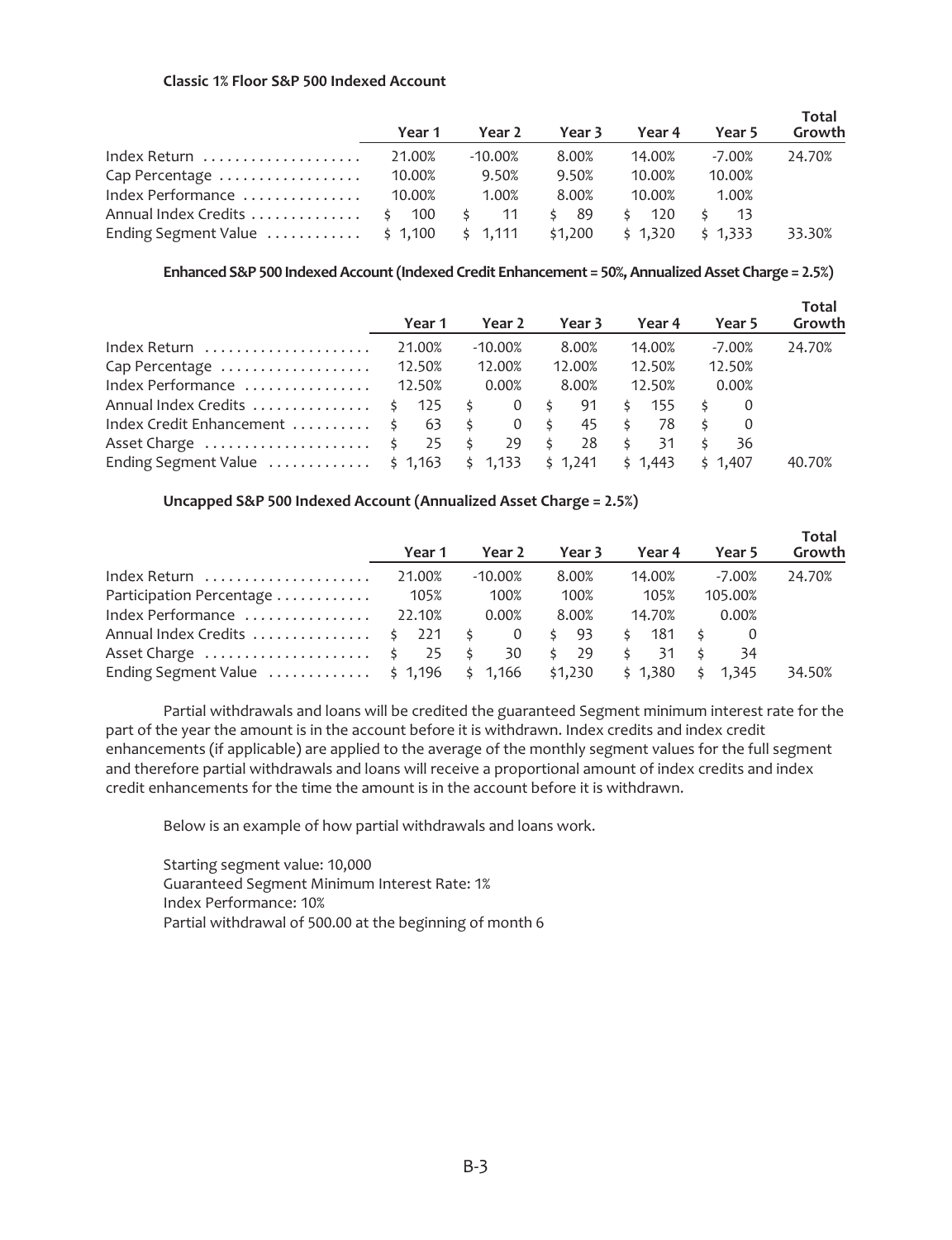**Classic 1% Floor S&P 500 Indexed Account**

| | Year 1 | Year 2 | Year 3 | Year 4 | Year 5 | Total Growth |
|---|---|---|---|---|---|---|
| Index Return | 21.00% | -10.00% | 8.00% | 14.00% | -7.00% | 24.70% |
| Cap Percentage | 10.00% | 9.50% | 9.50% | 10.00% | 10.00% | |
| Index Performance | 10.00% | 1.00% | 8.00% | 10.00% | 1.00% | |
| Annual Index Credits | $ 100 | $ 11 | $ 89 | $ 120 | $ 13 | |
| Ending Segment Value | $ 1,100 | $ 1,111 | $1,200 | $ 1,320 | $ 1,333 | 33.30% |

**Enhanced S&P 500 Indexed Account (Indexed Credit Enhancement = 50%, Annualized Asset Charge = 2.5%)**

| | Year 1 | Year 2 | Year 3 | Year 4 | Year 5 | Total Growth |
|---|---|---|---|---|---|---|
| Index Return | 21.00% | -10.00% | 8.00% | 14.00% | -7.00% | 24.70% |
| Cap Percentage | 12.50% | 12.00% | 12.00% | 12.50% | 12.50% | |
| Index Performance | 12.50% | 0.00% | 8.00% | 12.50% | 0.00% | |
| Annual Index Credits | $ 125 | $ 0 | $ 91 | $ 155 | $ 0 | |
| Index Credit Enhancement | $ 63 | $ 0 | $ 45 | $ 78 | $ 0 | |
| Asset Charge | $ 25 | $ 29 | $ 28 | $ 31 | $ 36 | |
| Ending Segment Value | $ 1,163 | $ 1,133 | $ 1,241 | $ 1,443 | $ 1,407 | 40.70% |

**Uncapped S&P 500 Indexed Account (Annualized Asset Charge = 2.5%)**

| | Year 1 | Year 2 | Year 3 | Year 4 | Year 5 | Total Growth |
|---|---|---|---|---|---|---|
| Index Return | 21.00% | -10.00% | 8.00% | 14.00% | -7.00% | 24.70% |
| Participation Percentage | 105% | 100% | 100% | 105% | 105.00% | |
| Index Performance | 22.10% | 0.00% | 8.00% | 14.70% | 0.00% | |
| Annual Index Credits | $ 221 | $ 0 | $ 93 | $ 181 | $ 0 | |
| Asset Charge | $ 25 | $ 30 | $ 29 | $ 31 | $ 34 | |
| Ending Segment Value | $ 1,196 | $ 1,166 | $1,230 | $ 1,380 | $ 1,345 | 34.50% |

Partial withdrawals and loans will be credited the guaranteed Segment minimum interest rate for the part of the year the amount is in the account before it is withdrawn. Index credits and index credit enhancements (if applicable) are applied to the average of the monthly segment values for the full segment and therefore partial withdrawals and loans will receive a proportional amount of index credits and index credit enhancements for the time the amount is in the account before it is withdrawn.

Below is an example of how partial withdrawals and loans work.

Starting segment value: 10,000
Guaranteed Segment Minimum Interest Rate: 1%
Index Performance: 10%
Partial withdrawal of 500.00 at the beginning of month 6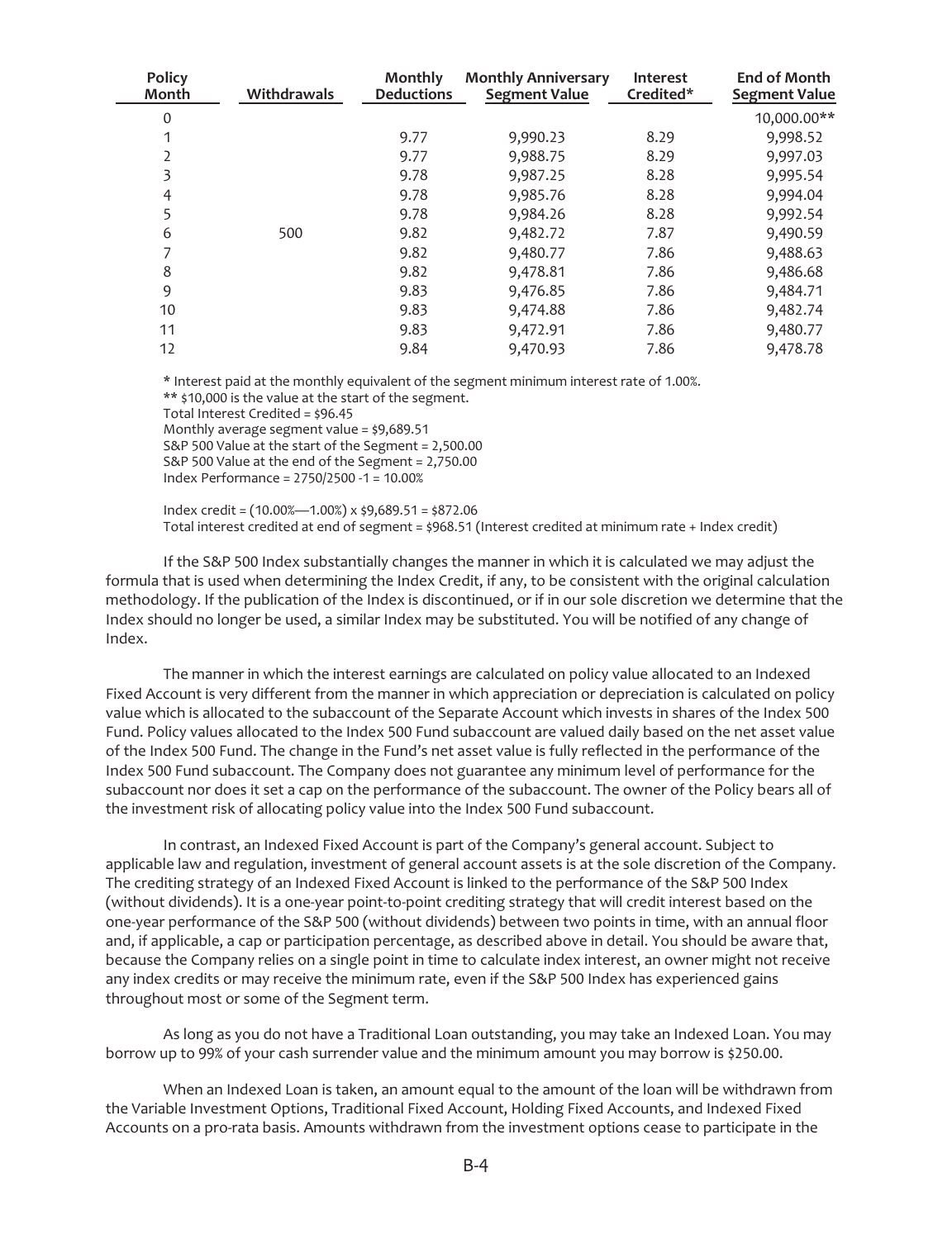| Policy Month | Withdrawals | Monthly Deductions | Monthly Anniversary Segment Value | Interest Credited* | End of Month Segment Value |
|---|---|---|---|---|---|
| 0 | | | | | 10,000.00** |
| 1 | | 9.77 | 9,990.23 | 8.29 | 9,998.52 |
| 2 | | 9.77 | 9,988.75 | 8.29 | 9,997.03 |
| 3 | | 9.78 | 9,987.25 | 8.28 | 9,995.54 |
| 4 | | 9.78 | 9,985.76 | 8.28 | 9,994.04 |
| 5 | | 9.78 | 9,984.26 | 8.28 | 9,992.54 |
| 6 | 500 | 9.82 | 9,482.72 | 7.87 | 9,490.59 |
| 7 | | 9.82 | 9,480.77 | 7.86 | 9,488.63 |
| 8 | | 9.82 | 9,478.81 | 7.86 | 9,486.68 |
| 9 | | 9.83 | 9,476.85 | 7.86 | 9,484.71 |
| 10 | | 9.83 | 9,474.88 | 7.86 | 9,482.74 |
| 11 | | 9.83 | 9,472.91 | 7.86 | 9,480.77 |
| 12 | | 9.84 | 9,470.93 | 7.86 | 9,478.78 |

* Interest paid at the monthly equivalent of the segment minimum interest rate of 1.00%.
** $10,000 is the value at the start of the segment.
Total Interest Credited = $96.45
Monthly average segment value = $9,689.51
S&P 500 Value at the start of the Segment = 2,500.00
S&P 500 Value at the end of the Segment = 2,750.00
Index Performance = 2750/2500 -1 = 10.00%

Index credit = (10.00%—1.00%) x $9,689.51 = $872.06
Total interest credited at end of segment = $968.51 (Interest credited at minimum rate + Index credit)

If the S&P 500 Index substantially changes the manner in which it is calculated we may adjust the formula that is used when determining the Index Credit, if any, to be consistent with the original calculation methodology. If the publication of the Index is discontinued, or if in our sole discretion we determine that the Index should no longer be used, a similar Index may be substituted. You will be notified of any change of Index.

The manner in which the interest earnings are calculated on policy value allocated to an Indexed Fixed Account is very different from the manner in which appreciation or depreciation is calculated on policy value which is allocated to the subaccount of the Separate Account which invests in shares of the Index 500 Fund. Policy values allocated to the Index 500 Fund subaccount are valued daily based on the net asset value of the Index 500 Fund. The change in the Fund's net asset value is fully reflected in the performance of the Index 500 Fund subaccount. The Company does not guarantee any minimum level of performance for the subaccount nor does it set a cap on the performance of the subaccount. The owner of the Policy bears all of the investment risk of allocating policy value into the Index 500 Fund subaccount.

In contrast, an Indexed Fixed Account is part of the Company's general account. Subject to applicable law and regulation, investment of general account assets is at the sole discretion of the Company. The crediting strategy of an Indexed Fixed Account is linked to the performance of the S&P 500 Index (without dividends). It is a one-year point-to-point crediting strategy that will credit interest based on the one-year performance of the S&P 500 (without dividends) between two points in time, with an annual floor and, if applicable, a cap or participation percentage, as described above in detail. You should be aware that, because the Company relies on a single point in time to calculate index interest, an owner might not receive any index credits or may receive the minimum rate, even if the S&P 500 Index has experienced gains throughout most or some of the Segment term.

As long as you do not have a Traditional Loan outstanding, you may take an Indexed Loan. You may borrow up to 99% of your cash surrender value and the minimum amount you may borrow is $250.00.

When an Indexed Loan is taken, an amount equal to the amount of the loan will be withdrawn from the Variable Investment Options, Traditional Fixed Account, Holding Fixed Accounts, and Indexed Fixed Accounts on a pro-rata basis. Amounts withdrawn from the investment options cease to participate in the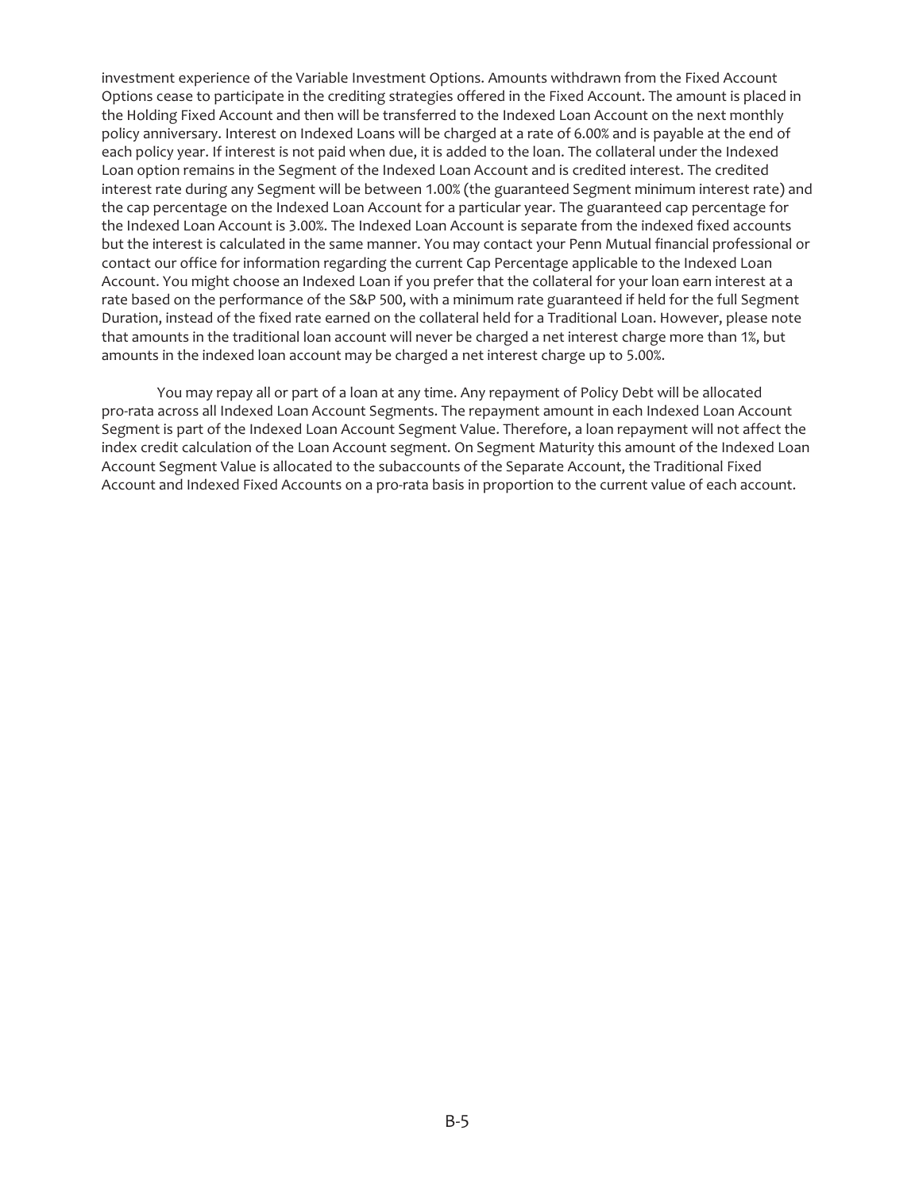investment experience of the Variable Investment Options. Amounts withdrawn from the Fixed Account Options cease to participate in the crediting strategies offered in the Fixed Account. The amount is placed in the Holding Fixed Account and then will be transferred to the Indexed Loan Account on the next monthly policy anniversary. Interest on Indexed Loans will be charged at a rate of 6.00% and is payable at the end of each policy year. If interest is not paid when due, it is added to the loan. The collateral under the Indexed Loan option remains in the Segment of the Indexed Loan Account and is credited interest. The credited interest rate during any Segment will be between 1.00% (the guaranteed Segment minimum interest rate) and the cap percentage on the Indexed Loan Account for a particular year. The guaranteed cap percentage for the Indexed Loan Account is 3.00%. The Indexed Loan Account is separate from the indexed fixed accounts but the interest is calculated in the same manner. You may contact your Penn Mutual financial professional or contact our office for information regarding the current Cap Percentage applicable to the Indexed Loan Account. You might choose an Indexed Loan if you prefer that the collateral for your loan earn interest at a rate based on the performance of the S&P 500, with a minimum rate guaranteed if held for the full Segment Duration, instead of the fixed rate earned on the collateral held for a Traditional Loan. However, please note that amounts in the traditional loan account will never be charged a net interest charge more than 1%, but amounts in the indexed loan account may be charged a net interest charge up to 5.00%.

You may repay all or part of a loan at any time. Any repayment of Policy Debt will be allocated pro-rata across all Indexed Loan Account Segments. The repayment amount in each Indexed Loan Account Segment is part of the Indexed Loan Account Segment Value. Therefore, a loan repayment will not affect the index credit calculation of the Loan Account segment. On Segment Maturity this amount of the Indexed Loan Account Segment Value is allocated to the subaccounts of the Separate Account, the Traditional Fixed Account and Indexed Fixed Accounts on a pro-rata basis in proportion to the current value of each account.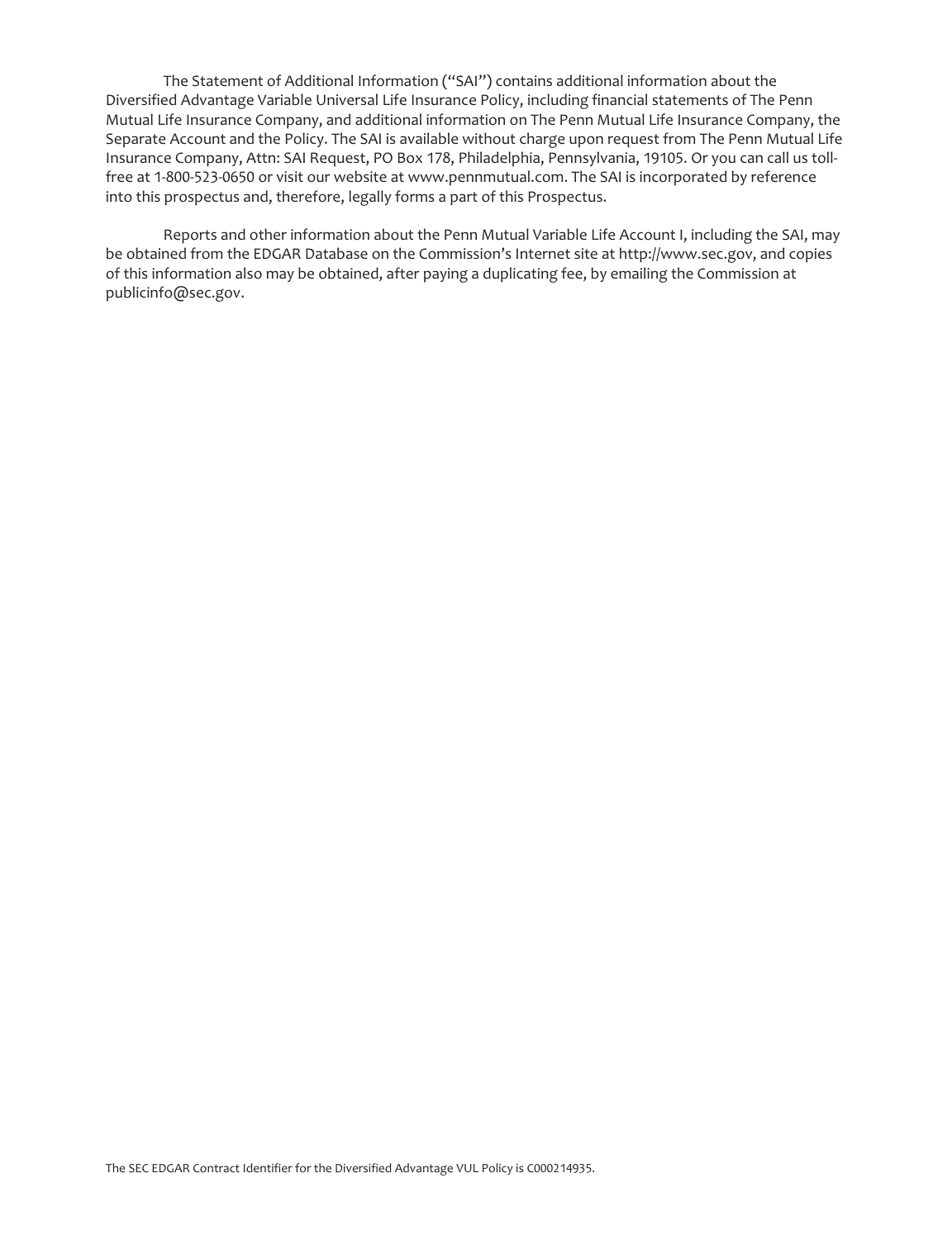The Statement of Additional Information ("SAI") contains additional information about the Diversified Advantage Variable Universal Life Insurance Policy, including financial statements of The Penn Mutual Life Insurance Company, and additional information on The Penn Mutual Life Insurance Company, the Separate Account and the Policy. The SAI is available without charge upon request from The Penn Mutual Life Insurance Company, Attn: SAI Request, PO Box 178, Philadelphia, Pennsylvania, 19105. Or you can call us toll-free at 1-800-523-0650 or visit our website at www.pennmutual.com. The SAI is incorporated by reference into this prospectus and, therefore, legally forms a part of this Prospectus.

Reports and other information about the Penn Mutual Variable Life Account I, including the SAI, may be obtained from the EDGAR Database on the Commission's Internet site at http://www.sec.gov, and copies of this information also may be obtained, after paying a duplicating fee, by emailing the Commission at publicinfo@sec.gov.

The SEC EDGAR Contract Identifier for the Diversified Advantage VUL Policy is C000214935.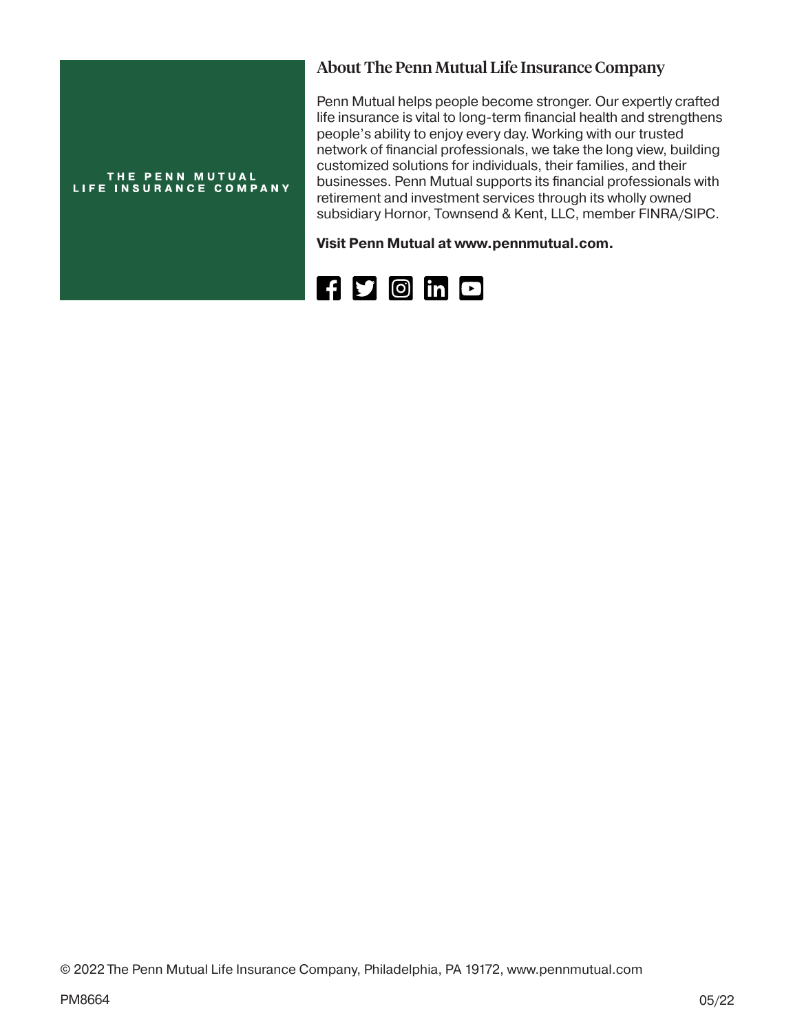THE PENN MUTUAL
LIFE INSURANCE COMPANY

## About The Penn Mutual Life Insurance Company

Penn Mutual helps people become stronger. Our expertly crafted life insurance is vital to long-term financial health and strengthens people's ability to enjoy every day. Working with our trusted network of financial professionals, we take the long view, building customized solutions for individuals, their families, and their businesses. Penn Mutual supports its financial professionals with retirement and investment services through its wholly owned subsidiary Hornor, Townsend & Kent, LLC, member FINRA/SIPC.

**Visit Penn Mutual at www.pennmutual.com.**

© 2022 The Penn Mutual Life Insurance Company, Philadelphia, PA 19172, www.pennmutual.com

PM8664

05/22